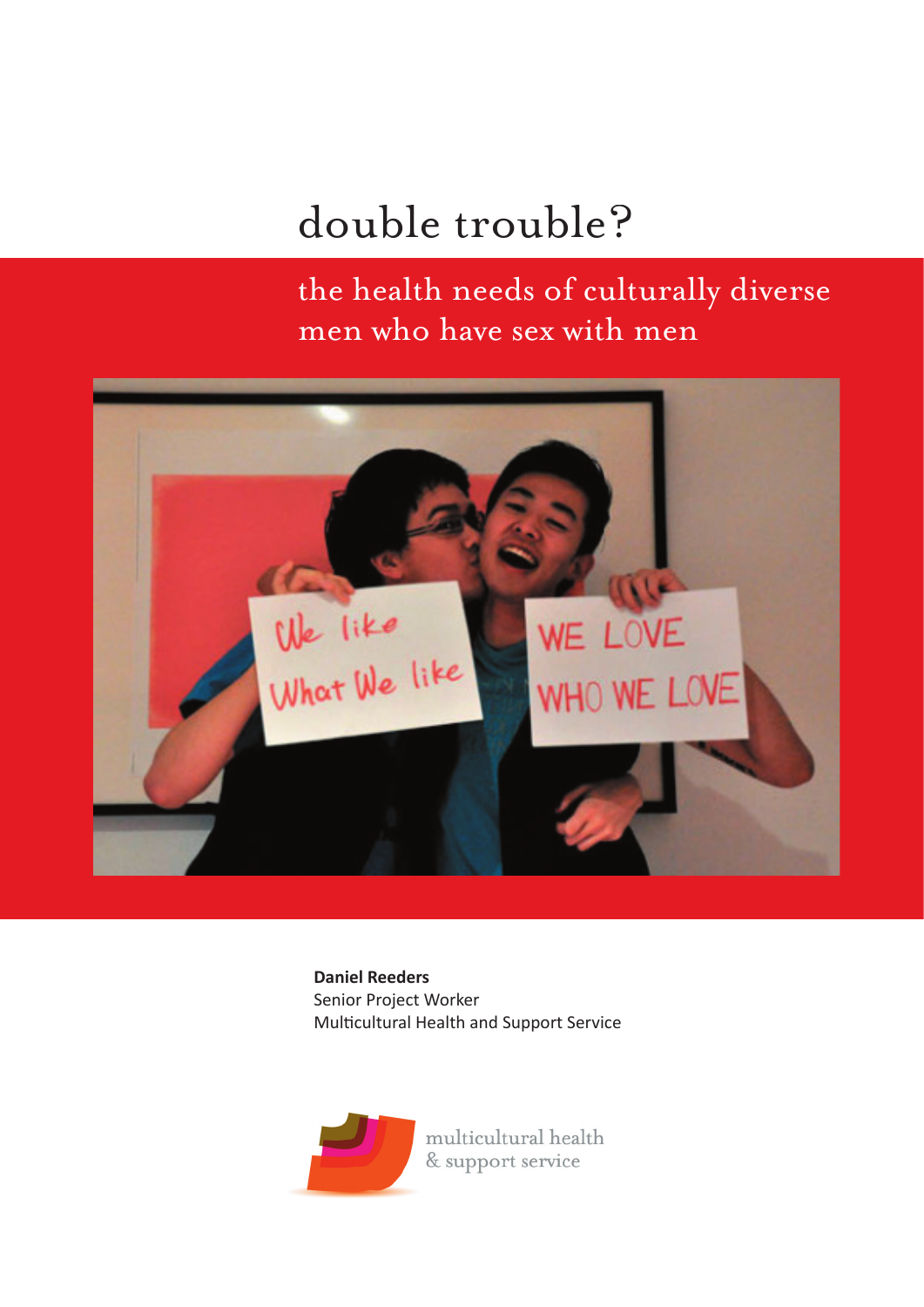# double trouble?

## the health needs of culturally diverse men who have sex with men

**Daniel Reeders**
Senior Project Worker
Multicultural Health and Support Service

multicultural health
& support service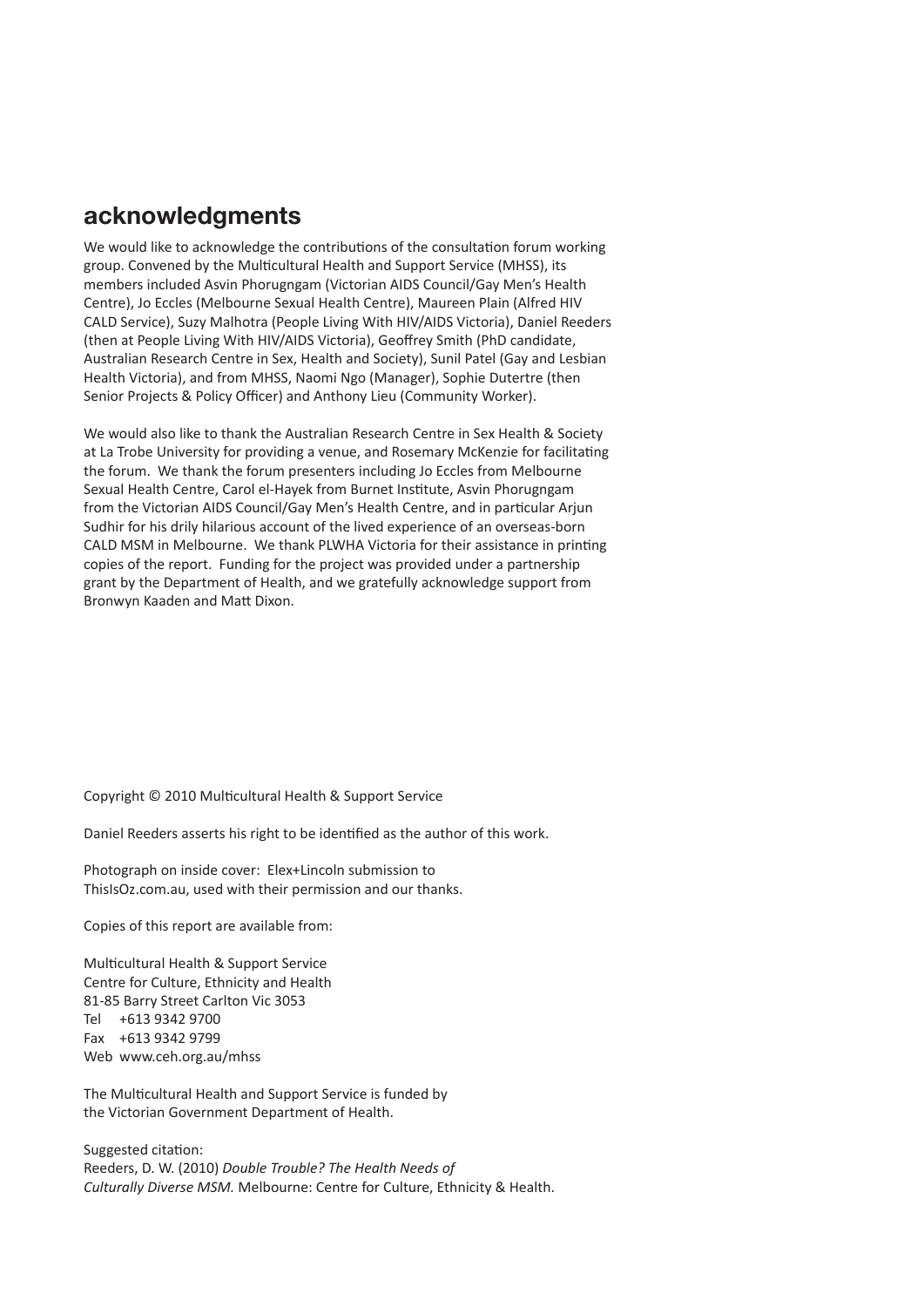## acknowledgments

We would like to acknowledge the contributions of the consultation forum working group. Convened by the Multicultural Health and Support Service (MHSS), its members included Asvin Phorugngam (Victorian AIDS Council/Gay Men's Health Centre), Jo Eccles (Melbourne Sexual Health Centre), Maureen Plain (Alfred HIV CALD Service), Suzy Malhotra (People Living With HIV/AIDS Victoria), Daniel Reeders (then at People Living With HIV/AIDS Victoria), Geoffrey Smith (PhD candidate, Australian Research Centre in Sex, Health and Society), Sunil Patel (Gay and Lesbian Health Victoria), and from MHSS, Naomi Ngo (Manager), Sophie Dutertre (then Senior Projects & Policy Officer) and Anthony Lieu (Community Worker).

We would also like to thank the Australian Research Centre in Sex Health & Society at La Trobe University for providing a venue, and Rosemary McKenzie for facilitating the forum. We thank the forum presenters including Jo Eccles from Melbourne Sexual Health Centre, Carol el-Hayek from Burnet Institute, Asvin Phorugngam from the Victorian AIDS Council/Gay Men's Health Centre, and in particular Arjun Sudhir for his drily hilarious account of the lived experience of an overseas-born CALD MSM in Melbourne. We thank PLWHA Victoria for their assistance in printing copies of the report. Funding for the project was provided under a partnership grant by the Department of Health, and we gratefully acknowledge support from Bronwyn Kaaden and Matt Dixon.

Copyright © 2010 Multicultural Health & Support Service

Daniel Reeders asserts his right to be identified as the author of this work.

Photograph on inside cover: Elex+Lincoln submission to ThisIsOz.com.au, used with their permission and our thanks.

Copies of this report are available from:

Multicultural Health & Support Service
Centre for Culture, Ethnicity and Health
81-85 Barry Street Carlton Vic 3053
Tel +613 9342 9700
Fax +613 9342 9799
Web www.ceh.org.au/mhss

The Multicultural Health and Support Service is funded by the Victorian Government Department of Health.

Suggested citation:
Reeders, D. W. (2010) *Double Trouble? The Health Needs of Culturally Diverse MSM.* Melbourne: Centre for Culture, Ethnicity & Health.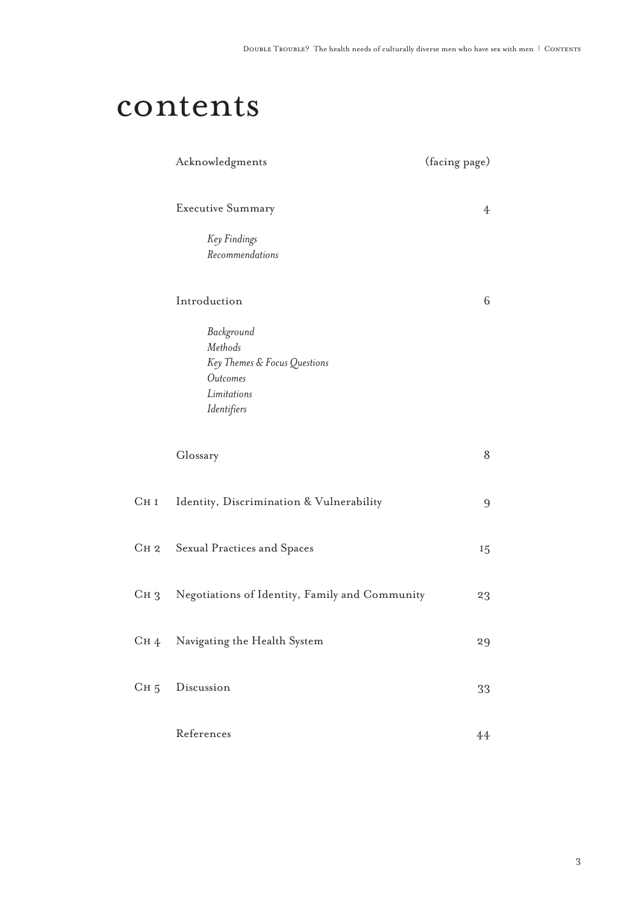# contents

| | | |
|---|---|---|
| | Acknowledgments | (facing page) |
| | Executive Summary | 4 |
| | *Key Findings* | |
| | *Recommendations* | |
| | Introduction | 6 |
| | *Background* | |
| | *Methods* | |
| | *Key Themes & Focus Questions* | |
| | *Outcomes* | |
| | *Limitations* | |
| | *Identifiers* | |
| | Glossary | 8 |
| Ch 1 | Identity, Discrimination & Vulnerability | 9 |
| Ch 2 | Sexual Practices and Spaces | 15 |
| Ch 3 | Negotiations of Identity, Family and Community | 23 |
| Ch 4 | Navigating the Health System | 29 |
| Ch 5 | Discussion | 33 |
| | References | 44 |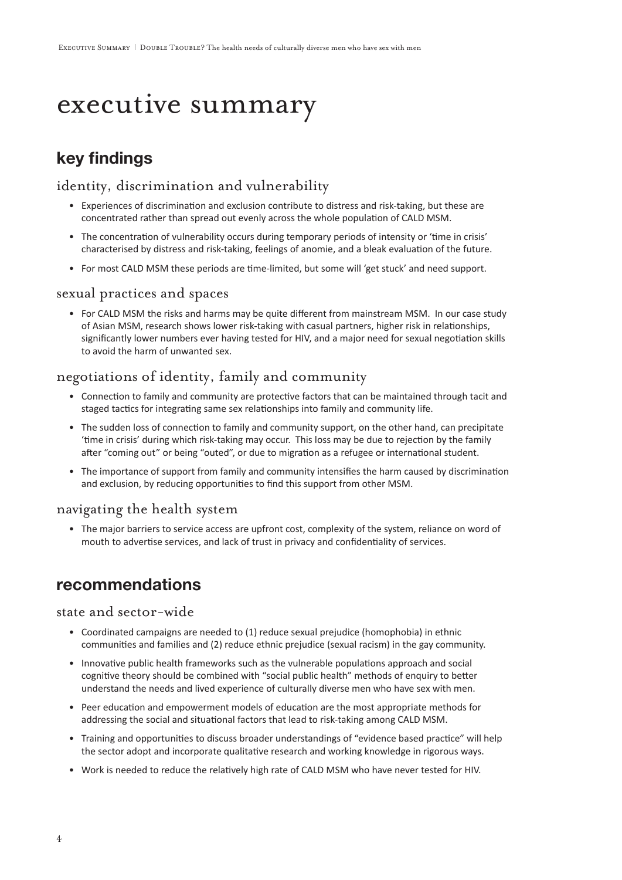# executive summary

## key findings

### identity, discrimination and vulnerability

- Experiences of discrimination and exclusion contribute to distress and risk-taking, but these are concentrated rather than spread out evenly across the whole population of CALD MSM.
- The concentration of vulnerability occurs during temporary periods of intensity or 'time in crisis' characterised by distress and risk-taking, feelings of anomie, and a bleak evaluation of the future.
- For most CALD MSM these periods are time-limited, but some will 'get stuck' and need support.

### sexual practices and spaces

- For CALD MSM the risks and harms may be quite different from mainstream MSM. In our case study of Asian MSM, research shows lower risk-taking with casual partners, higher risk in relationships, significantly lower numbers ever having tested for HIV, and a major need for sexual negotiation skills to avoid the harm of unwanted sex.

### negotiations of identity, family and community

- Connection to family and community are protective factors that can be maintained through tacit and staged tactics for integrating same sex relationships into family and community life.
- The sudden loss of connection to family and community support, on the other hand, can precipitate 'time in crisis' during which risk-taking may occur. This loss may be due to rejection by the family after "coming out" or being "outed", or due to migration as a refugee or international student.
- The importance of support from family and community intensifies the harm caused by discrimination and exclusion, by reducing opportunities to find this support from other MSM.

### navigating the health system

- The major barriers to service access are upfront cost, complexity of the system, reliance on word of mouth to advertise services, and lack of trust in privacy and confidentiality of services.

## recommendations

### state and sector-wide

- Coordinated campaigns are needed to (1) reduce sexual prejudice (homophobia) in ethnic communities and families and (2) reduce ethnic prejudice (sexual racism) in the gay community.
- Innovative public health frameworks such as the vulnerable populations approach and social cognitive theory should be combined with "social public health" methods of enquiry to better understand the needs and lived experience of culturally diverse men who have sex with men.
- Peer education and empowerment models of education are the most appropriate methods for addressing the social and situational factors that lead to risk-taking among CALD MSM.
- Training and opportunities to discuss broader understandings of "evidence based practice" will help the sector adopt and incorporate qualitative research and working knowledge in rigorous ways.
- Work is needed to reduce the relatively high rate of CALD MSM who have never tested for HIV.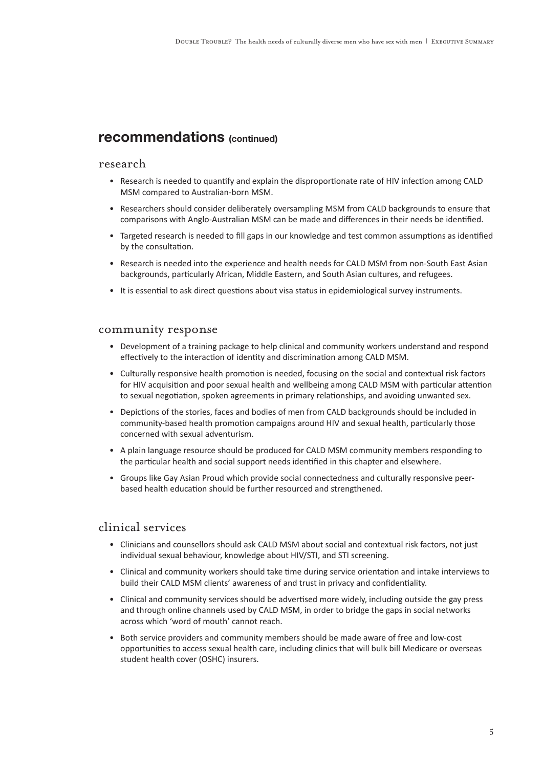## recommendations (continued)

### research

- Research is needed to quantify and explain the disproportionate rate of HIV infection among CALD MSM compared to Australian-born MSM.
- Researchers should consider deliberately oversampling MSM from CALD backgrounds to ensure that comparisons with Anglo-Australian MSM can be made and differences in their needs be identified.
- Targeted research is needed to fill gaps in our knowledge and test common assumptions as identified by the consultation.
- Research is needed into the experience and health needs for CALD MSM from non-South East Asian backgrounds, particularly African, Middle Eastern, and South Asian cultures, and refugees.
- It is essential to ask direct questions about visa status in epidemiological survey instruments.

### community response

- Development of a training package to help clinical and community workers understand and respond effectively to the interaction of identity and discrimination among CALD MSM.
- Culturally responsive health promotion is needed, focusing on the social and contextual risk factors for HIV acquisition and poor sexual health and wellbeing among CALD MSM with particular attention to sexual negotiation, spoken agreements in primary relationships, and avoiding unwanted sex.
- Depictions of the stories, faces and bodies of men from CALD backgrounds should be included in community-based health promotion campaigns around HIV and sexual health, particularly those concerned with sexual adventurism.
- A plain language resource should be produced for CALD MSM community members responding to the particular health and social support needs identified in this chapter and elsewhere.
- Groups like Gay Asian Proud which provide social connectedness and culturally responsive peer-based health education should be further resourced and strengthened.

### clinical services

- Clinicians and counsellors should ask CALD MSM about social and contextual risk factors, not just individual sexual behaviour, knowledge about HIV/STI, and STI screening.
- Clinical and community workers should take time during service orientation and intake interviews to build their CALD MSM clients' awareness of and trust in privacy and confidentiality.
- Clinical and community services should be advertised more widely, including outside the gay press and through online channels used by CALD MSM, in order to bridge the gaps in social networks across which 'word of mouth' cannot reach.
- Both service providers and community members should be made aware of free and low-cost opportunities to access sexual health care, including clinics that will bulk bill Medicare or overseas student health cover (OSHC) insurers.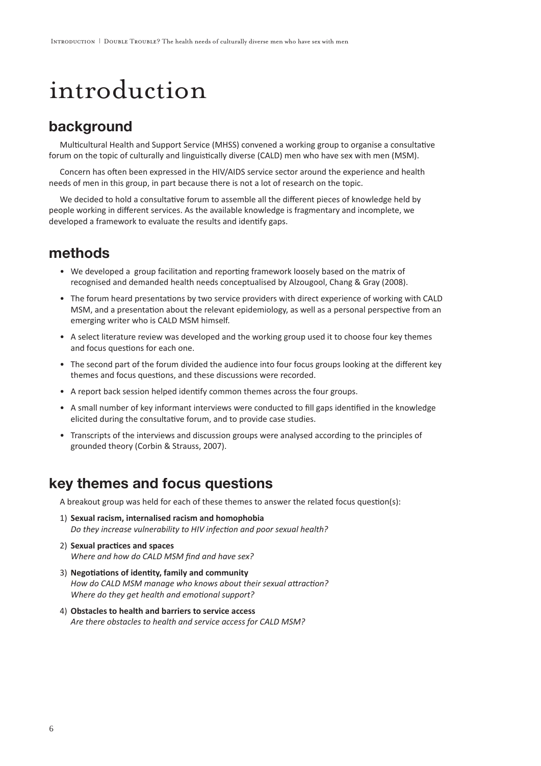# introduction

## background

Multicultural Health and Support Service (MHSS) convened a working group to organise a consultative forum on the topic of culturally and linguistically diverse (CALD) men who have sex with men (MSM).

Concern has often been expressed in the HIV/AIDS service sector around the experience and health needs of men in this group, in part because there is not a lot of research on the topic.

We decided to hold a consultative forum to assemble all the different pieces of knowledge held by people working in different services. As the available knowledge is fragmentary and incomplete, we developed a framework to evaluate the results and identify gaps.

## methods

- We developed a group facilitation and reporting framework loosely based on the matrix of recognised and demanded health needs conceptualised by Alzougool, Chang & Gray (2008).
- The forum heard presentations by two service providers with direct experience of working with CALD MSM, and a presentation about the relevant epidemiology, as well as a personal perspective from an emerging writer who is CALD MSM himself.
- A select literature review was developed and the working group used it to choose four key themes and focus questions for each one.
- The second part of the forum divided the audience into four focus groups looking at the different key themes and focus questions, and these discussions were recorded.
- A report back session helped identify common themes across the four groups.
- A small number of key informant interviews were conducted to fill gaps identified in the knowledge elicited during the consultative forum, and to provide case studies.
- Transcripts of the interviews and discussion groups were analysed according to the principles of grounded theory (Corbin & Strauss, 2007).

## key themes and focus questions

A breakout group was held for each of these themes to answer the related focus question(s):

1) **Sexual racism, internalised racism and homophobia**
   *Do they increase vulnerability to HIV infection and poor sexual health?*
2) **Sexual practices and spaces**
   *Where and how do CALD MSM find and have sex?*
3) **Negotiations of identity, family and community**
   *How do CALD MSM manage who knows about their sexual attraction?*
   *Where do they get health and emotional support?*
4) **Obstacles to health and barriers to service access**
   *Are there obstacles to health and service access for CALD MSM?*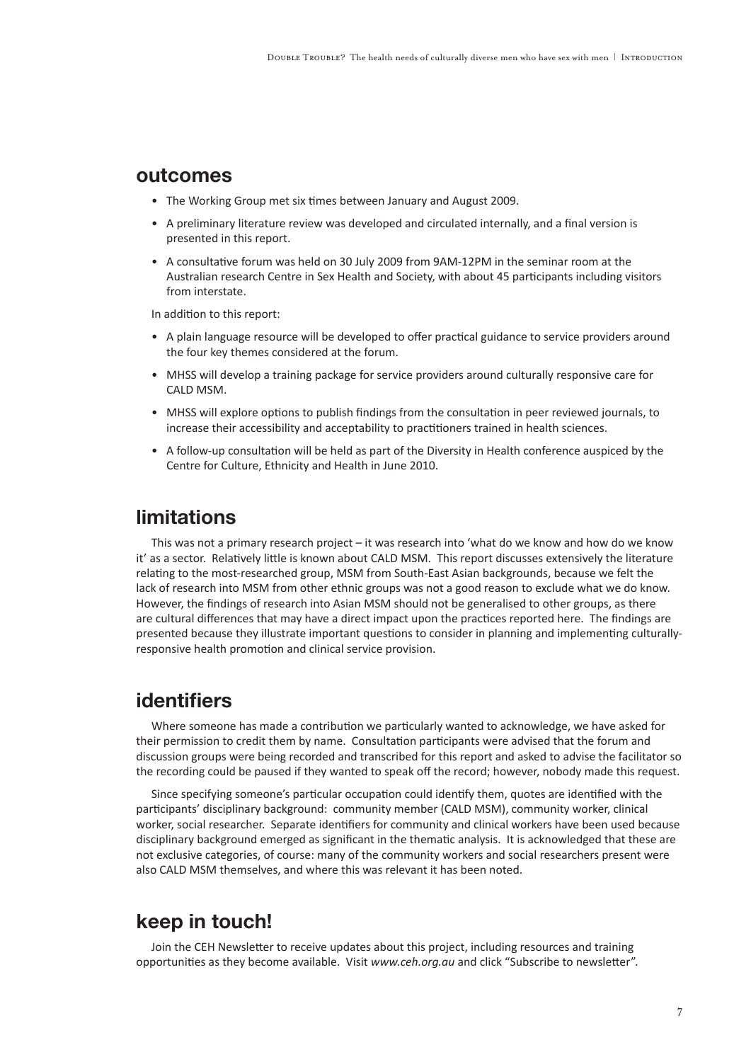## outcomes

- The Working Group met six times between January and August 2009.
- A preliminary literature review was developed and circulated internally, and a final version is presented in this report.
- A consultative forum was held on 30 July 2009 from 9AM-12PM in the seminar room at the Australian research Centre in Sex Health and Society, with about 45 participants including visitors from interstate.

In addition to this report:

- A plain language resource will be developed to offer practical guidance to service providers around the four key themes considered at the forum.
- MHSS will develop a training package for service providers around culturally responsive care for CALD MSM.
- MHSS will explore options to publish findings from the consultation in peer reviewed journals, to increase their accessibility and acceptability to practitioners trained in health sciences.
- A follow-up consultation will be held as part of the Diversity in Health conference auspiced by the Centre for Culture, Ethnicity and Health in June 2010.

## limitations

This was not a primary research project – it was research into 'what do we know and how do we know it' as a sector. Relatively little is known about CALD MSM. This report discusses extensively the literature relating to the most-researched group, MSM from South-East Asian backgrounds, because we felt the lack of research into MSM from other ethnic groups was not a good reason to exclude what we do know. However, the findings of research into Asian MSM should not be generalised to other groups, as there are cultural differences that may have a direct impact upon the practices reported here. The findings are presented because they illustrate important questions to consider in planning and implementing culturally-responsive health promotion and clinical service provision.

## identifiers

Where someone has made a contribution we particularly wanted to acknowledge, we have asked for their permission to credit them by name. Consultation participants were advised that the forum and discussion groups were being recorded and transcribed for this report and asked to advise the facilitator so the recording could be paused if they wanted to speak off the record; however, nobody made this request.

Since specifying someone's particular occupation could identify them, quotes are identified with the participants' disciplinary background: community member (CALD MSM), community worker, clinical worker, social researcher. Separate identifiers for community and clinical workers have been used because disciplinary background emerged as significant in the thematic analysis. It is acknowledged that these are not exclusive categories, of course: many of the community workers and social researchers present were also CALD MSM themselves, and where this was relevant it has been noted.

## keep in touch!

Join the CEH Newsletter to receive updates about this project, including resources and training opportunities as they become available. Visit *www.ceh.org.au* and click "Subscribe to newsletter".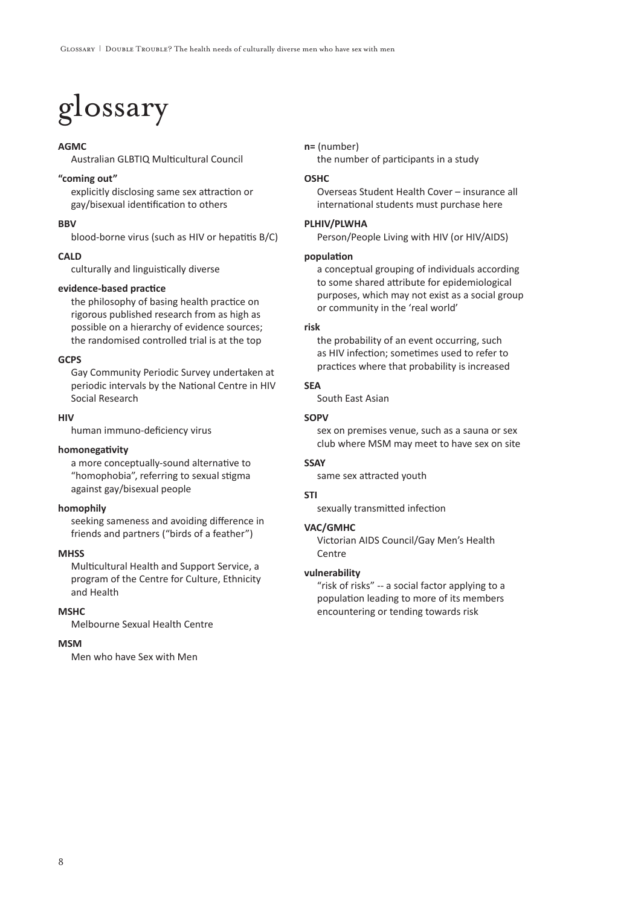# glossary

**AGMC**
Australian GLBTIQ Multicultural Council

**"coming out"**
explicitly disclosing same sex attraction or gay/bisexual identification to others

**BBV**
blood-borne virus (such as HIV or hepatitis B/C)

**CALD**
culturally and linguistically diverse

**evidence-based practice**
the philosophy of basing health practice on rigorous published research from as high as possible on a hierarchy of evidence sources; the randomised controlled trial is at the top

**GCPS**
Gay Community Periodic Survey undertaken at periodic intervals by the National Centre in HIV Social Research

**HIV**
human immuno-deficiency virus

**homonegativity**
a more conceptually-sound alternative to "homophobia", referring to sexual stigma against gay/bisexual people

**homophily**
seeking sameness and avoiding difference in friends and partners ("birds of a feather")

**MHSS**
Multicultural Health and Support Service, a program of the Centre for Culture, Ethnicity and Health

**MSHC**
Melbourne Sexual Health Centre

**MSM**
Men who have Sex with Men

**n=** (number)
the number of participants in a study

**OSHC**
Overseas Student Health Cover – insurance all international students must purchase here

**PLHIV/PLWHA**
Person/People Living with HIV (or HIV/AIDS)

**population**
a conceptual grouping of individuals according to some shared attribute for epidemiological purposes, which may not exist as a social group or community in the 'real world'

**risk**
the probability of an event occurring, such as HIV infection; sometimes used to refer to practices where that probability is increased

**SEA**
South East Asian

**SOPV**
sex on premises venue, such as a sauna or sex club where MSM may meet to have sex on site

**SSAY**
same sex attracted youth

**STI**
sexually transmitted infection

**VAC/GMHC**
Victorian AIDS Council/Gay Men's Health Centre

**vulnerability**
"risk of risks" -- a social factor applying to a population leading to more of its members encountering or tending towards risk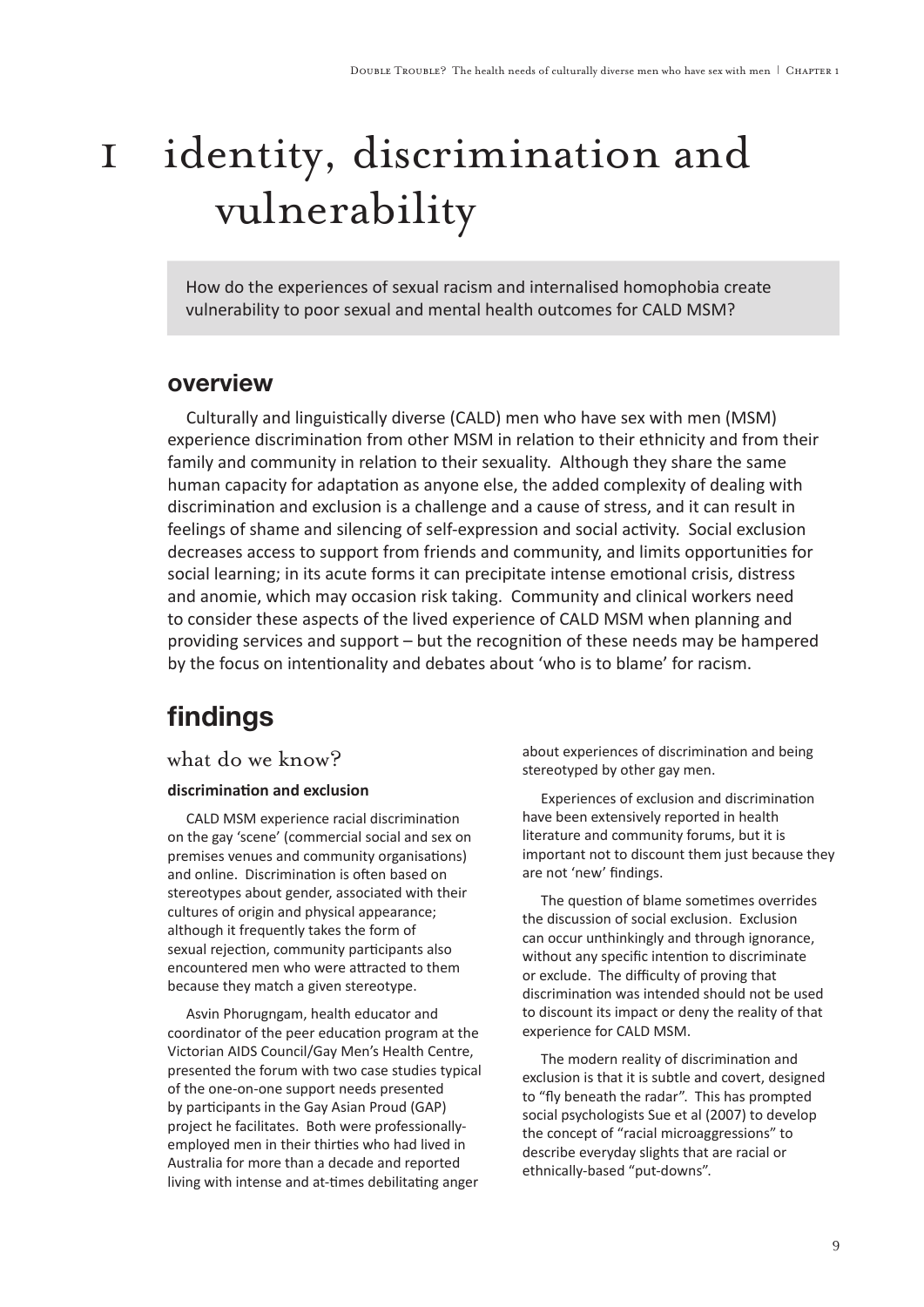# 1 identity, discrimination and vulnerability

How do the experiences of sexual racism and internalised homophobia create vulnerability to poor sexual and mental health outcomes for CALD MSM?

## overview

Culturally and linguistically diverse (CALD) men who have sex with men (MSM) experience discrimination from other MSM in relation to their ethnicity and from their family and community in relation to their sexuality. Although they share the same human capacity for adaptation as anyone else, the added complexity of dealing with discrimination and exclusion is a challenge and a cause of stress, and it can result in feelings of shame and silencing of self-expression and social activity. Social exclusion decreases access to support from friends and community, and limits opportunities for social learning; in its acute forms it can precipitate intense emotional crisis, distress and anomie, which may occasion risk taking. Community and clinical workers need to consider these aspects of the lived experience of CALD MSM when planning and providing services and support – but the recognition of these needs may be hampered by the focus on intentionality and debates about 'who is to blame' for racism.

## findings

### what do we know?

**discrimination and exclusion**

CALD MSM experience racial discrimination on the gay 'scene' (commercial social and sex on premises venues and community organisations) and online. Discrimination is often based on stereotypes about gender, associated with their cultures of origin and physical appearance; although it frequently takes the form of sexual rejection, community participants also encountered men who were attracted to them because they match a given stereotype.

Asvin Phorugngam, health educator and coordinator of the peer education program at the Victorian AIDS Council/Gay Men's Health Centre, presented the forum with two case studies typical of the one-on-one support needs presented by participants in the Gay Asian Proud (GAP) project he facilitates. Both were professionally-employed men in their thirties who had lived in Australia for more than a decade and reported living with intense and at-times debilitating anger about experiences of discrimination and being stereotyped by other gay men.

Experiences of exclusion and discrimination have been extensively reported in health literature and community forums, but it is important not to discount them just because they are not 'new' findings.

The question of blame sometimes overrides the discussion of social exclusion. Exclusion can occur unthinkingly and through ignorance, without any specific intention to discriminate or exclude. The difficulty of proving that discrimination was intended should not be used to discount its impact or deny the reality of that experience for CALD MSM.

The modern reality of discrimination and exclusion is that it is subtle and covert, designed to "fly beneath the radar". This has prompted social psychologists Sue et al (2007) to develop the concept of "racial microaggressions" to describe everyday slights that are racial or ethnically-based "put-downs".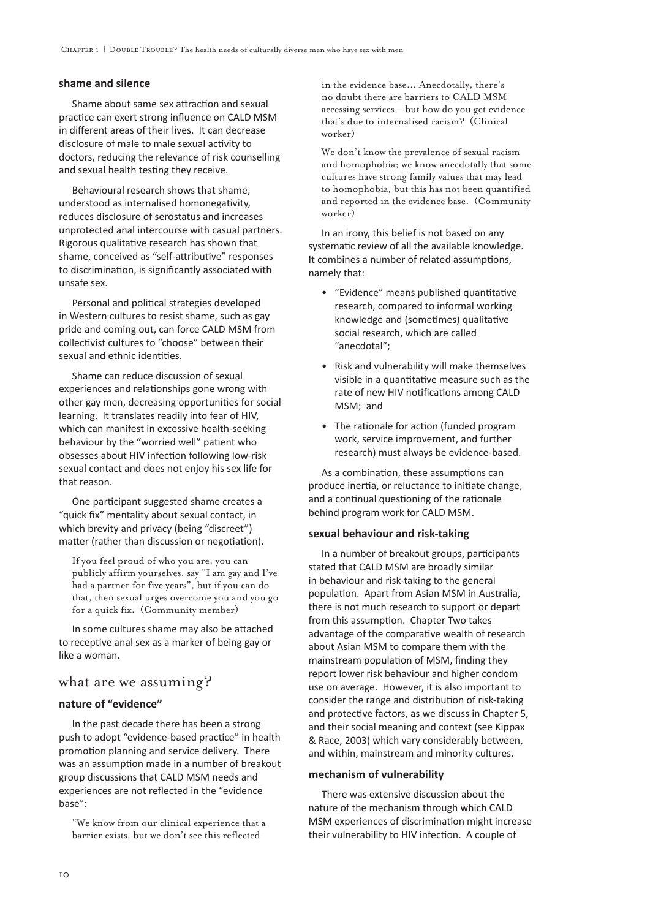### shame and silence

Shame about same sex attraction and sexual practice can exert strong influence on CALD MSM in different areas of their lives. It can decrease disclosure of male to male sexual activity to doctors, reducing the relevance of risk counselling and sexual health testing they receive.

Behavioural research shows that shame, understood as internalised homonegativity, reduces disclosure of serostatus and increases unprotected anal intercourse with casual partners. Rigorous qualitative research has shown that shame, conceived as "self-attributive" responses to discrimination, is significantly associated with unsafe sex.

Personal and political strategies developed in Western cultures to resist shame, such as gay pride and coming out, can force CALD MSM from collectivist cultures to "choose" between their sexual and ethnic identities.

Shame can reduce discussion of sexual experiences and relationships gone wrong with other gay men, decreasing opportunities for social learning. It translates readily into fear of HIV, which can manifest in excessive health-seeking behaviour by the "worried well" patient who obsesses about HIV infection following low-risk sexual contact and does not enjoy his sex life for that reason.

One participant suggested shame creates a "quick fix" mentality about sexual contact, in which brevity and privacy (being "discreet") matter (rather than discussion or negotiation).

> If you feel proud of who you are, you can publicly affirm yourselves, say "I am gay and I've had a partner for five years", but if you can do that, then sexual urges overcome you and you go for a quick fix. (Community member)

In some cultures shame may also be attached to receptive anal sex as a marker of being gay or like a woman.

## what are we assuming?

### nature of "evidence"

In the past decade there has been a strong push to adopt "evidence-based practice" in health promotion planning and service delivery. There was an assumption made in a number of breakout group discussions that CALD MSM needs and experiences are not reflected in the "evidence base":

> "We know from our clinical experience that a barrier exists, but we don't see this reflected in the evidence base... Anecdotally, there's no doubt there are barriers to CALD MSM accessing services – but how do you get evidence that's due to internalised racism? (Clinical worker)

> We don't know the prevalence of sexual racism and homophobia; we know anecdotally that some cultures have strong family values that may lead to homophobia, but this has not been quantified and reported in the evidence base. (Community worker)

In an irony, this belief is not based on any systematic review of all the available knowledge. It combines a number of related assumptions, namely that:

- "Evidence" means published quantitative research, compared to informal working knowledge and (sometimes) qualitative social research, which are called "anecdotal";
- Risk and vulnerability will make themselves visible in a quantitative measure such as the rate of new HIV notifications among CALD MSM; and
- The rationale for action (funded program work, service improvement, and further research) must always be evidence-based.

As a combination, these assumptions can produce inertia, or reluctance to initiate change, and a continual questioning of the rationale behind program work for CALD MSM.

### sexual behaviour and risk-taking

In a number of breakout groups, participants stated that CALD MSM are broadly similar in behaviour and risk-taking to the general population. Apart from Asian MSM in Australia, there is not much research to support or depart from this assumption. Chapter Two takes advantage of the comparative wealth of research about Asian MSM to compare them with the mainstream population of MSM, finding they report lower risk behaviour and higher condom use on average. However, it is also important to consider the range and distribution of risk-taking and protective factors, as we discuss in Chapter 5, and their social meaning and context (see Kippax & Race, 2003) which vary considerably between, and within, mainstream and minority cultures.

### mechanism of vulnerability

There was extensive discussion about the nature of the mechanism through which CALD MSM experiences of discrimination might increase their vulnerability to HIV infection. A couple of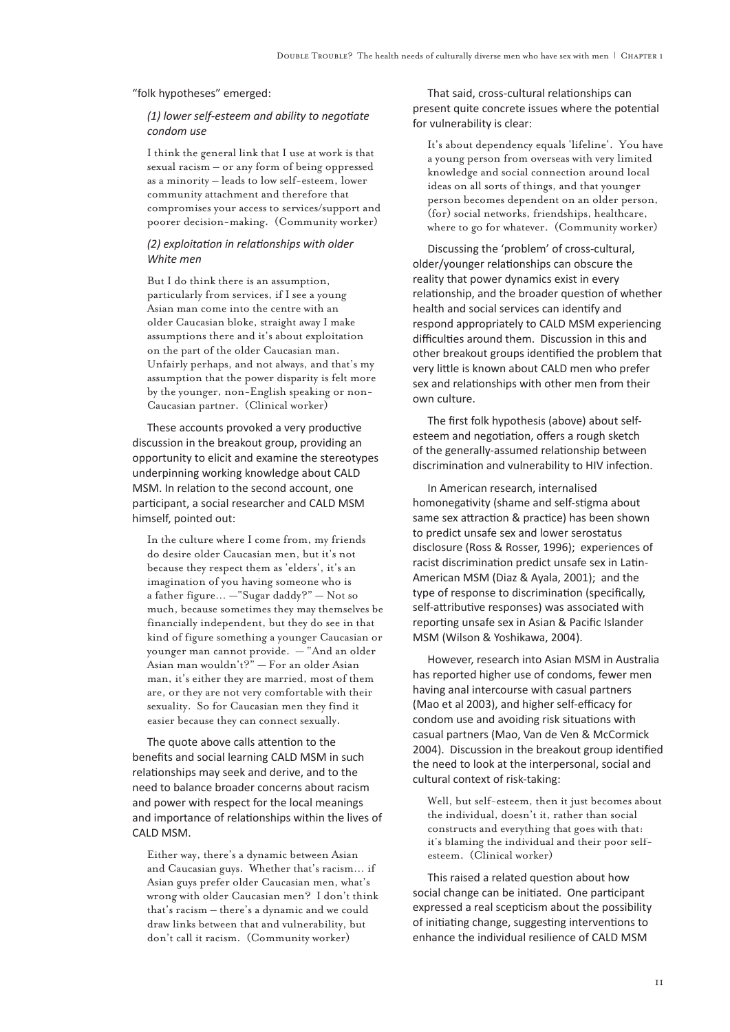"folk hypotheses" emerged:

*(1) lower self-esteem and ability to negotiate condom use*

> I think the general link that I use at work is that sexual racism – or any form of being oppressed as a minority – leads to low self-esteem, lower community attachment and therefore that compromises your access to services/support and poorer decision-making. (Community worker)

*(2) exploitation in relationships with older White men*

> But I do think there is an assumption, particularly from services, if I see a young Asian man come into the centre with an older Caucasian bloke, straight away I make assumptions there and it's about exploitation on the part of the older Caucasian man. Unfairly perhaps, and not always, and that's my assumption that the power disparity is felt more by the younger, non-English speaking or non-Caucasian partner. (Clinical worker)

These accounts provoked a very productive discussion in the breakout group, providing an opportunity to elicit and examine the stereotypes underpinning working knowledge about CALD MSM. In relation to the second account, one participant, a social researcher and CALD MSM himself, pointed out:

> In the culture where I come from, my friends do desire older Caucasian men, but it's not because they respect them as 'elders', it's an imagination of you having someone who is a father figure… —"Sugar daddy?" — Not so much, because sometimes they may themselves be financially independent, but they do see in that kind of figure something a younger Caucasian or younger man cannot provide. — "And an older Asian man wouldn't?" — For an older Asian man, it's either they are married, most of them are, or they are not very comfortable with their sexuality. So for Caucasian men they find it easier because they can connect sexually.

The quote above calls attention to the benefits and social learning CALD MSM in such relationships may seek and derive, and to the need to balance broader concerns about racism and power with respect for the local meanings and importance of relationships within the lives of CALD MSM.

> Either way, there's a dynamic between Asian and Caucasian guys. Whether that's racism… if Asian guys prefer older Caucasian men, what's wrong with older Caucasian men? I don't think that's racism – there's a dynamic and we could draw links between that and vulnerability, but don't call it racism. (Community worker)

That said, cross-cultural relationships can present quite concrete issues where the potential for vulnerability is clear:

> It's about dependency equals 'lifeline'. You have a young person from overseas with very limited knowledge and social connection around local ideas on all sorts of things, and that younger person becomes dependent on an older person, (for) social networks, friendships, healthcare, where to go for whatever. (Community worker)

Discussing the 'problem' of cross-cultural, older/younger relationships can obscure the reality that power dynamics exist in every relationship, and the broader question of whether health and social services can identify and respond appropriately to CALD MSM experiencing difficulties around them. Discussion in this and other breakout groups identified the problem that very little is known about CALD men who prefer sex and relationships with other men from their own culture.

The first folk hypothesis (above) about self-esteem and negotiation, offers a rough sketch of the generally-assumed relationship between discrimination and vulnerability to HIV infection.

In American research, internalised homonegativity (shame and self-stigma about same sex attraction & practice) has been shown to predict unsafe sex and lower serostatus disclosure (Ross & Rosser, 1996); experiences of racist discrimination predict unsafe sex in Latin-American MSM (Diaz & Ayala, 2001); and the type of response to discrimination (specifically, self-attributive responses) was associated with reporting unsafe sex in Asian & Pacific Islander MSM (Wilson & Yoshikawa, 2004).

However, research into Asian MSM in Australia has reported higher use of condoms, fewer men having anal intercourse with casual partners (Mao et al 2003), and higher self-efficacy for condom use and avoiding risk situations with casual partners (Mao, Van de Ven & McCormick 2004). Discussion in the breakout group identified the need to look at the interpersonal, social and cultural context of risk-taking:

> Well, but self-esteem, then it just becomes about the individual, doesn't it, rather than social constructs and everything that goes with that: it's blaming the individual and their poor self-esteem. (Clinical worker)

This raised a related question about how social change can be initiated. One participant expressed a real scepticism about the possibility of initiating change, suggesting interventions to enhance the individual resilience of CALD MSM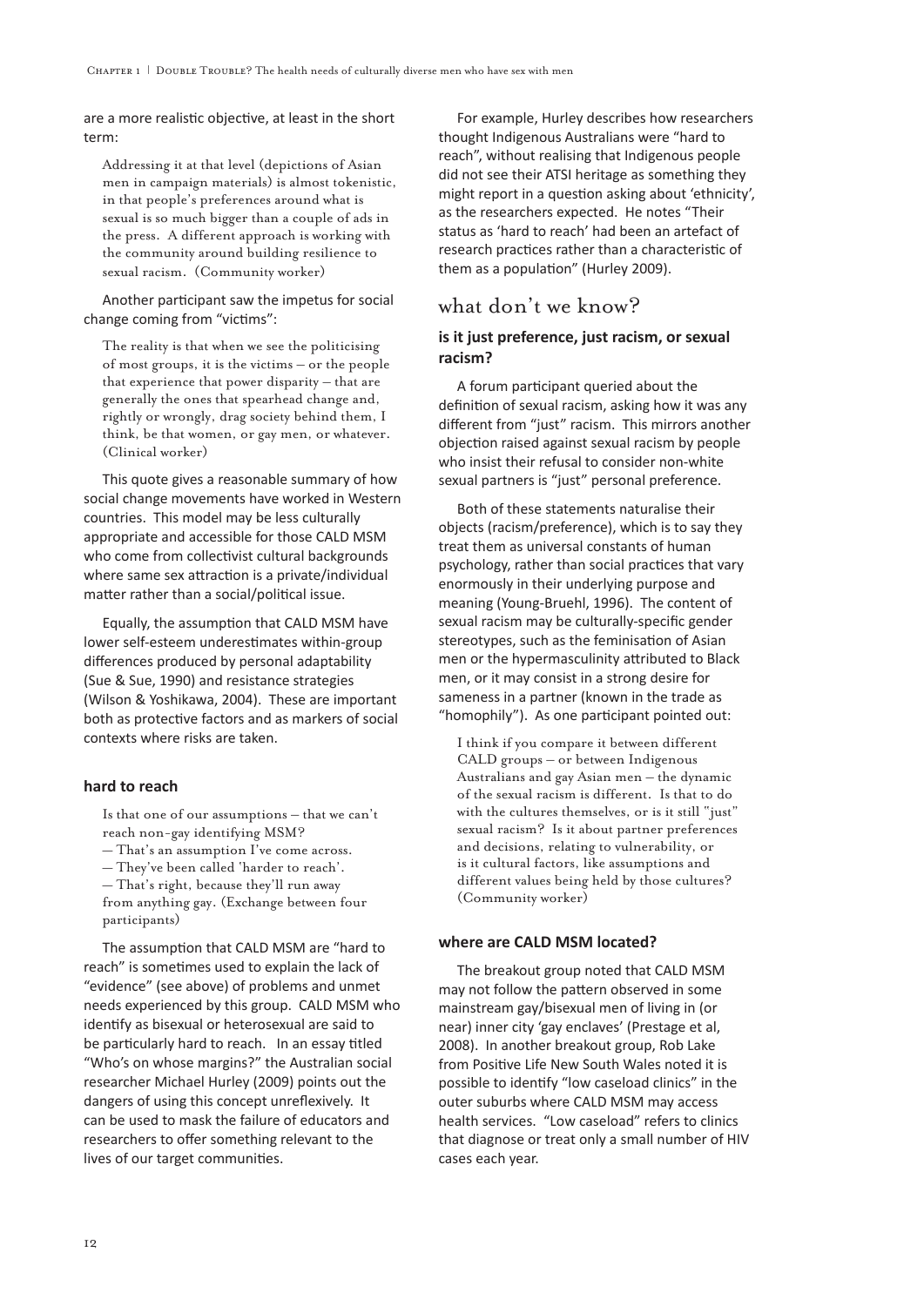are a more realistic objective, at least in the short term:

> Addressing it at that level (depictions of Asian men in campaign materials) is almost tokenistic, in that people's preferences around what is sexual is so much bigger than a couple of ads in the press. A different approach is working with the community around building resilience to sexual racism. (Community worker)

Another participant saw the impetus for social change coming from "victims":

> The reality is that when we see the politicising of most groups, it is the victims – or the people that experience that power disparity – that are generally the ones that spearhead change and, rightly or wrongly, drag society behind them, I think, be that women, or gay men, or whatever. (Clinical worker)

This quote gives a reasonable summary of how social change movements have worked in Western countries. This model may be less culturally appropriate and accessible for those CALD MSM who come from collectivist cultural backgrounds where same sex attraction is a private/individual matter rather than a social/political issue.

Equally, the assumption that CALD MSM have lower self-esteem underestimates within-group differences produced by personal adaptability (Sue & Sue, 1990) and resistance strategies (Wilson & Yoshikawa, 2004). These are important both as protective factors and as markers of social contexts where risks are taken.

### hard to reach

> Is that one of our assumptions – that we can't reach non-gay identifying MSM?
> – That's an assumption I've come across.
> – They've been called 'harder to reach'.
> – That's right, because they'll run away from anything gay. (Exchange between four participants)

The assumption that CALD MSM are "hard to reach" is sometimes used to explain the lack of "evidence" (see above) of problems and unmet needs experienced by this group. CALD MSM who identify as bisexual or heterosexual are said to be particularly hard to reach. In an essay titled "Who's on whose margins?" the Australian social researcher Michael Hurley (2009) points out the dangers of using this concept unreflexively. It can be used to mask the failure of educators and researchers to offer something relevant to the lives of our target communities.

For example, Hurley describes how researchers thought Indigenous Australians were "hard to reach", without realising that Indigenous people did not see their ATSI heritage as something they might report in a question asking about 'ethnicity', as the researchers expected. He notes "Their status as 'hard to reach' had been an artefact of research practices rather than a characteristic of them as a population" (Hurley 2009).

## what don't we know?

### is it just preference, just racism, or sexual racism?

A forum participant queried about the definition of sexual racism, asking how it was any different from "just" racism. This mirrors another objection raised against sexual racism by people who insist their refusal to consider non-white sexual partners is "just" personal preference.

Both of these statements naturalise their objects (racism/preference), which is to say they treat them as universal constants of human psychology, rather than social practices that vary enormously in their underlying purpose and meaning (Young-Bruehl, 1996). The content of sexual racism may be culturally-specific gender stereotypes, such as the feminisation of Asian men or the hypermasculinity attributed to Black men, or it may consist in a strong desire for sameness in a partner (known in the trade as "homophily"). As one participant pointed out:

> I think if you compare it between different CALD groups – or between Indigenous Australians and gay Asian men – the dynamic of the sexual racism is different. Is that to do with the cultures themselves, or is it still "just" sexual racism? Is it about partner preferences and decisions, relating to vulnerability, or is it cultural factors, like assumptions and different values being held by those cultures? (Community worker)

### where are CALD MSM located?

The breakout group noted that CALD MSM may not follow the pattern observed in some mainstream gay/bisexual men of living in (or near) inner city 'gay enclaves' (Prestage et al, 2008). In another breakout group, Rob Lake from Positive Life New South Wales noted it is possible to identify "low caseload clinics" in the outer suburbs where CALD MSM may access health services. "Low caseload" refers to clinics that diagnose or treat only a small number of HIV cases each year.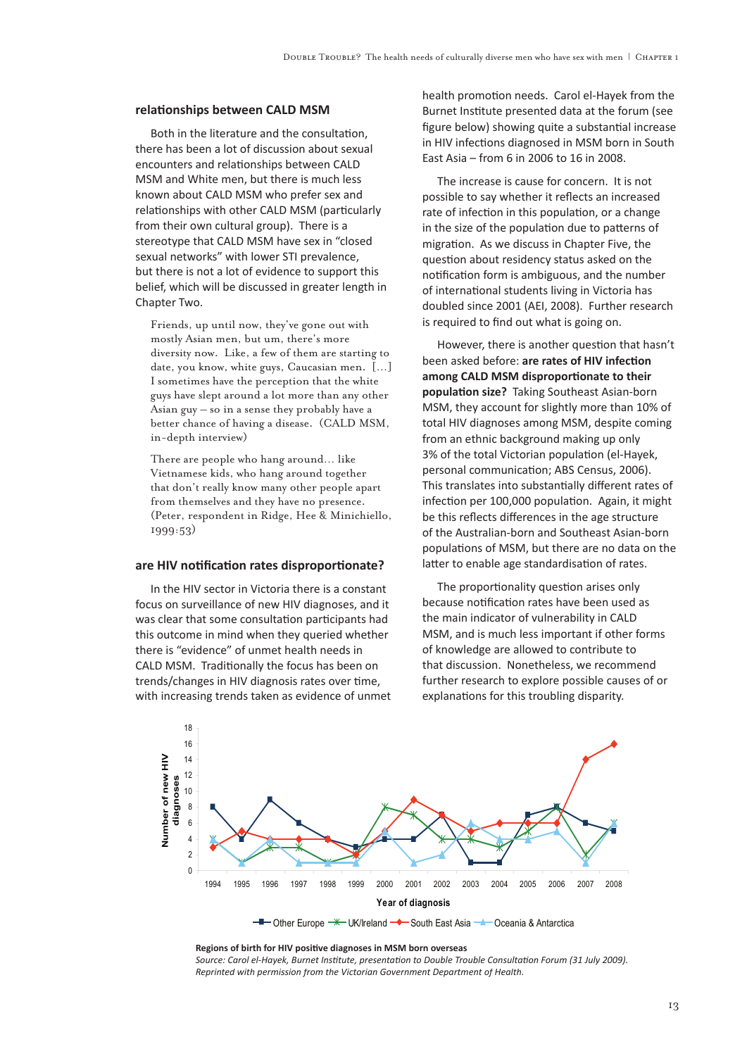## relationships between CALD MSM

Both in the literature and the consultation, there has been a lot of discussion about sexual encounters and relationships between CALD MSM and White men, but there is much less known about CALD MSM who prefer sex and relationships with other CALD MSM (particularly from their own cultural group). There is a stereotype that CALD MSM have sex in "closed sexual networks" with lower STI prevalence, but there is not a lot of evidence to support this belief, which will be discussed in greater length in Chapter Two.

> Friends, up until now, they've gone out with mostly Asian men, but um, there's more diversity now. Like, a few of them are starting to date, you know, white guys, Caucasian men. […] I sometimes have the perception that the white guys have slept around a lot more than any other Asian guy – so in a sense they probably have a better chance of having a disease. (CALD MSM, in-depth interview)

> There are people who hang around… like Vietnamese kids, who hang around together that don't really know many other people apart from themselves and they have no presence. (Peter, respondent in Ridge, Hee & Minichiello, 1999:53)

## are HIV notification rates disproportionate?

In the HIV sector in Victoria there is a constant focus on surveillance of new HIV diagnoses, and it was clear that some consultation participants had this outcome in mind when they queried whether there is "evidence" of unmet health needs in CALD MSM. Traditionally the focus has been on trends/changes in HIV diagnosis rates over time, with increasing trends taken as evidence of unmet health promotion needs. Carol el-Hayek from the Burnet Institute presented data at the forum (see figure below) showing quite a substantial increase in HIV infections diagnosed in MSM born in South East Asia – from 6 in 2006 to 16 in 2008.

The increase is cause for concern. It is not possible to say whether it reflects an increased rate of infection in this population, or a change in the size of the population due to patterns of migration. As we discuss in Chapter Five, the question about residency status asked on the notification form is ambiguous, and the number of international students living in Victoria has doubled since 2001 (AEI, 2008). Further research is required to find out what is going on.

However, there is another question that hasn't been asked before: **are rates of HIV infection among CALD MSM disproportionate to their population size?** Taking Southeast Asian-born MSM, they account for slightly more than 10% of total HIV diagnoses among MSM, despite coming from an ethnic background making up only 3% of the total Victorian population (el-Hayek, personal communication; ABS Census, 2006). This translates into substantially different rates of infection per 100,000 population. Again, it might be this reflects differences in the age structure of the Australian-born and Southeast Asian-born populations of MSM, but there are no data on the latter to enable age standardisation of rates.

The proportionality question arises only because notification rates have been used as the main indicator of vulnerability in CALD MSM, and is much less important if other forms of knowledge are allowed to contribute to that discussion. Nonetheless, we recommend further research to explore possible causes of or explanations for this troubling disparity.

**Regions of birth for HIV positive diagnoses in MSM born overseas**

*Source: Carol el-Hayek, Burnet Institute, presentation to Double Trouble Consultation Forum (31 July 2009). Reprinted with permission from the Victorian Government Department of Health.*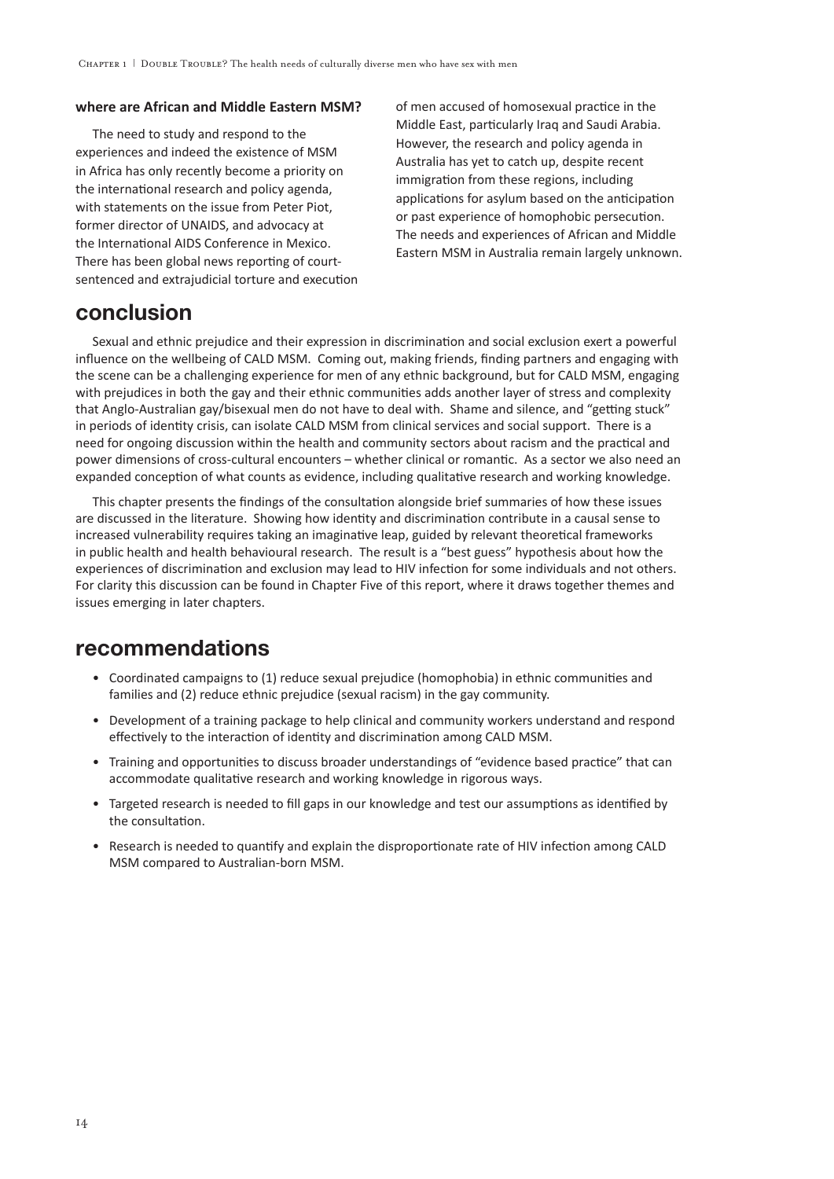### where are African and Middle Eastern MSM?

The need to study and respond to the experiences and indeed the existence of MSM in Africa has only recently become a priority on the international research and policy agenda, with statements on the issue from Peter Piot, former director of UNAIDS, and advocacy at the International AIDS Conference in Mexico. There has been global news reporting of court-sentenced and extrajudicial torture and execution of men accused of homosexual practice in the Middle East, particularly Iraq and Saudi Arabia. However, the research and policy agenda in Australia has yet to catch up, despite recent immigration from these regions, including applications for asylum based on the anticipation or past experience of homophobic persecution. The needs and experiences of African and Middle Eastern MSM in Australia remain largely unknown.

## conclusion

Sexual and ethnic prejudice and their expression in discrimination and social exclusion exert a powerful influence on the wellbeing of CALD MSM. Coming out, making friends, finding partners and engaging with the scene can be a challenging experience for men of any ethnic background, but for CALD MSM, engaging with prejudices in both the gay and their ethnic communities adds another layer of stress and complexity that Anglo-Australian gay/bisexual men do not have to deal with. Shame and silence, and "getting stuck" in periods of identity crisis, can isolate CALD MSM from clinical services and social support. There is a need for ongoing discussion within the health and community sectors about racism and the practical and power dimensions of cross-cultural encounters – whether clinical or romantic. As a sector we also need an expanded conception of what counts as evidence, including qualitative research and working knowledge.

This chapter presents the findings of the consultation alongside brief summaries of how these issues are discussed in the literature. Showing how identity and discrimination contribute in a causal sense to increased vulnerability requires taking an imaginative leap, guided by relevant theoretical frameworks in public health and health behavioural research. The result is a "best guess" hypothesis about how the experiences of discrimination and exclusion may lead to HIV infection for some individuals and not others. For clarity this discussion can be found in Chapter Five of this report, where it draws together themes and issues emerging in later chapters.

## recommendations

- Coordinated campaigns to (1) reduce sexual prejudice (homophobia) in ethnic communities and families and (2) reduce ethnic prejudice (sexual racism) in the gay community.
- Development of a training package to help clinical and community workers understand and respond effectively to the interaction of identity and discrimination among CALD MSM.
- Training and opportunities to discuss broader understandings of "evidence based practice" that can accommodate qualitative research and working knowledge in rigorous ways.
- Targeted research is needed to fill gaps in our knowledge and test our assumptions as identified by the consultation.
- Research is needed to quantify and explain the disproportionate rate of HIV infection among CALD MSM compared to Australian-born MSM.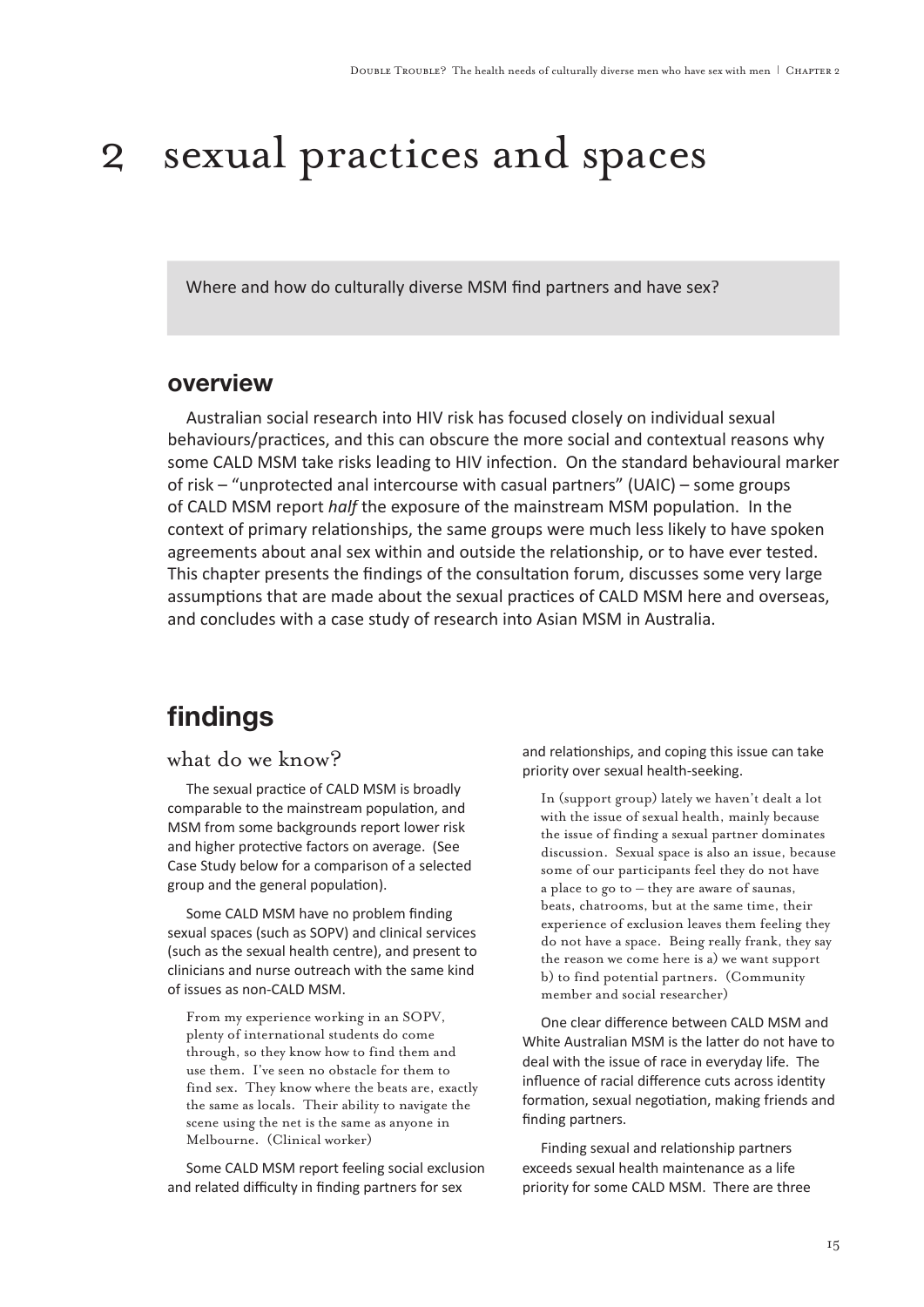# 2 sexual practices and spaces

Where and how do culturally diverse MSM find partners and have sex?

## overview

Australian social research into HIV risk has focused closely on individual sexual behaviours/practices, and this can obscure the more social and contextual reasons why some CALD MSM take risks leading to HIV infection. On the standard behavioural marker of risk – "unprotected anal intercourse with casual partners" (UAIC) – some groups of CALD MSM report *half* the exposure of the mainstream MSM population. In the context of primary relationships, the same groups were much less likely to have spoken agreements about anal sex within and outside the relationship, or to have ever tested. This chapter presents the findings of the consultation forum, discusses some very large assumptions that are made about the sexual practices of CALD MSM here and overseas, and concludes with a case study of research into Asian MSM in Australia.

## findings

### what do we know?

The sexual practice of CALD MSM is broadly comparable to the mainstream population, and MSM from some backgrounds report lower risk and higher protective factors on average. (See Case Study below for a comparison of a selected group and the general population).

Some CALD MSM have no problem finding sexual spaces (such as SOPV) and clinical services (such as the sexual health centre), and present to clinicians and nurse outreach with the same kind of issues as non-CALD MSM.

> From my experience working in an SOPV, plenty of international students do come through, so they know how to find them and use them. I've seen no obstacle for them to find sex. They know where the beats are, exactly the same as locals. Their ability to navigate the scene using the net is the same as anyone in Melbourne. (Clinical worker)

Some CALD MSM report feeling social exclusion and related difficulty in finding partners for sex and relationships, and coping this issue can take priority over sexual health-seeking.

> In (support group) lately we haven't dealt a lot with the issue of sexual health, mainly because the issue of finding a sexual partner dominates discussion. Sexual space is also an issue, because some of our participants feel they do not have a place to go to – they are aware of saunas, beats, chatrooms, but at the same time, their experience of exclusion leaves them feeling they do not have a space. Being really frank, they say the reason we come here is a) we want support b) to find potential partners. (Community member and social researcher)

One clear difference between CALD MSM and White Australian MSM is the latter do not have to deal with the issue of race in everyday life. The influence of racial difference cuts across identity formation, sexual negotiation, making friends and finding partners.

Finding sexual and relationship partners exceeds sexual health maintenance as a life priority for some CALD MSM. There are three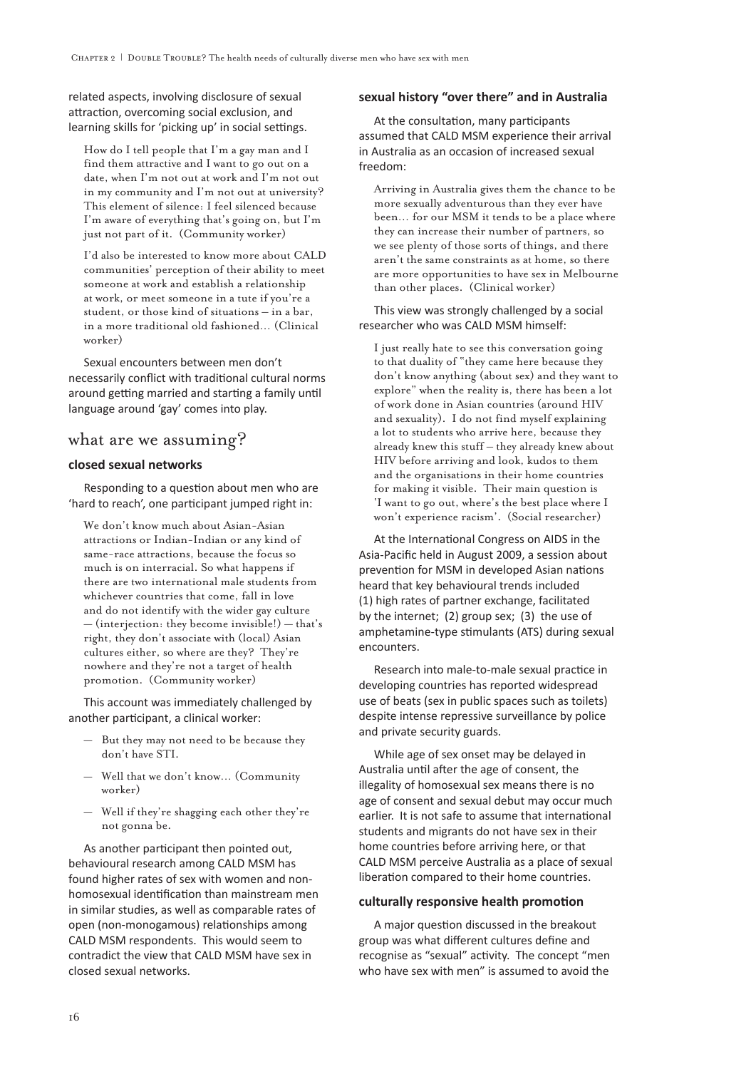related aspects, involving disclosure of sexual attraction, overcoming social exclusion, and learning skills for 'picking up' in social settings.

> How do I tell people that I'm a gay man and I find them attractive and I want to go out on a date, when I'm not out at work and I'm not out in my community and I'm not out at university? This element of silence: I feel silenced because I'm aware of everything that's going on, but I'm just not part of it. (Community worker)

> I'd also be interested to know more about CALD communities' perception of their ability to meet someone at work and establish a relationship at work, or meet someone in a tute if you're a student, or those kind of situations – in a bar, in a more traditional old fashioned… (Clinical worker)

Sexual encounters between men don't necessarily conflict with traditional cultural norms around getting married and starting a family until language around 'gay' comes into play.

## what are we assuming?

### closed sexual networks

Responding to a question about men who are 'hard to reach', one participant jumped right in:

> We don't know much about Asian-Asian attractions or Indian-Indian or any kind of same-race attractions, because the focus so much is on interracial. So what happens if there are two international male students from whichever countries that come, fall in love and do not identify with the wider gay culture — (interjection: they become invisible!) — that's right, they don't associate with (local) Asian cultures either, so where are they? They're nowhere and they're not a target of health promotion. (Community worker)

This account was immediately challenged by another participant, a clinical worker:

> — But they may not need to be because they don't have STI.
>
> — Well that we don't know… (Community worker)
>
> — Well if they're shagging each other they're not gonna be.

As another participant then pointed out, behavioural research among CALD MSM has found higher rates of sex with women and non-homosexual identification than mainstream men in similar studies, as well as comparable rates of open (non-monogamous) relationships among CALD MSM respondents. This would seem to contradict the view that CALD MSM have sex in closed sexual networks.

### sexual history "over there" and in Australia

At the consultation, many participants assumed that CALD MSM experience their arrival in Australia as an occasion of increased sexual freedom:

> Arriving in Australia gives them the chance to be more sexually adventurous than they ever have been… for our MSM it tends to be a place where they can increase their number of partners, so we see plenty of those sorts of things, and there aren't the same constraints as at home, so there are more opportunities to have sex in Melbourne than other places. (Clinical worker)

This view was strongly challenged by a social researcher who was CALD MSM himself:

> I just really hate to see this conversation going to that duality of "they came here because they don't know anything (about sex) and they want to explore" when the reality is, there has been a lot of work done in Asian countries (around HIV and sexuality). I do not find myself explaining a lot to students who arrive here, because they already knew this stuff – they already knew about HIV before arriving and look, kudos to them and the organisations in their home countries for making it visible. Their main question is 'I want to go out, where's the best place where I won't experience racism'. (Social researcher)

At the International Congress on AIDS in the Asia-Pacific held in August 2009, a session about prevention for MSM in developed Asian nations heard that key behavioural trends included (1) high rates of partner exchange, facilitated by the internet; (2) group sex; (3) the use of amphetamine-type stimulants (ATS) during sexual encounters.

Research into male-to-male sexual practice in developing countries has reported widespread use of beats (sex in public spaces such as toilets) despite intense repressive surveillance by police and private security guards.

While age of sex onset may be delayed in Australia until after the age of consent, the illegality of homosexual sex means there is no age of consent and sexual debut may occur much earlier. It is not safe to assume that international students and migrants do not have sex in their home countries before arriving here, or that CALD MSM perceive Australia as a place of sexual liberation compared to their home countries.

### culturally responsive health promotion

A major question discussed in the breakout group was what different cultures define and recognise as "sexual" activity. The concept "men who have sex with men" is assumed to avoid the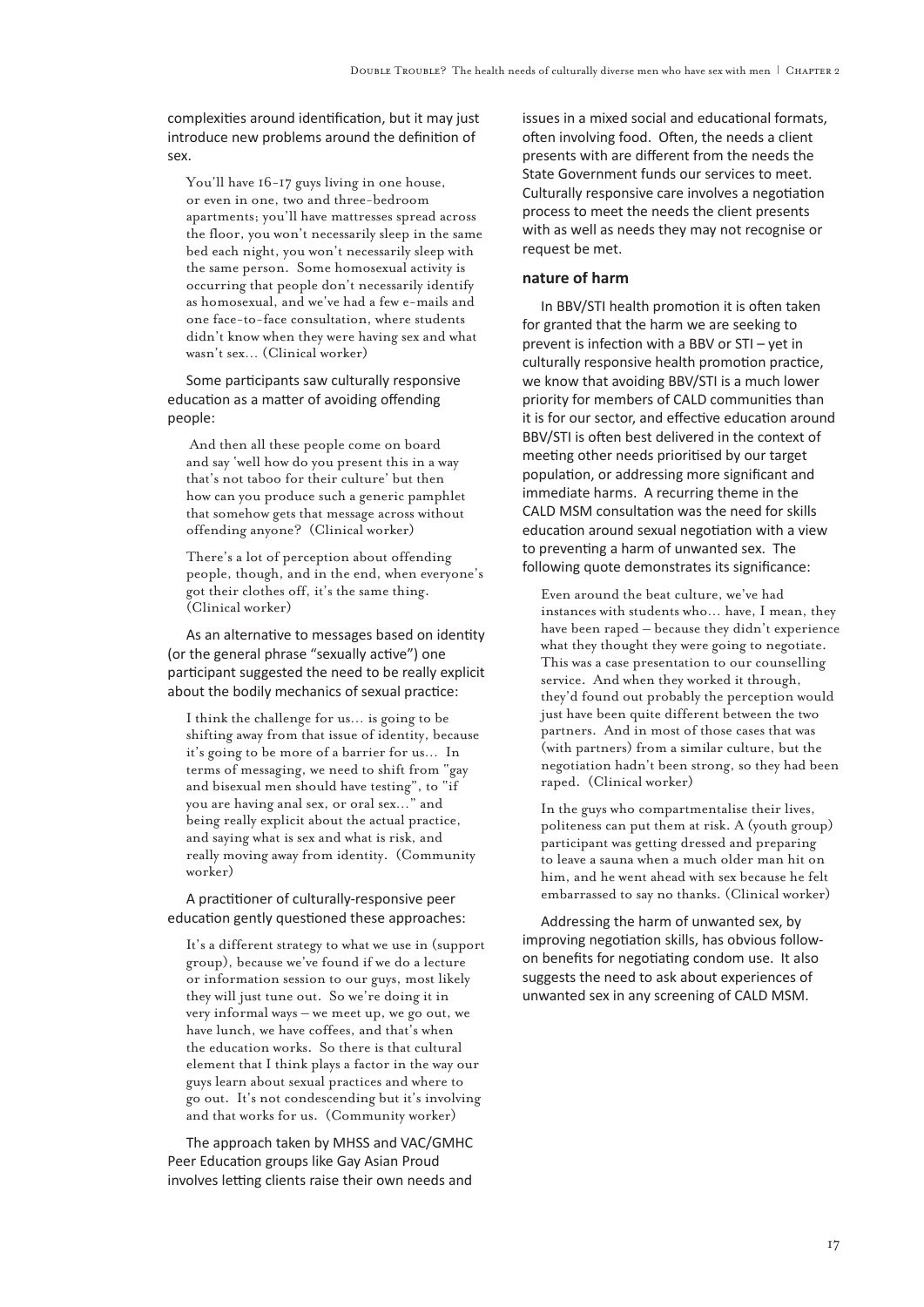complexities around identification, but it may just introduce new problems around the definition of sex.

> You'll have 16-17 guys living in one house, or even in one, two and three-bedroom apartments; you'll have mattresses spread across the floor, you won't necessarily sleep in the same bed each night, you won't necessarily sleep with the same person. Some homosexual activity is occurring that people don't necessarily identify as homosexual, and we've had a few e-mails and one face-to-face consultation, where students didn't know when they were having sex and what wasn't sex… (Clinical worker)

Some participants saw culturally responsive education as a matter of avoiding offending people:

> And then all these people come on board and say 'well how do you present this in a way that's not taboo for their culture' but then how can you produce such a generic pamphlet that somehow gets that message across without offending anyone? (Clinical worker)

> There's a lot of perception about offending people, though, and in the end, when everyone's got their clothes off, it's the same thing. (Clinical worker)

As an alternative to messages based on identity (or the general phrase "sexually active") one participant suggested the need to be really explicit about the bodily mechanics of sexual practice:

> I think the challenge for us… is going to be shifting away from that issue of identity, because it's going to be more of a barrier for us… In terms of messaging, we need to shift from "gay and bisexual men should have testing", to "if you are having anal sex, or oral sex…" and being really explicit about the actual practice, and saying what is sex and what is risk, and really moving away from identity. (Community worker)

A practitioner of culturally-responsive peer education gently questioned these approaches:

> It's a different strategy to what we use in (support group), because we've found if we do a lecture or information session to our guys, most likely they will just tune out. So we're doing it in very informal ways – we meet up, we go out, we have lunch, we have coffees, and that's when the education works. So there is that cultural element that I think plays a factor in the way our guys learn about sexual practices and where to go out. It's not condescending but it's involving and that works for us. (Community worker)

The approach taken by MHSS and VAC/GMHC Peer Education groups like Gay Asian Proud involves letting clients raise their own needs and issues in a mixed social and educational formats, often involving food. Often, the needs a client presents with are different from the needs the State Government funds our services to meet. Culturally responsive care involves a negotiation process to meet the needs the client presents with as well as needs they may not recognise or request be met.

### nature of harm

In BBV/STI health promotion it is often taken for granted that the harm we are seeking to prevent is infection with a BBV or STI – yet in culturally responsive health promotion practice, we know that avoiding BBV/STI is a much lower priority for members of CALD communities than it is for our sector, and effective education around BBV/STI is often best delivered in the context of meeting other needs prioritised by our target population, or addressing more significant and immediate harms. A recurring theme in the CALD MSM consultation was the need for skills education around sexual negotiation with a view to preventing a harm of unwanted sex. The following quote demonstrates its significance:

> Even around the beat culture, we've had instances with students who… have, I mean, they have been raped – because they didn't experience what they thought they were going to negotiate. This was a case presentation to our counselling service. And when they worked it through, they'd found out probably the perception would just have been quite different between the two partners. And in most of those cases that was (with partners) from a similar culture, but the negotiation hadn't been strong, so they had been raped. (Clinical worker)

> In the guys who compartmentalise their lives, politeness can put them at risk. A (youth group) participant was getting dressed and preparing to leave a sauna when a much older man hit on him, and he went ahead with sex because he felt embarrassed to say no thanks. (Clinical worker)

Addressing the harm of unwanted sex, by improving negotiation skills, has obvious follow-on benefits for negotiating condom use. It also suggests the need to ask about experiences of unwanted sex in any screening of CALD MSM.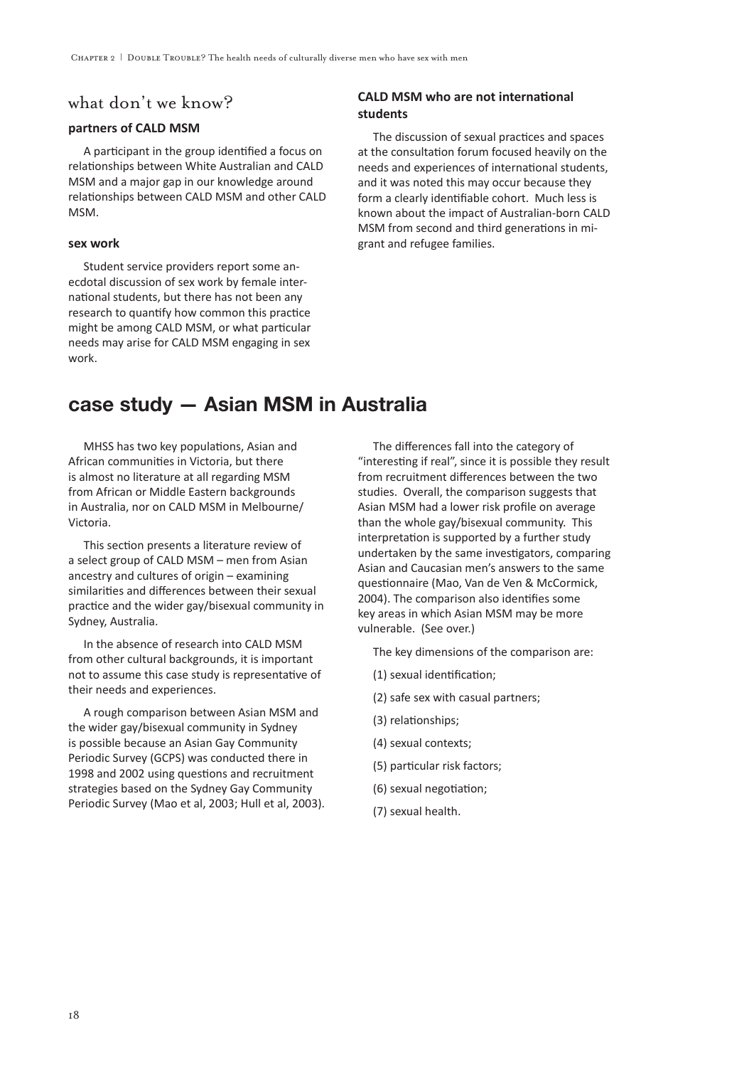## what don't we know?

### partners of CALD MSM

A participant in the group identified a focus on relationships between White Australian and CALD MSM and a major gap in our knowledge around relationships between CALD MSM and other CALD MSM.

### sex work

Student service providers report some anecdotal discussion of sex work by female international students, but there has not been any research to quantify how common this practice might be among CALD MSM, or what particular needs may arise for CALD MSM engaging in sex work.

### CALD MSM who are not international students

The discussion of sexual practices and spaces at the consultation forum focused heavily on the needs and experiences of international students, and it was noted this may occur because they form a clearly identifiable cohort. Much less is known about the impact of Australian-born CALD MSM from second and third generations in migrant and refugee families.

## case study — Asian MSM in Australia

MHSS has two key populations, Asian and African communities in Victoria, but there is almost no literature at all regarding MSM from African or Middle Eastern backgrounds in Australia, nor on CALD MSM in Melbourne/Victoria.

This section presents a literature review of a select group of CALD MSM – men from Asian ancestry and cultures of origin – examining similarities and differences between their sexual practice and the wider gay/bisexual community in Sydney, Australia.

In the absence of research into CALD MSM from other cultural backgrounds, it is important not to assume this case study is representative of their needs and experiences.

A rough comparison between Asian MSM and the wider gay/bisexual community in Sydney is possible because an Asian Gay Community Periodic Survey (GCPS) was conducted there in 1998 and 2002 using questions and recruitment strategies based on the Sydney Gay Community Periodic Survey (Mao et al, 2003; Hull et al, 2003).

The differences fall into the category of "interesting if real", since it is possible they result from recruitment differences between the two studies. Overall, the comparison suggests that Asian MSM had a lower risk profile on average than the whole gay/bisexual community. This interpretation is supported by a further study undertaken by the same investigators, comparing Asian and Caucasian men's answers to the same questionnaire (Mao, Van de Ven & McCormick, 2004). The comparison also identifies some key areas in which Asian MSM may be more vulnerable. (See over.)

The key dimensions of the comparison are:

(1) sexual identification;

(2) safe sex with casual partners;

(3) relationships;

(4) sexual contexts;

(5) particular risk factors;

(6) sexual negotiation;

(7) sexual health.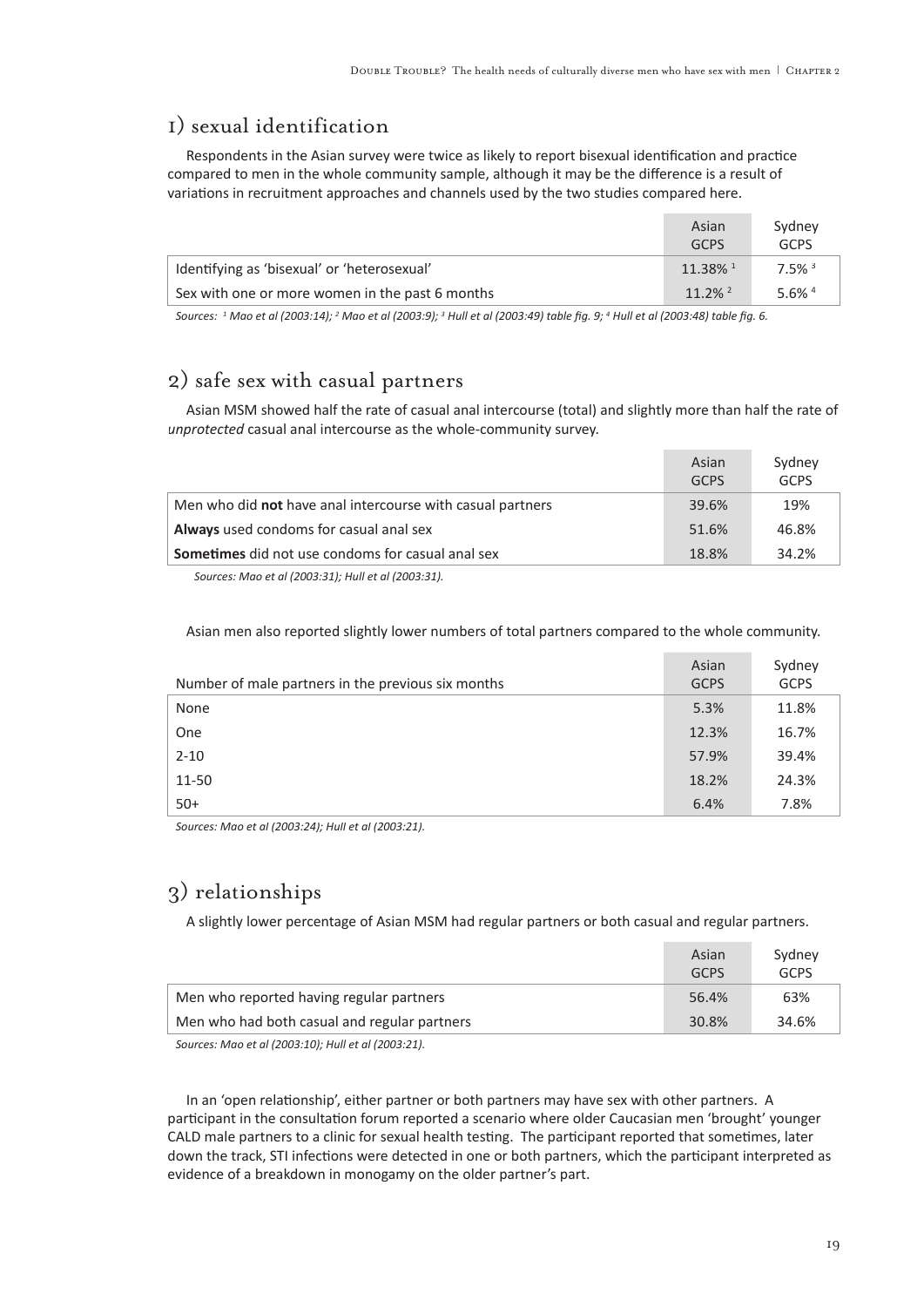## 1) sexual identification

Respondents in the Asian survey were twice as likely to report bisexual identification and practice compared to men in the whole community sample, although it may be the difference is a result of variations in recruitment approaches and channels used by the two studies compared here.

| | Asian GCPS | Sydney GCPS |
|---|---|---|
| Identifying as 'bisexual' or 'heterosexual' | 11.38% [1] | 7.5% [3] |
| Sex with one or more women in the past 6 months | 11.2% [2] | 5.6% [4] |

*Sources: [1] Mao et al (2003:14); [2] Mao et al (2003:9); [3] Hull et al (2003:49) table fig. 9; [4] Hull et al (2003:48) table fig. 6.*

## 2) safe sex with casual partners

Asian MSM showed half the rate of casual anal intercourse (total) and slightly more than half the rate of *unprotected* casual anal intercourse as the whole-community survey.

| | Asian GCPS | Sydney GCPS |
|---|---|---|
| Men who did **not** have anal intercourse with casual partners | 39.6% | 19% |
| **Always** used condoms for casual anal sex | 51.6% | 46.8% |
| **Sometimes** did not use condoms for casual anal sex | 18.8% | 34.2% |

*Sources: Mao et al (2003:31); Hull et al (2003:31).*

Asian men also reported slightly lower numbers of total partners compared to the whole community.

| Number of male partners in the previous six months | Asian GCPS | Sydney GCPS |
|---|---|---|
| None | 5.3% | 11.8% |
| One | 12.3% | 16.7% |
| 2-10 | 57.9% | 39.4% |
| 11-50 | 18.2% | 24.3% |
| 50+ | 6.4% | 7.8% |

*Sources: Mao et al (2003:24); Hull et al (2003:21).*

## 3) relationships

A slightly lower percentage of Asian MSM had regular partners or both casual and regular partners.

| | Asian GCPS | Sydney GCPS |
|---|---|---|
| Men who reported having regular partners | 56.4% | 63% |
| Men who had both casual and regular partners | 30.8% | 34.6% |

*Sources: Mao et al (2003:10); Hull et al (2003:21).*

In an 'open relationship', either partner or both partners may have sex with other partners. A participant in the consultation forum reported a scenario where older Caucasian men 'brought' younger CALD male partners to a clinic for sexual health testing. The participant reported that sometimes, later down the track, STI infections were detected in one or both partners, which the participant interpreted as evidence of a breakdown in monogamy on the older partner's part.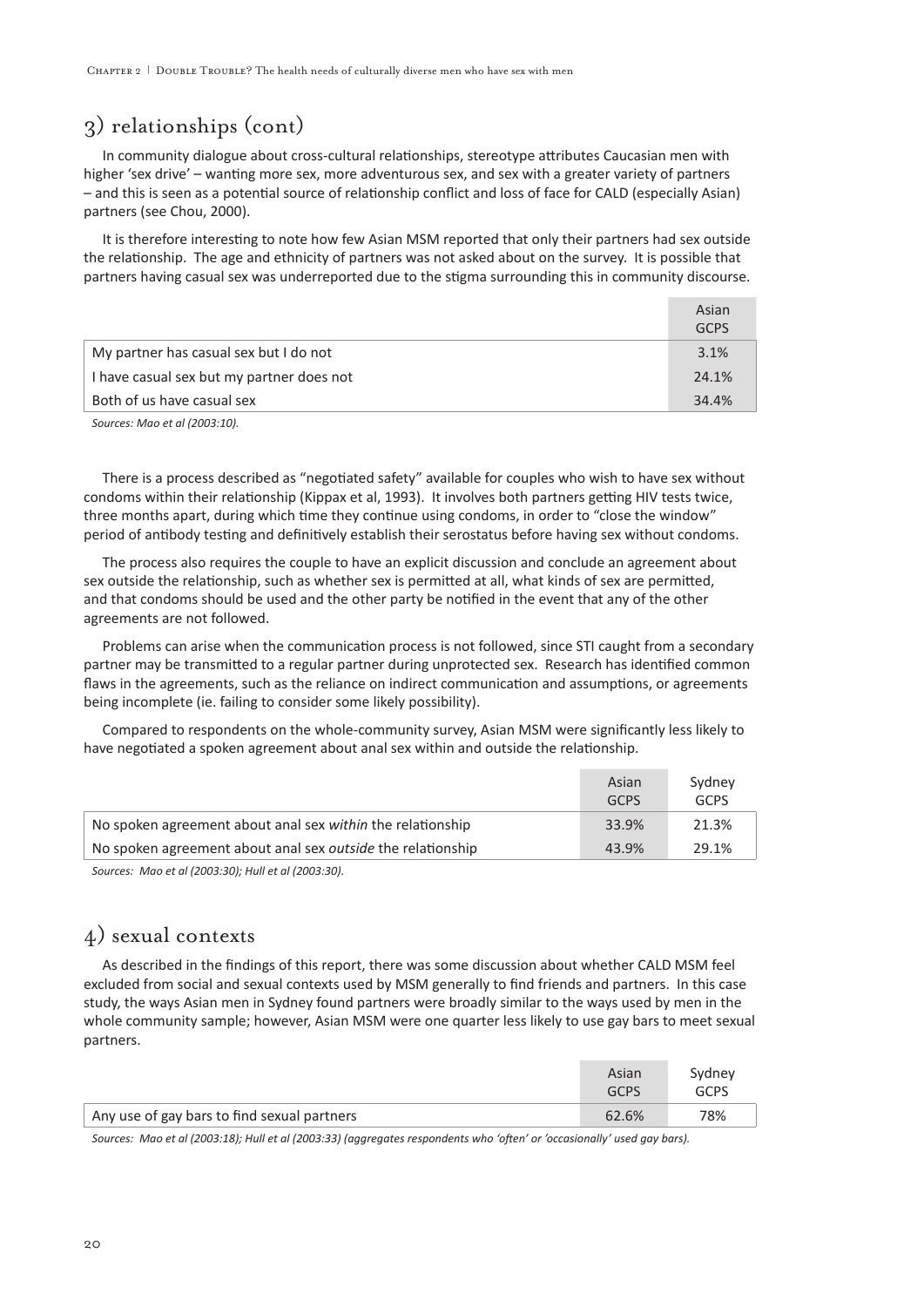## 3) relationships (cont)

In community dialogue about cross-cultural relationships, stereotype attributes Caucasian men with higher 'sex drive' – wanting more sex, more adventurous sex, and sex with a greater variety of partners – and this is seen as a potential source of relationship conflict and loss of face for CALD (especially Asian) partners (see Chou, 2000).

It is therefore interesting to note how few Asian MSM reported that only their partners had sex outside the relationship. The age and ethnicity of partners was not asked about on the survey. It is possible that partners having casual sex was underreported due to the stigma surrounding this in community discourse.

| | Asian GCPS |
|---|---|
| My partner has casual sex but I do not | 3.1% |
| I have casual sex but my partner does not | 24.1% |
| Both of us have casual sex | 34.4% |

*Sources: Mao et al (2003:10).*

There is a process described as "negotiated safety" available for couples who wish to have sex without condoms within their relationship (Kippax et al, 1993). It involves both partners getting HIV tests twice, three months apart, during which time they continue using condoms, in order to "close the window" period of antibody testing and definitively establish their serostatus before having sex without condoms.

The process also requires the couple to have an explicit discussion and conclude an agreement about sex outside the relationship, such as whether sex is permitted at all, what kinds of sex are permitted, and that condoms should be used and the other party be notified in the event that any of the other agreements are not followed.

Problems can arise when the communication process is not followed, since STI caught from a secondary partner may be transmitted to a regular partner during unprotected sex. Research has identified common flaws in the agreements, such as the reliance on indirect communication and assumptions, or agreements being incomplete (ie. failing to consider some likely possibility).

Compared to respondents on the whole-community survey, Asian MSM were significantly less likely to have negotiated a spoken agreement about anal sex within and outside the relationship.

| | Asian GCPS | Sydney GCPS |
|---|---|---|
| No spoken agreement about anal sex *within* the relationship | 33.9% | 21.3% |
| No spoken agreement about anal sex *outside* the relationship | 43.9% | 29.1% |

*Sources: Mao et al (2003:30); Hull et al (2003:30).*

## 4) sexual contexts

As described in the findings of this report, there was some discussion about whether CALD MSM feel excluded from social and sexual contexts used by MSM generally to find friends and partners. In this case study, the ways Asian men in Sydney found partners were broadly similar to the ways used by men in the whole community sample; however, Asian MSM were one quarter less likely to use gay bars to meet sexual partners.

| | Asian GCPS | Sydney GCPS |
|---|---|---|
| Any use of gay bars to find sexual partners | 62.6% | 78% |

*Sources: Mao et al (2003:18); Hull et al (2003:33) (aggregates respondents who 'often' or 'occasionally' used gay bars).*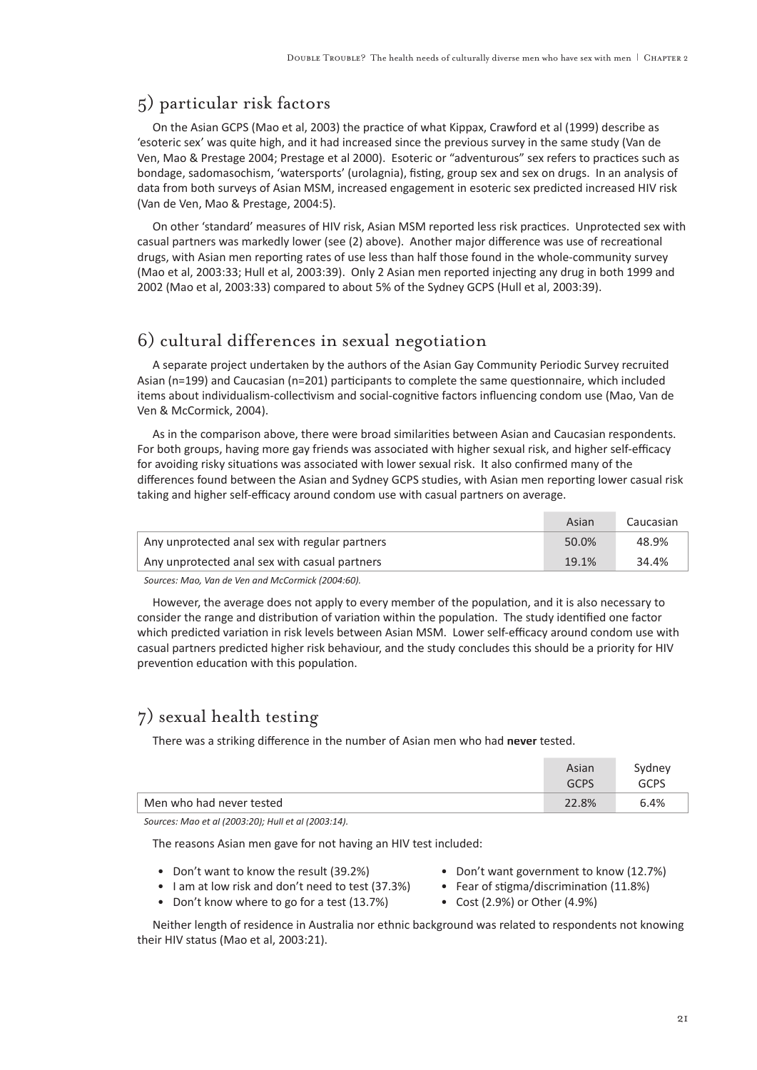## 5) particular risk factors

On the Asian GCPS (Mao et al, 2003) the practice of what Kippax, Crawford et al (1999) describe as 'esoteric sex' was quite high, and it had increased since the previous survey in the same study (Van de Ven, Mao & Prestage 2004; Prestage et al 2000). Esoteric or "adventurous" sex refers to practices such as bondage, sadomasochism, 'watersports' (urolagnia), fisting, group sex and sex on drugs. In an analysis of data from both surveys of Asian MSM, increased engagement in esoteric sex predicted increased HIV risk (Van de Ven, Mao & Prestage, 2004:5).

On other 'standard' measures of HIV risk, Asian MSM reported less risk practices. Unprotected sex with casual partners was markedly lower (see (2) above). Another major difference was use of recreational drugs, with Asian men reporting rates of use less than half those found in the whole-community survey (Mao et al, 2003:33; Hull et al, 2003:39). Only 2 Asian men reported injecting any drug in both 1999 and 2002 (Mao et al, 2003:33) compared to about 5% of the Sydney GCPS (Hull et al, 2003:39).

## 6) cultural differences in sexual negotiation

A separate project undertaken by the authors of the Asian Gay Community Periodic Survey recruited Asian (n=199) and Caucasian (n=201) participants to complete the same questionnaire, which included items about individualism-collectivism and social-cognitive factors influencing condom use (Mao, Van de Ven & McCormick, 2004).

As in the comparison above, there were broad similarities between Asian and Caucasian respondents. For both groups, having more gay friends was associated with higher sexual risk, and higher self-efficacy for avoiding risky situations was associated with lower sexual risk. It also confirmed many of the differences found between the Asian and Sydney GCPS studies, with Asian men reporting lower casual risk taking and higher self-efficacy around condom use with casual partners on average.

| | Asian | Caucasian |
|---|---|---|
| Any unprotected anal sex with regular partners | 50.0% | 48.9% |
| Any unprotected anal sex with casual partners | 19.1% | 34.4% |

*Sources: Mao, Van de Ven and McCormick (2004:60).*

However, the average does not apply to every member of the population, and it is also necessary to consider the range and distribution of variation within the population. The study identified one factor which predicted variation in risk levels between Asian MSM. Lower self-efficacy around condom use with casual partners predicted higher risk behaviour, and the study concludes this should be a priority for HIV prevention education with this population.

## 7) sexual health testing

There was a striking difference in the number of Asian men who had **never** tested.

| | Asian GCPS | Sydney GCPS |
|---|---|---|
| Men who had never tested | 22.8% | 6.4% |

*Sources: Mao et al (2003:20); Hull et al (2003:14).*

The reasons Asian men gave for not having an HIV test included:

- Don't want to know the result (39.2%)
- I am at low risk and don't need to test (37.3%)
- Don't know where to go for a test (13.7%)
- Don't want government to know (12.7%)
- Fear of stigma/discrimination (11.8%)
- Cost (2.9%) or Other (4.9%)

Neither length of residence in Australia nor ethnic background was related to respondents not knowing their HIV status (Mao et al, 2003:21).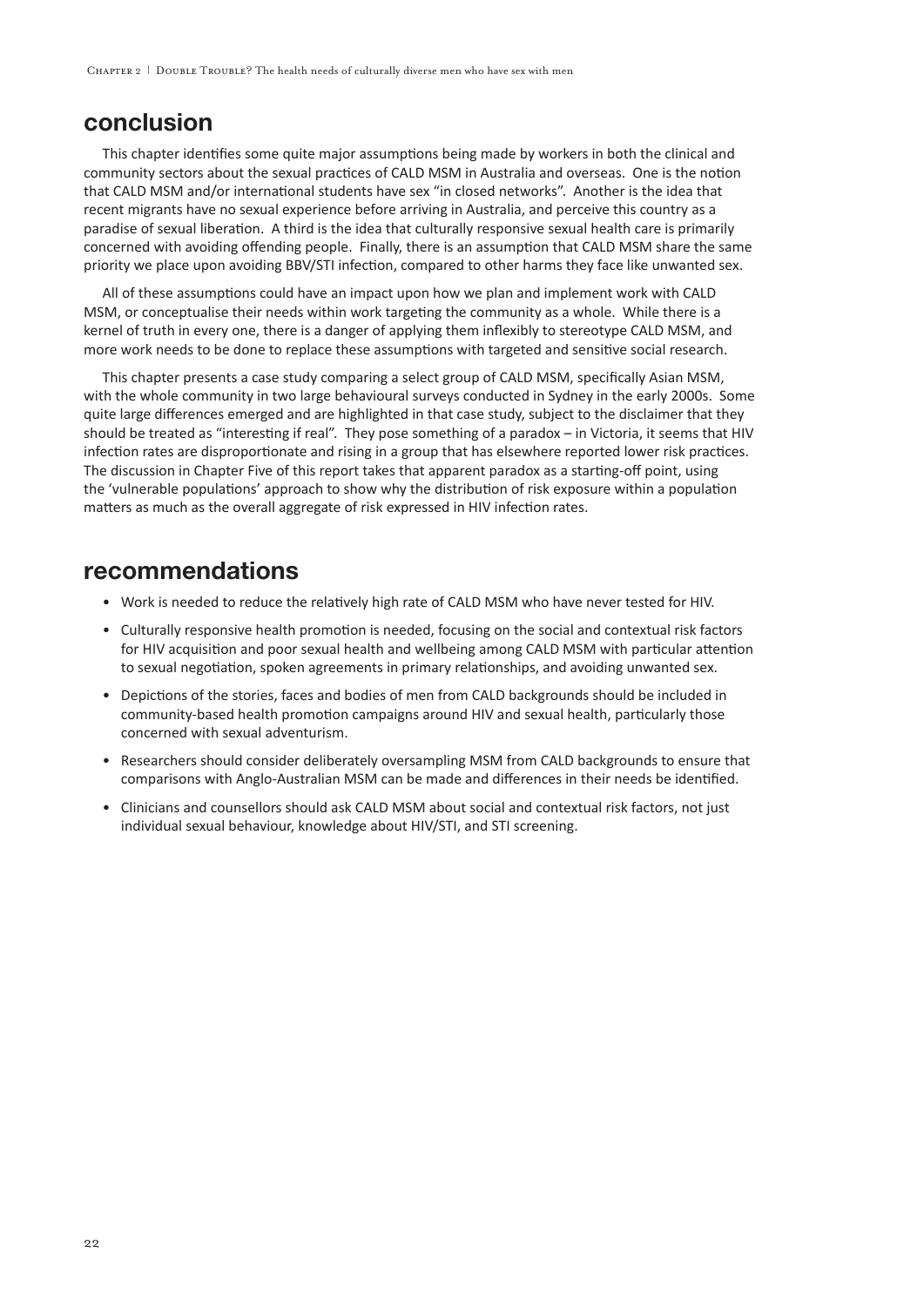## conclusion

This chapter identifies some quite major assumptions being made by workers in both the clinical and community sectors about the sexual practices of CALD MSM in Australia and overseas. One is the notion that CALD MSM and/or international students have sex "in closed networks". Another is the idea that recent migrants have no sexual experience before arriving in Australia, and perceive this country as a paradise of sexual liberation. A third is the idea that culturally responsive sexual health care is primarily concerned with avoiding offending people. Finally, there is an assumption that CALD MSM share the same priority we place upon avoiding BBV/STI infection, compared to other harms they face like unwanted sex.

All of these assumptions could have an impact upon how we plan and implement work with CALD MSM, or conceptualise their needs within work targeting the community as a whole. While there is a kernel of truth in every one, there is a danger of applying them inflexibly to stereotype CALD MSM, and more work needs to be done to replace these assumptions with targeted and sensitive social research.

This chapter presents a case study comparing a select group of CALD MSM, specifically Asian MSM, with the whole community in two large behavioural surveys conducted in Sydney in the early 2000s. Some quite large differences emerged and are highlighted in that case study, subject to the disclaimer that they should be treated as "interesting if real". They pose something of a paradox – in Victoria, it seems that HIV infection rates are disproportionate and rising in a group that has elsewhere reported lower risk practices. The discussion in Chapter Five of this report takes that apparent paradox as a starting-off point, using the 'vulnerable populations' approach to show why the distribution of risk exposure within a population matters as much as the overall aggregate of risk expressed in HIV infection rates.

## recommendations

- Work is needed to reduce the relatively high rate of CALD MSM who have never tested for HIV.
- Culturally responsive health promotion is needed, focusing on the social and contextual risk factors for HIV acquisition and poor sexual health and wellbeing among CALD MSM with particular attention to sexual negotiation, spoken agreements in primary relationships, and avoiding unwanted sex.
- Depictions of the stories, faces and bodies of men from CALD backgrounds should be included in community-based health promotion campaigns around HIV and sexual health, particularly those concerned with sexual adventurism.
- Researchers should consider deliberately oversampling MSM from CALD backgrounds to ensure that comparisons with Anglo-Australian MSM can be made and differences in their needs be identified.
- Clinicians and counsellors should ask CALD MSM about social and contextual risk factors, not just individual sexual behaviour, knowledge about HIV/STI, and STI screening.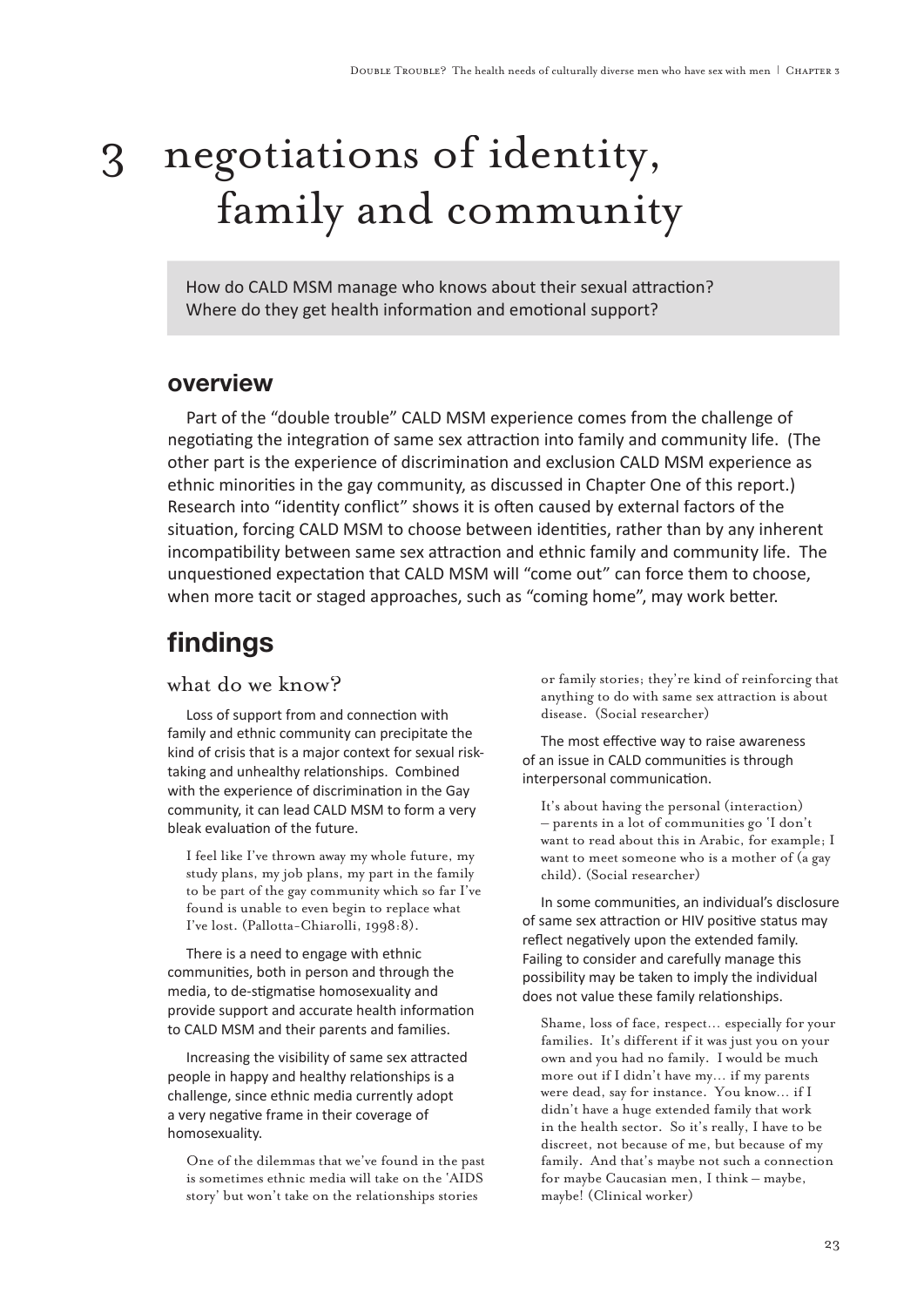# 3 negotiations of identity, family and community

How do CALD MSM manage who knows about their sexual attraction? Where do they get health information and emotional support?

## overview

Part of the "double trouble" CALD MSM experience comes from the challenge of negotiating the integration of same sex attraction into family and community life. (The other part is the experience of discrimination and exclusion CALD MSM experience as ethnic minorities in the gay community, as discussed in Chapter One of this report.) Research into "identity conflict" shows it is often caused by external factors of the situation, forcing CALD MSM to choose between identities, rather than by any inherent incompatibility between same sex attraction and ethnic family and community life. The unquestioned expectation that CALD MSM will "come out" can force them to choose, when more tacit or staged approaches, such as "coming home", may work better.

## findings

### what do we know?

Loss of support from and connection with family and ethnic community can precipitate the kind of crisis that is a major context for sexual risk-taking and unhealthy relationships. Combined with the experience of discrimination in the Gay community, it can lead CALD MSM to form a very bleak evaluation of the future.

> I feel like I've thrown away my whole future, my study plans, my job plans, my part in the family to be part of the gay community which so far I've found is unable to even begin to replace what I've lost. (Pallotta-Chiarolli, 1998:8).

There is a need to engage with ethnic communities, both in person and through the media, to de-stigmatise homosexuality and provide support and accurate health information to CALD MSM and their parents and families.

Increasing the visibility of same sex attracted people in happy and healthy relationships is a challenge, since ethnic media currently adopt a very negative frame in their coverage of homosexuality.

> One of the dilemmas that we've found in the past is sometimes ethnic media will take on the 'AIDS story' but won't take on the relationships stories or family stories; they're kind of reinforcing that anything to do with same sex attraction is about disease. (Social researcher)

The most effective way to raise awareness of an issue in CALD communities is through interpersonal communication.

> It's about having the personal (interaction) – parents in a lot of communities go 'I don't want to read about this in Arabic, for example; I want to meet someone who is a mother of (a gay child). (Social researcher)

In some communities, an individual's disclosure of same sex attraction or HIV positive status may reflect negatively upon the extended family. Failing to consider and carefully manage this possibility may be taken to imply the individual does not value these family relationships.

> Shame, loss of face, respect… especially for your families. It's different if it was just you on your own and you had no family. I would be much more out if I didn't have my… if my parents were dead, say for instance. You know… if I didn't have a huge extended family that work in the health sector. So it's really, I have to be discreet, not because of me, but because of my family. And that's maybe not such a connection for maybe Caucasian men, I think – maybe, maybe! (Clinical worker)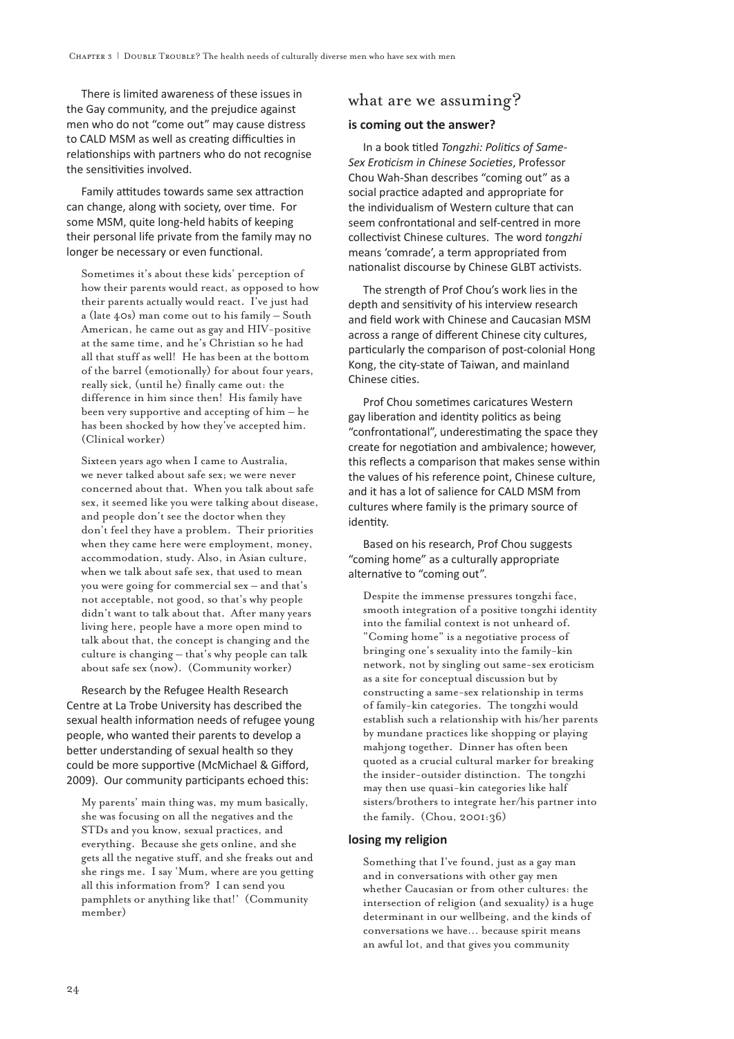There is limited awareness of these issues in the Gay community, and the prejudice against men who do not "come out" may cause distress to CALD MSM as well as creating difficulties in relationships with partners who do not recognise the sensitivities involved.

Family attitudes towards same sex attraction can change, along with society, over time. For some MSM, quite long-held habits of keeping their personal life private from the family may no longer be necessary or even functional.

> Sometimes it's about these kids' perception of how their parents would react, as opposed to how their parents actually would react. I've just had a (late 40s) man come out to his family – South American, he came out as gay and HIV-positive at the same time, and he's Christian so he had all that stuff as well! He has been at the bottom of the barrel (emotionally) for about four years, really sick, (until he) finally came out: the difference in him since then! His family have been very supportive and accepting of him – he has been shocked by how they've accepted him. (Clinical worker)

> Sixteen years ago when I came to Australia, we never talked about safe sex; we were never concerned about that. When you talk about safe sex, it seemed like you were talking about disease, and people don't see the doctor when they don't feel they have a problem. Their priorities when they came here were employment, money, accommodation, study. Also, in Asian culture, when we talk about safe sex, that used to mean you were going for commercial sex – and that's not acceptable, not good, so that's why people didn't want to talk about that. After many years living here, people have a more open mind to talk about that, the concept is changing and the culture is changing – that's why people can talk about safe sex (now). (Community worker)

Research by the Refugee Health Research Centre at La Trobe University has described the sexual health information needs of refugee young people, who wanted their parents to develop a better understanding of sexual health so they could be more supportive (McMichael & Gifford, 2009). Our community participants echoed this:

> My parents' main thing was, my mum basically, she was focusing on all the negatives and the STDs and you know, sexual practices, and everything. Because she gets online, and she gets all the negative stuff, and she freaks out and she rings me. I say 'Mum, where are you getting all this information from? I can send you pamphlets or anything like that!' (Community member)

## what are we assuming?

### is coming out the answer?

In a book titled *Tongzhi: Politics of Same-Sex Eroticism in Chinese Societies*, Professor Chou Wah-Shan describes "coming out" as a social practice adapted and appropriate for the individualism of Western culture that can seem confrontational and self-centred in more collectivist Chinese cultures. The word *tongzhi* means 'comrade', a term appropriated from nationalist discourse by Chinese GLBT activists.

The strength of Prof Chou's work lies in the depth and sensitivity of his interview research and field work with Chinese and Caucasian MSM across a range of different Chinese city cultures, particularly the comparison of post-colonial Hong Kong, the city-state of Taiwan, and mainland Chinese cities.

Prof Chou sometimes caricatures Western gay liberation and identity politics as being "confrontational", underestimating the space they create for negotiation and ambivalence; however, this reflects a comparison that makes sense within the values of his reference point, Chinese culture, and it has a lot of salience for CALD MSM from cultures where family is the primary source of identity.

Based on his research, Prof Chou suggests "coming home" as a culturally appropriate alternative to "coming out".

> Despite the immense pressures tongzhi face, smooth integration of a positive tongzhi identity into the familial context is not unheard of. "Coming home" is a negotiative process of bringing one's sexuality into the family-kin network, not by singling out same-sex eroticism as a site for conceptual discussion but by constructing a same-sex relationship in terms of family-kin categories. The tongzhi would establish such a relationship with his/her parents by mundane practices like shopping or playing mahjong together. Dinner has often been quoted as a crucial cultural marker for breaking the insider-outsider distinction. The tongzhi may then use quasi-kin categories like half sisters/brothers to integrate her/his partner into the family. (Chou, 2001:36)

### losing my religion

> Something that I've found, just as a gay man and in conversations with other gay men whether Caucasian or from other cultures: the intersection of religion (and sexuality) is a huge determinant in our wellbeing, and the kinds of conversations we have… because spirit means an awful lot, and that gives you community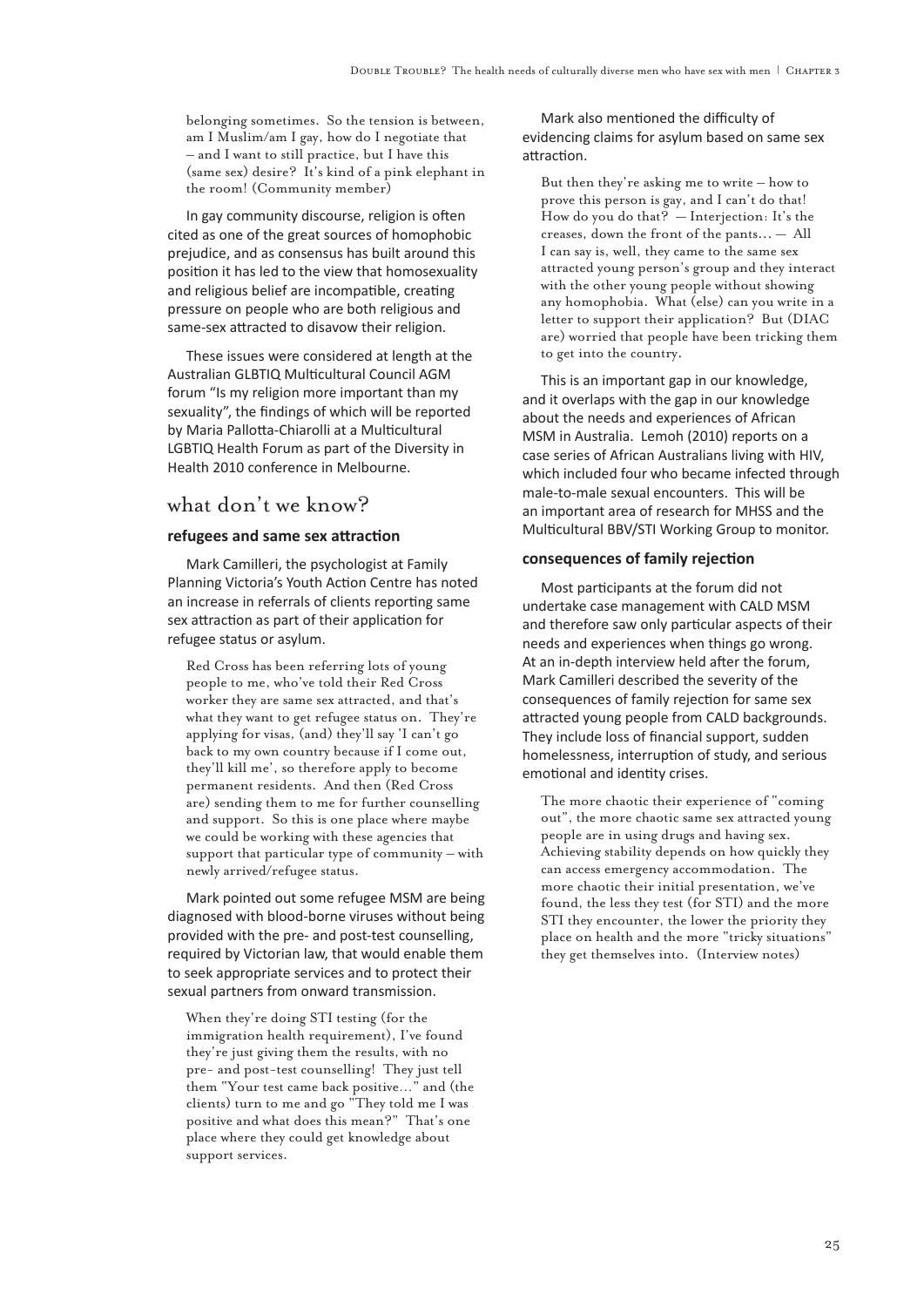belonging sometimes. So the tension is between, am I Muslim/am I gay, how do I negotiate that – and I want to still practice, but I have this (same sex) desire? It's kind of a pink elephant in the room! (Community member)

In gay community discourse, religion is often cited as one of the great sources of homophobic prejudice, and as consensus has built around this position it has led to the view that homosexuality and religious belief are incompatible, creating pressure on people who are both religious and same-sex attracted to disavow their religion.

These issues were considered at length at the Australian GLBTIQ Multicultural Council AGM forum "Is my religion more important than my sexuality", the findings of which will be reported by Maria Pallotta-Chiarolli at a Multicultural LGBTIQ Health Forum as part of the Diversity in Health 2010 conference in Melbourne.

## what don't we know?

### refugees and same sex attraction

Mark Camilleri, the psychologist at Family Planning Victoria's Youth Action Centre has noted an increase in referrals of clients reporting same sex attraction as part of their application for refugee status or asylum.

Red Cross has been referring lots of young people to me, who've told their Red Cross worker they are same sex attracted, and that's what they want to get refugee status on. They're applying for visas, (and) they'll say 'I can't go back to my own country because if I come out, they'll kill me', so therefore apply to become permanent residents. And then (Red Cross are) sending them to me for further counselling and support. So this is one place where maybe we could be working with these agencies that support that particular type of community – with newly arrived/refugee status.

Mark pointed out some refugee MSM are being diagnosed with blood-borne viruses without being provided with the pre- and post-test counselling, required by Victorian law, that would enable them to seek appropriate services and to protect their sexual partners from onward transmission.

When they're doing STI testing (for the immigration health requirement), I've found they're just giving them the results, with no pre- and post-test counselling! They just tell them "Your test came back positive…" and (the clients) turn to me and go "They told me I was positive and what does this mean?" That's one place where they could get knowledge about support services.

Mark also mentioned the difficulty of evidencing claims for asylum based on same sex attraction.

But then they're asking me to write – how to prove this person is gay, and I can't do that! How do you do that? – Interjection: It's the creases, down the front of the pants… – All I can say is, well, they came to the same sex attracted young person's group and they interact with the other young people without showing any homophobia. What (else) can you write in a letter to support their application? But (DIAC are) worried that people have been tricking them to get into the country.

This is an important gap in our knowledge, and it overlaps with the gap in our knowledge about the needs and experiences of African MSM in Australia. Lemoh (2010) reports on a case series of African Australians living with HIV, which included four who became infected through male-to-male sexual encounters. This will be an important area of research for MHSS and the Multicultural BBV/STI Working Group to monitor.

### consequences of family rejection

Most participants at the forum did not undertake case management with CALD MSM and therefore saw only particular aspects of their needs and experiences when things go wrong. At an in-depth interview held after the forum, Mark Camilleri described the severity of the consequences of family rejection for same sex attracted young people from CALD backgrounds. They include loss of financial support, sudden homelessness, interruption of study, and serious emotional and identity crises.

The more chaotic their experience of "coming out", the more chaotic same sex attracted young people are in using drugs and having sex. Achieving stability depends on how quickly they can access emergency accommodation. The more chaotic their initial presentation, we've found, the less they test (for STI) and the more STI they encounter, the lower the priority they place on health and the more "tricky situations" they get themselves into. (Interview notes)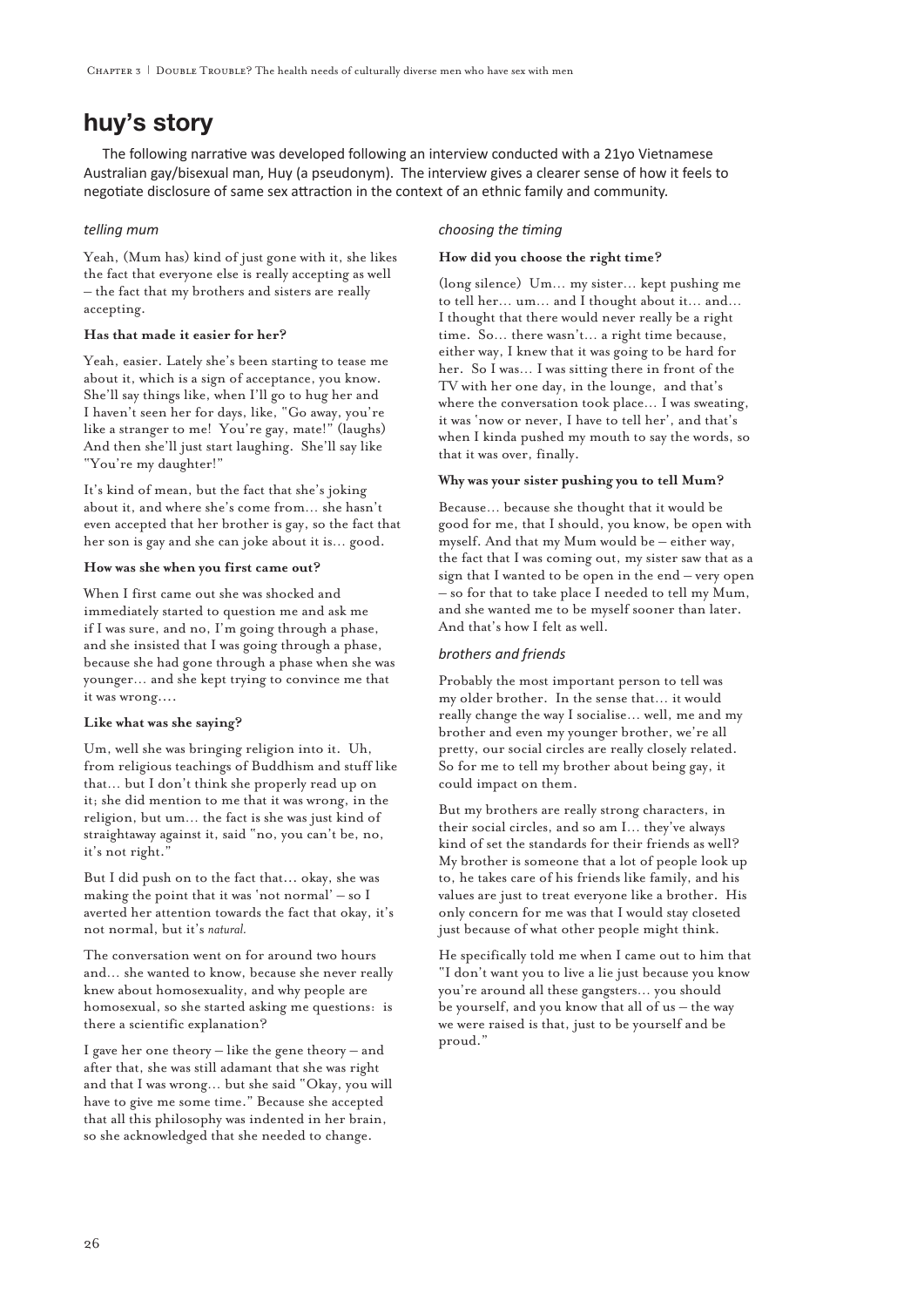# huy's story

The following narrative was developed following an interview conducted with a 21yo Vietnamese Australian gay/bisexual man, Huy (a pseudonym). The interview gives a clearer sense of how it feels to negotiate disclosure of same sex attraction in the context of an ethnic family and community.

### *telling mum*

Yeah, (Mum has) kind of just gone with it, she likes the fact that everyone else is really accepting as well – the fact that my brothers and sisters are really accepting.

**Has that made it easier for her?**

Yeah, easier. Lately she's been starting to tease me about it, which is a sign of acceptance, you know. She'll say things like, when I'll go to hug her and I haven't seen her for days, like, "Go away, you're like a stranger to me! You're gay, mate!" (laughs) And then she'll just start laughing. She'll say like "You're my daughter!"

It's kind of mean, but the fact that she's joking about it, and where she's come from… she hasn't even accepted that her brother is gay, so the fact that her son is gay and she can joke about it is… good.

**How was she when you first came out?**

When I first came out she was shocked and immediately started to question me and ask me if I was sure, and no, I'm going through a phase, and she insisted that I was going through a phase, because she had gone through a phase when she was younger… and she kept trying to convince me that it was wrong….

**Like what was she saying?**

Um, well she was bringing religion into it. Uh, from religious teachings of Buddhism and stuff like that… but I don't think she properly read up on it; she did mention to me that it was wrong, in the religion, but um… the fact is she was just kind of straightaway against it, said "no, you can't be, no, it's not right."

But I did push on to the fact that… okay, she was making the point that it was 'not normal' – so I averted her attention towards the fact that okay, it's not normal, but it's *natural*.

The conversation went on for around two hours and… she wanted to know, because she never really knew about homosexuality, and why people are homosexual, so she started asking me questions: is there a scientific explanation?

I gave her one theory – like the gene theory – and after that, she was still adamant that she was right and that I was wrong… but she said "Okay, you will have to give me some time." Because she accepted that all this philosophy was indented in her brain, so she acknowledged that she needed to change.

### *choosing the timing*

**How did you choose the right time?**

(long silence) Um… my sister… kept pushing me to tell her… um… and I thought about it… and… I thought that there would never really be a right time. So… there wasn't… a right time because, either way, I knew that it was going to be hard for her. So I was… I was sitting there in front of the TV with her one day, in the lounge, and that's where the conversation took place… I was sweating, it was 'now or never, I have to tell her', and that's when I kinda pushed my mouth to say the words, so that it was over, finally.

**Why was your sister pushing you to tell Mum?**

Because… because she thought that it would be good for me, that I should, you know, be open with myself. And that my Mum would be – either way, the fact that I was coming out, my sister saw that as a sign that I wanted to be open in the end – very open – so for that to take place I needed to tell my Mum, and she wanted me to be myself sooner than later. And that's how I felt as well.

### *brothers and friends*

Probably the most important person to tell was my older brother. In the sense that… it would really change the way I socialise… well, me and my brother and even my younger brother, we're all pretty, our social circles are really closely related. So for me to tell my brother about being gay, it could impact on them.

But my brothers are really strong characters, in their social circles, and so am I… they've always kind of set the standards for their friends as well? My brother is someone that a lot of people look up to, he takes care of his friends like family, and his values are just to treat everyone like a brother. His only concern for me was that I would stay closeted just because of what other people might think.

He specifically told me when I came out to him that "I don't want you to live a lie just because you know you're around all these gangsters… you should be yourself, and you know that all of us – the way we were raised is that, just to be yourself and be proud."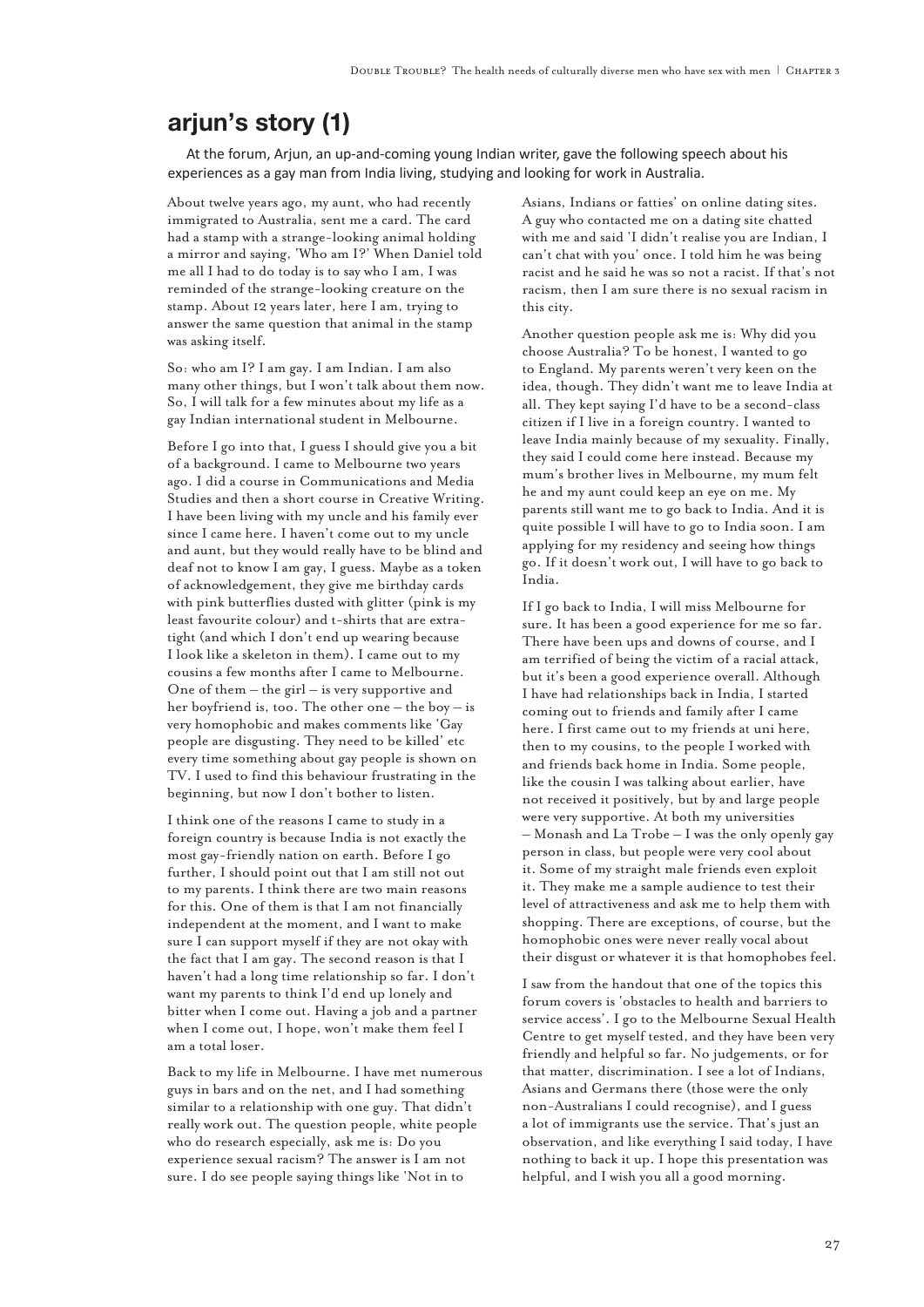## arjun's story (1)

At the forum, Arjun, an up-and-coming young Indian writer, gave the following speech about his experiences as a gay man from India living, studying and looking for work in Australia.

About twelve years ago, my aunt, who had recently immigrated to Australia, sent me a card. The card had a stamp with a strange-looking animal holding a mirror and saying, 'Who am I?' When Daniel told me all I had to do today is to say who I am, I was reminded of the strange-looking creature on the stamp. About 12 years later, here I am, trying to answer the same question that animal in the stamp was asking itself.

So: who am I? I am gay. I am Indian. I am also many other things, but I won't talk about them now. So, I will talk for a few minutes about my life as a gay Indian international student in Melbourne.

Before I go into that, I guess I should give you a bit of a background. I came to Melbourne two years ago. I did a course in Communications and Media Studies and then a short course in Creative Writing. I have been living with my uncle and his family ever since I came here. I haven't come out to my uncle and aunt, but they would really have to be blind and deaf not to know I am gay, I guess. Maybe as a token of acknowledgement, they give me birthday cards with pink butterflies dusted with glitter (pink is my least favourite colour) and t-shirts that are extra-tight (and which I don't end up wearing because I look like a skeleton in them). I came out to my cousins a few months after I came to Melbourne. One of them – the girl – is very supportive and her boyfriend is, too. The other one – the boy – is very homophobic and makes comments like 'Gay people are disgusting. They need to be killed' etc every time something about gay people is shown on TV. I used to find this behaviour frustrating in the beginning, but now I don't bother to listen.

I think one of the reasons I came to study in a foreign country is because India is not exactly the most gay-friendly nation on earth. Before I go further, I should point out that I am still not out to my parents. I think there are two main reasons for this. One of them is that I am not financially independent at the moment, and I want to make sure I can support myself if they are not okay with the fact that I am gay. The second reason is that I haven't had a long time relationship so far. I don't want my parents to think I'd end up lonely and bitter when I come out. Having a job and a partner when I come out, I hope, won't make them feel I am a total loser.

Back to my life in Melbourne. I have met numerous guys in bars and on the net, and I had something similar to a relationship with one guy. That didn't really work out. The question people, white people who do research especially, ask me is: Do you experience sexual racism? The answer is I am not sure. I do see people saying things like 'Not in to Asians, Indians or fatties' on online dating sites. A guy who contacted me on a dating site chatted with me and said 'I didn't realise you are Indian, I can't chat with you' once. I told him he was being racist and he said he was so not a racist. If that's not racism, then I am sure there is no sexual racism in this city.

Another question people ask me is: Why did you choose Australia? To be honest, I wanted to go to England. My parents weren't very keen on the idea, though. They didn't want me to leave India at all. They kept saying I'd have to be a second-class citizen if I live in a foreign country. I wanted to leave India mainly because of my sexuality. Finally, they said I could come here instead. Because my mum's brother lives in Melbourne, my mum felt he and my aunt could keep an eye on me. My parents still want me to go back to India. And it is quite possible I will have to go to India soon. I am applying for my residency and seeing how things go. If it doesn't work out, I will have to go back to India.

If I go back to India, I will miss Melbourne for sure. It has been a good experience for me so far. There have been ups and downs of course, and I am terrified of being the victim of a racial attack, but it's been a good experience overall. Although I have had relationships back in India, I started coming out to friends and family after I came here. I first came out to my friends at uni here, then to my cousins, to the people I worked with and friends back home in India. Some people, like the cousin I was talking about earlier, have not received it positively, but by and large people were very supportive. At both my universities – Monash and La Trobe – I was the only openly gay person in class, but people were very cool about it. Some of my straight male friends even exploit it. They make me a sample audience to test their level of attractiveness and ask me to help them with shopping. There are exceptions, of course, but the homophobic ones were never really vocal about their disgust or whatever it is that homophobes feel.

I saw from the handout that one of the topics this forum covers is 'obstacles to health and barriers to service access'. I go to the Melbourne Sexual Health Centre to get myself tested, and they have been very friendly and helpful so far. No judgements, or for that matter, discrimination. I see a lot of Indians, Asians and Germans there (those were the only non-Australians I could recognise), and I guess a lot of immigrants use the service. That's just an observation, and like everything I said today, I have nothing to back it up. I hope this presentation was helpful, and I wish you all a good morning.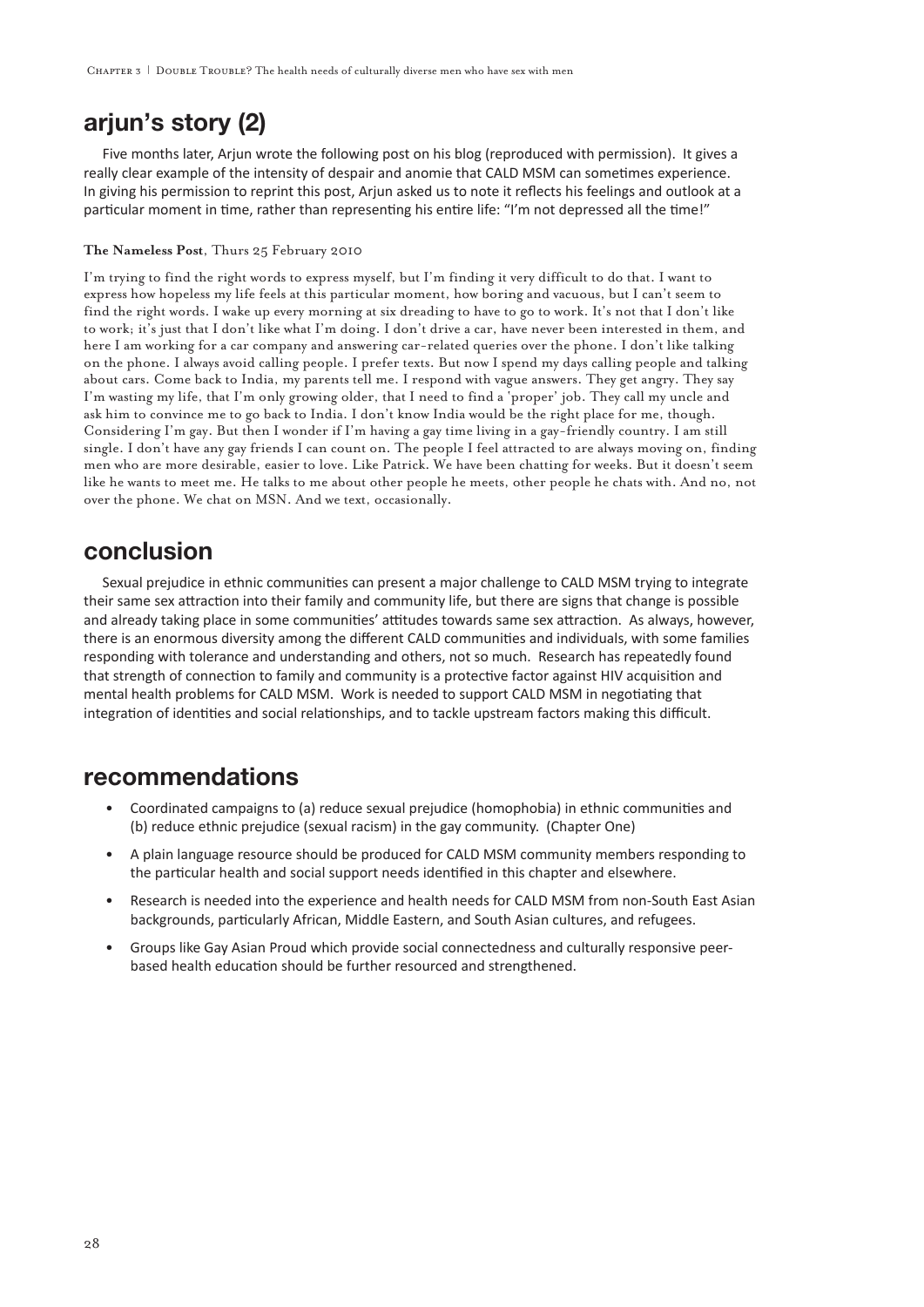## arjun's story (2)

Five months later, Arjun wrote the following post on his blog (reproduced with permission). It gives a really clear example of the intensity of despair and anomie that CALD MSM can sometimes experience. In giving his permission to reprint this post, Arjun asked us to note it reflects his feelings and outlook at a particular moment in time, rather than representing his entire life: "I'm not depressed all the time!"

**The Nameless Post**, Thurs 25 February 2010

I'm trying to find the right words to express myself, but I'm finding it very difficult to do that. I want to express how hopeless my life feels at this particular moment, how boring and vacuous, but I can't seem to find the right words. I wake up every morning at six dreading to have to go to work. It's not that I don't like to work; it's just that I don't like what I'm doing. I don't drive a car, have never been interested in them, and here I am working for a car company and answering car-related queries over the phone. I don't like talking on the phone. I always avoid calling people. I prefer texts. But now I spend my days calling people and talking about cars. Come back to India, my parents tell me. I respond with vague answers. They get angry. They say I'm wasting my life, that I'm only growing older, that I need to find a 'proper' job. They call my uncle and ask him to convince me to go back to India. I don't know India would be the right place for me, though. Considering I'm gay. But then I wonder if I'm having a gay time living in a gay-friendly country. I am still single. I don't have any gay friends I can count on. The people I feel attracted to are always moving on, finding men who are more desirable, easier to love. Like Patrick. We have been chatting for weeks. But it doesn't seem like he wants to meet me. He talks to me about other people he meets, other people he chats with. And no, not over the phone. We chat on MSN. And we text, occasionally.

## conclusion

Sexual prejudice in ethnic communities can present a major challenge to CALD MSM trying to integrate their same sex attraction into their family and community life, but there are signs that change is possible and already taking place in some communities' attitudes towards same sex attraction. As always, however, there is an enormous diversity among the different CALD communities and individuals, with some families responding with tolerance and understanding and others, not so much. Research has repeatedly found that strength of connection to family and community is a protective factor against HIV acquisition and mental health problems for CALD MSM. Work is needed to support CALD MSM in negotiating that integration of identities and social relationships, and to tackle upstream factors making this difficult.

## recommendations

- Coordinated campaigns to (a) reduce sexual prejudice (homophobia) in ethnic communities and (b) reduce ethnic prejudice (sexual racism) in the gay community. (Chapter One)
- A plain language resource should be produced for CALD MSM community members responding to the particular health and social support needs identified in this chapter and elsewhere.
- Research is needed into the experience and health needs for CALD MSM from non-South East Asian backgrounds, particularly African, Middle Eastern, and South Asian cultures, and refugees.
- Groups like Gay Asian Proud which provide social connectedness and culturally responsive peer-based health education should be further resourced and strengthened.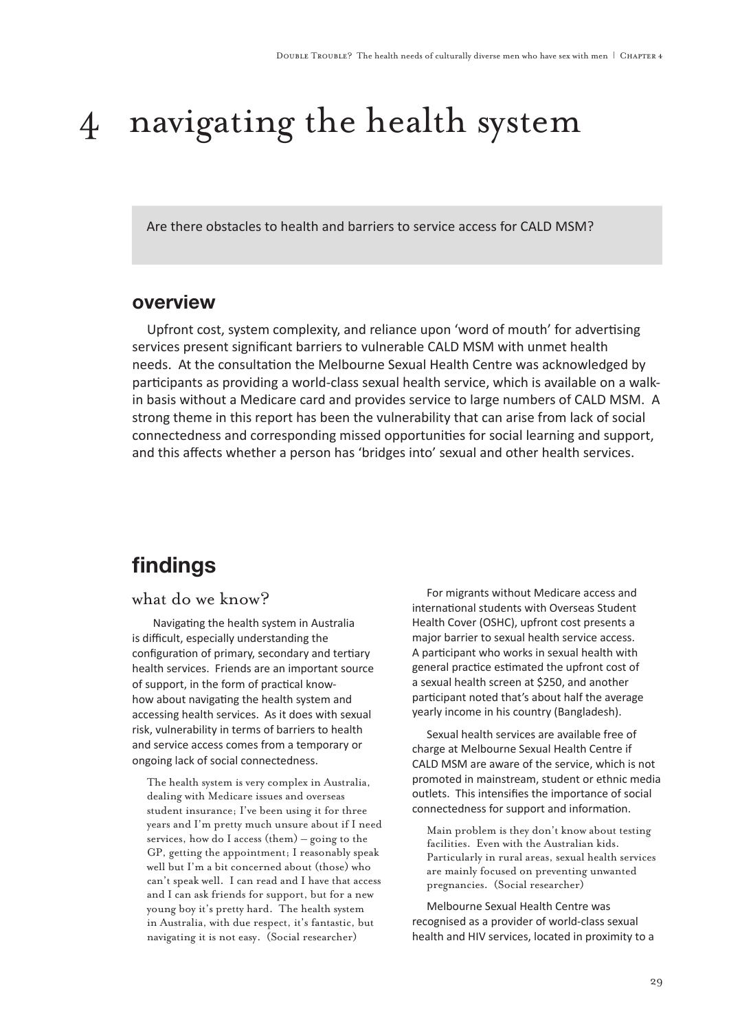# 4 navigating the health system

Are there obstacles to health and barriers to service access for CALD MSM?

## overview

Upfront cost, system complexity, and reliance upon 'word of mouth' for advertising services present significant barriers to vulnerable CALD MSM with unmet health needs. At the consultation the Melbourne Sexual Health Centre was acknowledged by participants as providing a world-class sexual health service, which is available on a walk-in basis without a Medicare card and provides service to large numbers of CALD MSM. A strong theme in this report has been the vulnerability that can arise from lack of social connectedness and corresponding missed opportunities for social learning and support, and this affects whether a person has 'bridges into' sexual and other health services.

## findings

### what do we know?

Navigating the health system in Australia is difficult, especially understanding the configuration of primary, secondary and tertiary health services. Friends are an important source of support, in the form of practical know-how about navigating the health system and accessing health services. As it does with sexual risk, vulnerability in terms of barriers to health and service access comes from a temporary or ongoing lack of social connectedness.

> The health system is very complex in Australia, dealing with Medicare issues and overseas student insurance; I've been using it for three years and I'm pretty much unsure about if I need services, how do I access (them) – going to the GP, getting the appointment; I reasonably speak well but I'm a bit concerned about (those) who can't speak well. I can read and I have that access and I can ask friends for support, but for a new young boy it's pretty hard. The health system in Australia, with due respect, it's fantastic, but navigating it is not easy. (Social researcher)

For migrants without Medicare access and international students with Overseas Student Health Cover (OSHC), upfront cost presents a major barrier to sexual health service access. A participant who works in sexual health with general practice estimated the upfront cost of a sexual health screen at $250, and another participant noted that's about half the average yearly income in his country (Bangladesh).

Sexual health services are available free of charge at Melbourne Sexual Health Centre if CALD MSM are aware of the service, which is not promoted in mainstream, student or ethnic media outlets. This intensifies the importance of social connectedness for support and information.

> Main problem is they don't know about testing facilities. Even with the Australian kids. Particularly in rural areas, sexual health services are mainly focused on preventing unwanted pregnancies. (Social researcher)

Melbourne Sexual Health Centre was recognised as a provider of world-class sexual health and HIV services, located in proximity to a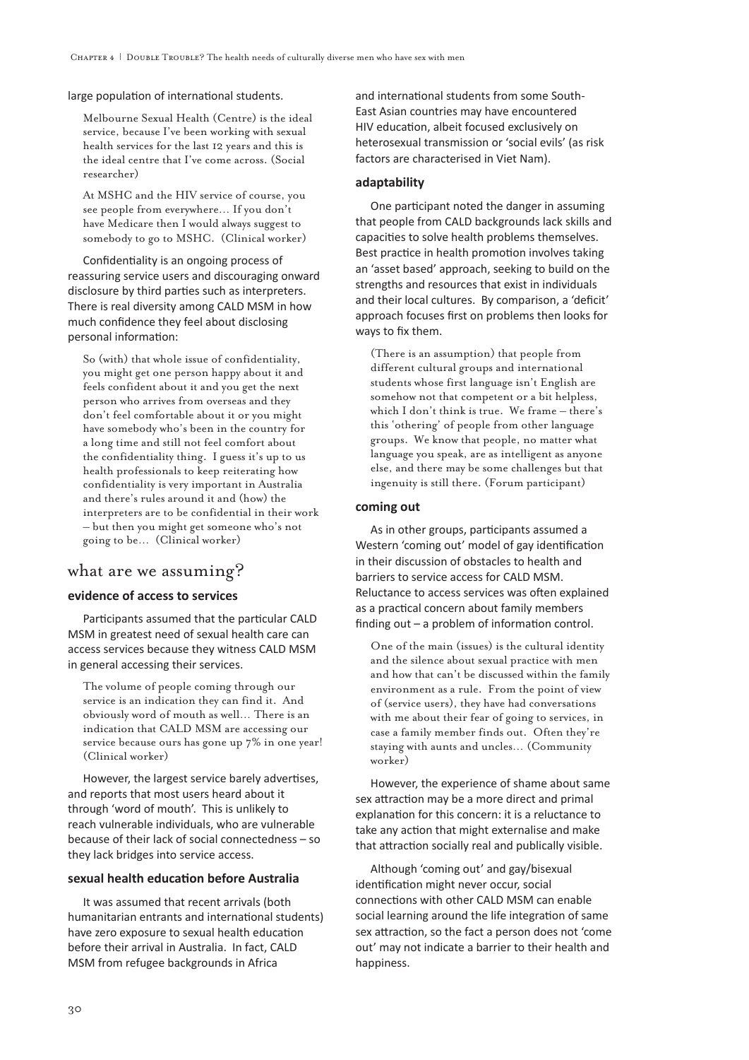large population of international students.

> Melbourne Sexual Health (Centre) is the ideal service, because I've been working with sexual health services for the last 12 years and this is the ideal centre that I've come across. (Social researcher)

> At MSHC and the HIV service of course, you see people from everywhere… If you don't have Medicare then I would always suggest to somebody to go to MSHC. (Clinical worker)

Confidentiality is an ongoing process of reassuring service users and discouraging onward disclosure by third parties such as interpreters. There is real diversity among CALD MSM in how much confidence they feel about disclosing personal information:

> So (with) that whole issue of confidentiality, you might get one person happy about it and feels confident about it and you get the next person who arrives from overseas and they don't feel comfortable about it or you might have somebody who's been in the country for a long time and still not feel comfort about the confidentiality thing. I guess it's up to us health professionals to keep reiterating how confidentiality is very important in Australia and there's rules around it and (how) the interpreters are to be confidential in their work – but then you might get someone who's not going to be… (Clinical worker)

## what are we assuming?

### evidence of access to services

Participants assumed that the particular CALD MSM in greatest need of sexual health care can access services because they witness CALD MSM in general accessing their services.

> The volume of people coming through our service is an indication they can find it. And obviously word of mouth as well… There is an indication that CALD MSM are accessing our service because ours has gone up 7% in one year! (Clinical worker)

However, the largest service barely advertises, and reports that most users heard about it through 'word of mouth'. This is unlikely to reach vulnerable individuals, who are vulnerable because of their lack of social connectedness – so they lack bridges into service access.

### sexual health education before Australia

It was assumed that recent arrivals (both humanitarian entrants and international students) have zero exposure to sexual health education before their arrival in Australia. In fact, CALD MSM from refugee backgrounds in Africa and international students from some South-East Asian countries may have encountered HIV education, albeit focused exclusively on heterosexual transmission or 'social evils' (as risk factors are characterised in Viet Nam).

### adaptability

One participant noted the danger in assuming that people from CALD backgrounds lack skills and capacities to solve health problems themselves. Best practice in health promotion involves taking an 'asset based' approach, seeking to build on the strengths and resources that exist in individuals and their local cultures. By comparison, a 'deficit' approach focuses first on problems then looks for ways to fix them.

> (There is an assumption) that people from different cultural groups and international students whose first language isn't English are somehow not that competent or a bit helpless, which I don't think is true. We frame – there's this 'othering' of people from other language groups. We know that people, no matter what language you speak, are as intelligent as anyone else, and there may be some challenges but that ingenuity is still there. (Forum participant)

### coming out

As in other groups, participants assumed a Western 'coming out' model of gay identification in their discussion of obstacles to health and barriers to service access for CALD MSM. Reluctance to access services was often explained as a practical concern about family members finding out – a problem of information control.

> One of the main (issues) is the cultural identity and the silence about sexual practice with men and how that can't be discussed within the family environment as a rule. From the point of view of (service users), they have had conversations with me about their fear of going to services, in case a family member finds out. Often they're staying with aunts and uncles… (Community worker)

However, the experience of shame about same sex attraction may be a more direct and primal explanation for this concern: it is a reluctance to take any action that might externalise and make that attraction socially real and publically visible.

Although 'coming out' and gay/bisexual identification might never occur, social connections with other CALD MSM can enable social learning around the life integration of same sex attraction, so the fact a person does not 'come out' may not indicate a barrier to their health and happiness.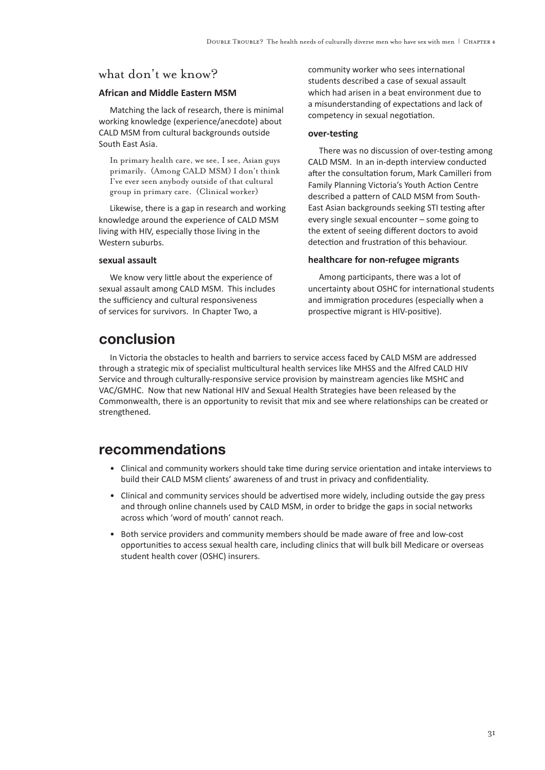## what don't we know?

### African and Middle Eastern MSM

Matching the lack of research, there is minimal working knowledge (experience/anecdote) about CALD MSM from cultural backgrounds outside South East Asia.

> In primary health care, we see, I see, Asian guys primarily. (Among CALD MSM) I don't think I've ever seen anybody outside of that cultural group in primary care. (Clinical worker)

Likewise, there is a gap in research and working knowledge around the experience of CALD MSM living with HIV, especially those living in the Western suburbs.

### sexual assault

We know very little about the experience of sexual assault among CALD MSM. This includes the sufficiency and cultural responsiveness of services for survivors. In Chapter Two, a community worker who sees international students described a case of sexual assault which had arisen in a beat environment due to a misunderstanding of expectations and lack of competency in sexual negotiation.

### over-testing

There was no discussion of over-testing among CALD MSM. In an in-depth interview conducted after the consultation forum, Mark Camilleri from Family Planning Victoria's Youth Action Centre described a pattern of CALD MSM from South-East Asian backgrounds seeking STI testing after every single sexual encounter – some going to the extent of seeing different doctors to avoid detection and frustration of this behaviour.

### healthcare for non-refugee migrants

Among participants, there was a lot of uncertainty about OSHC for international students and immigration procedures (especially when a prospective migrant is HIV-positive).

# conclusion

In Victoria the obstacles to health and barriers to service access faced by CALD MSM are addressed through a strategic mix of specialist multicultural health services like MHSS and the Alfred CALD HIV Service and through culturally-responsive service provision by mainstream agencies like MSHC and VAC/GMHC. Now that new National HIV and Sexual Health Strategies have been released by the Commonwealth, there is an opportunity to revisit that mix and see where relationships can be created or strengthened.

# recommendations

- Clinical and community workers should take time during service orientation and intake interviews to build their CALD MSM clients' awareness of and trust in privacy and confidentiality.
- Clinical and community services should be advertised more widely, including outside the gay press and through online channels used by CALD MSM, in order to bridge the gaps in social networks across which 'word of mouth' cannot reach.
- Both service providers and community members should be made aware of free and low-cost opportunities to access sexual health care, including clinics that will bulk bill Medicare or overseas student health cover (OSHC) insurers.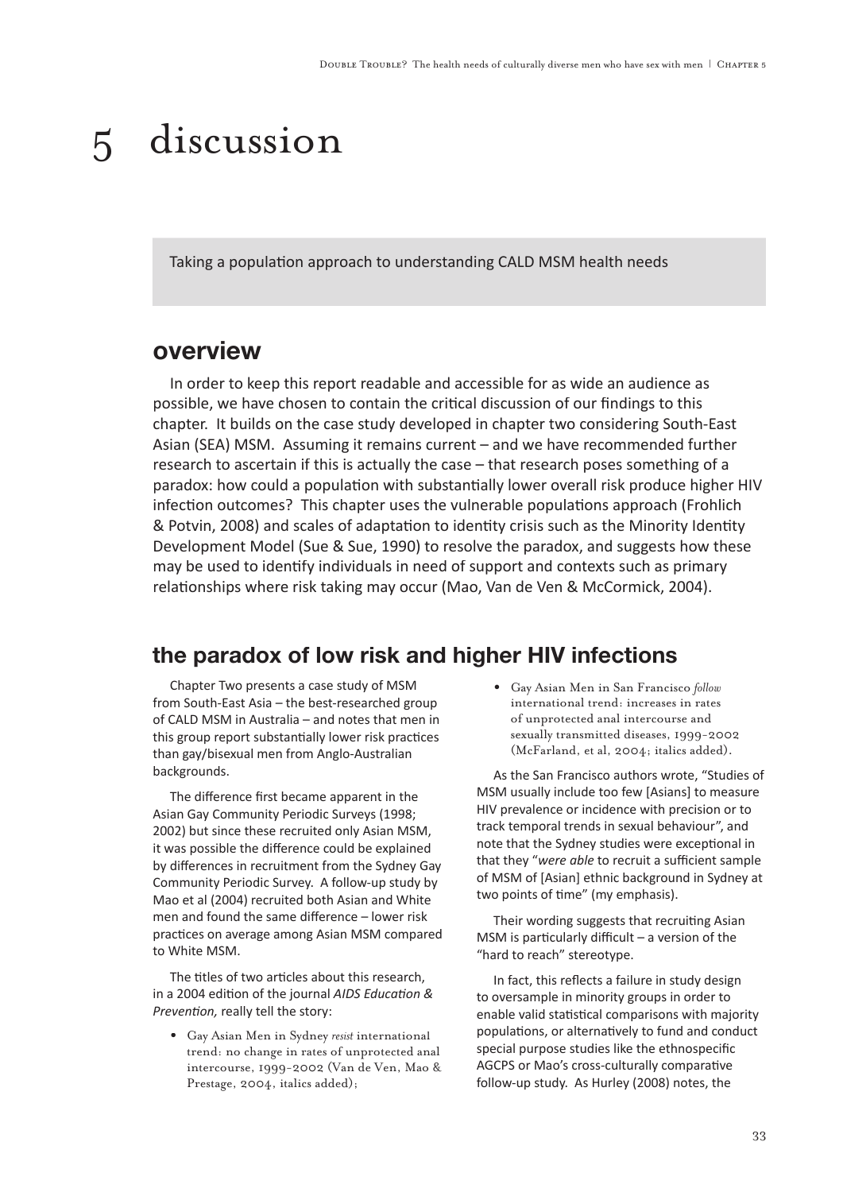# 5 discussion

Taking a population approach to understanding CALD MSM health needs

## overview

In order to keep this report readable and accessible for as wide an audience as possible, we have chosen to contain the critical discussion of our findings to this chapter. It builds on the case study developed in chapter two considering South-East Asian (SEA) MSM. Assuming it remains current – and we have recommended further research to ascertain if this is actually the case – that research poses something of a paradox: how could a population with substantially lower overall risk produce higher HIV infection outcomes? This chapter uses the vulnerable populations approach (Frohlich & Potvin, 2008) and scales of adaptation to identity crisis such as the Minority Identity Development Model (Sue & Sue, 1990) to resolve the paradox, and suggests how these may be used to identify individuals in need of support and contexts such as primary relationships where risk taking may occur (Mao, Van de Ven & McCormick, 2004).

## the paradox of low risk and higher HIV infections

Chapter Two presents a case study of MSM from South-East Asia – the best-researched group of CALD MSM in Australia – and notes that men in this group report substantially lower risk practices than gay/bisexual men from Anglo-Australian backgrounds.

The difference first became apparent in the Asian Gay Community Periodic Surveys (1998; 2002) but since these recruited only Asian MSM, it was possible the difference could be explained by differences in recruitment from the Sydney Gay Community Periodic Survey. A follow-up study by Mao et al (2004) recruited both Asian and White men and found the same difference – lower risk practices on average among Asian MSM compared to White MSM.

The titles of two articles about this research, in a 2004 edition of the journal *AIDS Education & Prevention,* really tell the story:

- Gay Asian Men in Sydney *resist* international trend: no change in rates of unprotected anal intercourse, 1999-2002 (Van de Ven, Mao & Prestage, 2004, italics added);
- Gay Asian Men in San Francisco *follow* international trend: increases in rates of unprotected anal intercourse and sexually transmitted diseases, 1999-2002 (McFarland, et al, 2004; italics added).

As the San Francisco authors wrote, "Studies of MSM usually include too few [Asians] to measure HIV prevalence or incidence with precision or to track temporal trends in sexual behaviour", and note that the Sydney studies were exceptional in that they "*were able* to recruit a sufficient sample of MSM of [Asian] ethnic background in Sydney at two points of time" (my emphasis).

Their wording suggests that recruiting Asian MSM is particularly difficult – a version of the "hard to reach" stereotype.

In fact, this reflects a failure in study design to oversample in minority groups in order to enable valid statistical comparisons with majority populations, or alternatively to fund and conduct special purpose studies like the ethnospecific AGCPS or Mao's cross-culturally comparative follow-up study. As Hurley (2008) notes, the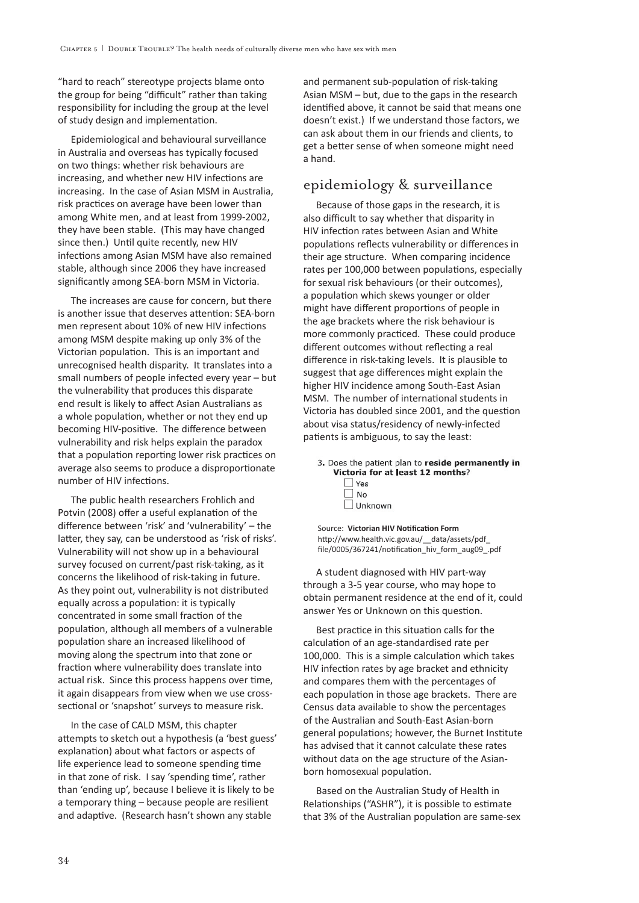"hard to reach" stereotype projects blame onto the group for being "difficult" rather than taking responsibility for including the group at the level of study design and implementation.

Epidemiological and behavioural surveillance in Australia and overseas has typically focused on two things: whether risk behaviours are increasing, and whether new HIV infections are increasing. In the case of Asian MSM in Australia, risk practices on average have been lower than among White men, and at least from 1999-2002, they have been stable. (This may have changed since then.) Until quite recently, new HIV infections among Asian MSM have also remained stable, although since 2006 they have increased significantly among SEA-born MSM in Victoria.

The increases are cause for concern, but there is another issue that deserves attention: SEA-born men represent about 10% of new HIV infections among MSM despite making up only 3% of the Victorian population. This is an important and unrecognised health disparity. It translates into a small numbers of people infected every year – but the vulnerability that produces this disparate end result is likely to affect Asian Australians as a whole population, whether or not they end up becoming HIV-positive. The difference between vulnerability and risk helps explain the paradox that a population reporting lower risk practices on average also seems to produce a disproportionate number of HIV infections.

The public health researchers Frohlich and Potvin (2008) offer a useful explanation of the difference between 'risk' and 'vulnerability' – the latter, they say, can be understood as 'risk of risks'. Vulnerability will not show up in a behavioural survey focused on current/past risk-taking, as it concerns the likelihood of risk-taking in future. As they point out, vulnerability is not distributed equally across a population: it is typically concentrated in some small fraction of the population, although all members of a vulnerable population share an increased likelihood of moving along the spectrum into that zone or fraction where vulnerability does translate into actual risk. Since this process happens over time, it again disappears from view when we use cross-sectional or 'snapshot' surveys to measure risk.

In the case of CALD MSM, this chapter attempts to sketch out a hypothesis (a 'best guess' explanation) about what factors or aspects of life experience lead to someone spending time in that zone of risk. I say 'spending time', rather than 'ending up', because I believe it is likely to be a temporary thing – because people are resilient and adaptive. (Research hasn't shown any stable and permanent sub-population of risk-taking Asian MSM – but, due to the gaps in the research identified above, it cannot be said that means one doesn't exist.) If we understand those factors, we can ask about them in our friends and clients, to get a better sense of when someone might need a hand.

## epidemiology & surveillance

Because of those gaps in the research, it is also difficult to say whether that disparity in HIV infection rates between Asian and White populations reflects vulnerability or differences in their age structure. When comparing incidence rates per 100,000 between populations, especially for sexual risk behaviours (or their outcomes), a population which skews younger or older might have different proportions of people in the age brackets where the risk behaviour is more commonly practiced. These could produce different outcomes without reflecting a real difference in risk-taking levels. It is plausible to suggest that age differences might explain the higher HIV incidence among South-East Asian MSM. The number of international students in Victoria has doubled since 2001, and the question about visa status/residency of newly-infected patients is ambiguous, to say the least:

> 3. Does the patient plan to **reside permanently in Victoria for at least 12 months**?
> - ☐ Yes
> - ☐ No
> - ☐ Unknown

Source: **Victorian HIV Notification Form**
http://www.health.vic.gov.au/__data/assets/pdf_file/0005/367241/notification_hiv_form_aug09_.pdf

A student diagnosed with HIV part-way through a 3-5 year course, who may hope to obtain permanent residence at the end of it, could answer Yes or Unknown on this question.

Best practice in this situation calls for the calculation of an age-standardised rate per 100,000. This is a simple calculation which takes HIV infection rates by age bracket and ethnicity and compares them with the percentages of each population in those age brackets. There are Census data available to show the percentages of the Australian and South-East Asian-born general populations; however, the Burnet Institute has advised that it cannot calculate these rates without data on the age structure of the Asian-born homosexual population.

Based on the Australian Study of Health in Relationships ("ASHR"), it is possible to estimate that 3% of the Australian population are same-sex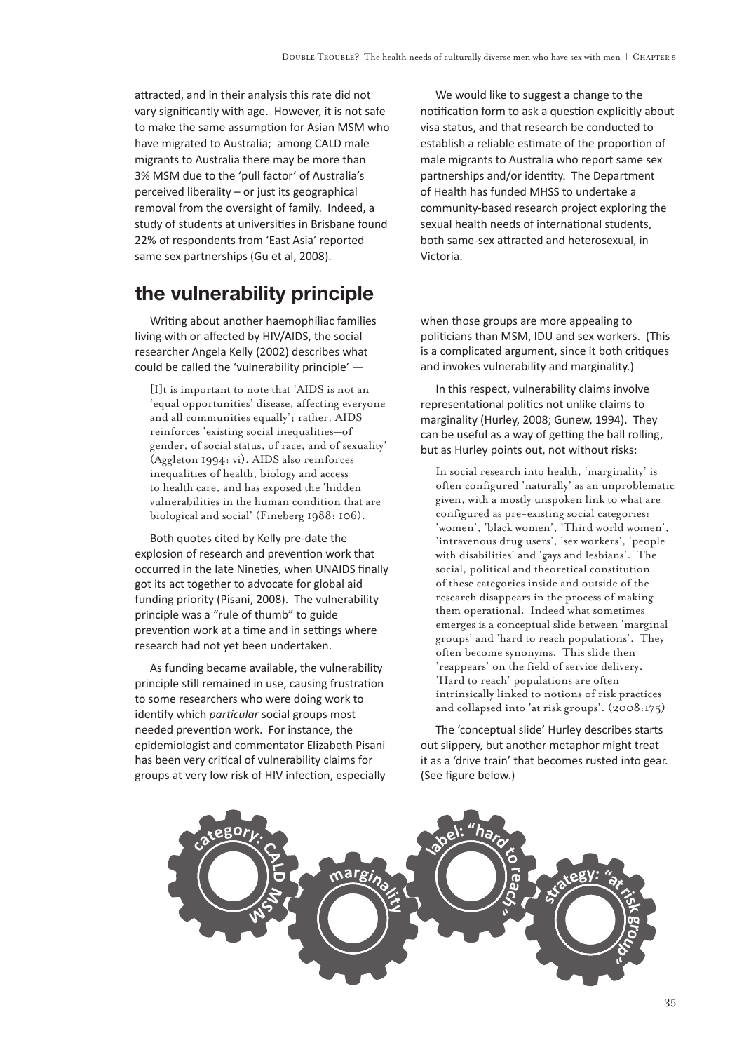attracted, and in their analysis this rate did not vary significantly with age. However, it is not safe to make the same assumption for Asian MSM who have migrated to Australia; among CALD male migrants to Australia there may be more than 3% MSM due to the 'pull factor' of Australia's perceived liberality – or just its geographical removal from the oversight of family. Indeed, a study of students at universities in Brisbane found 22% of respondents from 'East Asia' reported same sex partnerships (Gu et al, 2008).

We would like to suggest a change to the notification form to ask a question explicitly about visa status, and that research be conducted to establish a reliable estimate of the proportion of male migrants to Australia who report same sex partnerships and/or identity. The Department of Health has funded MHSS to undertake a community-based research project exploring the sexual health needs of international students, both same-sex attracted and heterosexual, in Victoria.

## the vulnerability principle

Writing about another haemophiliac families living with or affected by HIV/AIDS, the social researcher Angela Kelly (2002) describes what could be called the 'vulnerability principle' —

> [I]t is important to note that 'AIDS is not an 'equal opportunities' disease, affecting everyone and all communities equally'; rather, AIDS reinforces 'existing social inequalities—of gender, of social status, of race, and of sexuality' (Aggleton 1994: vi). AIDS also reinforces inequalities of health, biology and access to health care, and has exposed the 'hidden vulnerabilities in the human condition that are biological and social' (Fineberg 1988: 106).

Both quotes cited by Kelly pre-date the explosion of research and prevention work that occurred in the late Nineties, when UNAIDS finally got its act together to advocate for global aid funding priority (Pisani, 2008). The vulnerability principle was a "rule of thumb" to guide prevention work at a time and in settings where research had not yet been undertaken.

As funding became available, the vulnerability principle still remained in use, causing frustration to some researchers who were doing work to identify which *particular* social groups most needed prevention work. For instance, the epidemiologist and commentator Elizabeth Pisani has been very critical of vulnerability claims for groups at very low risk of HIV infection, especially when those groups are more appealing to politicians than MSM, IDU and sex workers. (This is a complicated argument, since it both critiques and invokes vulnerability and marginality.)

In this respect, vulnerability claims involve representational politics not unlike claims to marginality (Hurley, 2008; Gunew, 1994). They can be useful as a way of getting the ball rolling, but as Hurley points out, not without risks:

> In social research into health, 'marginality' is often configured 'naturally' as an unproblematic given, with a mostly unspoken link to what are configured as pre-existing social categories: 'women', 'black women', 'Third world women', 'intravenous drug users', 'sex workers', 'people with disabilities' and 'gays and lesbians'. The social, political and theoretical constitution of these categories inside and outside of the research disappears in the process of making them operational. Indeed what sometimes emerges is a conceptual slide between 'marginal groups' and 'hard to reach populations'. They often become synonyms. This slide then 'reappears' on the field of service delivery. 'Hard to reach' populations are often intrinsically linked to notions of risk practices and collapsed into 'at risk groups'. (2008:175)

The 'conceptual slide' Hurley describes starts out slippery, but another metaphor might treat it as a 'drive train' that becomes rusted into gear. (See figure below.)

category: CALD MSM → marginality → label: "hard to reach" → strategy: "at risk group"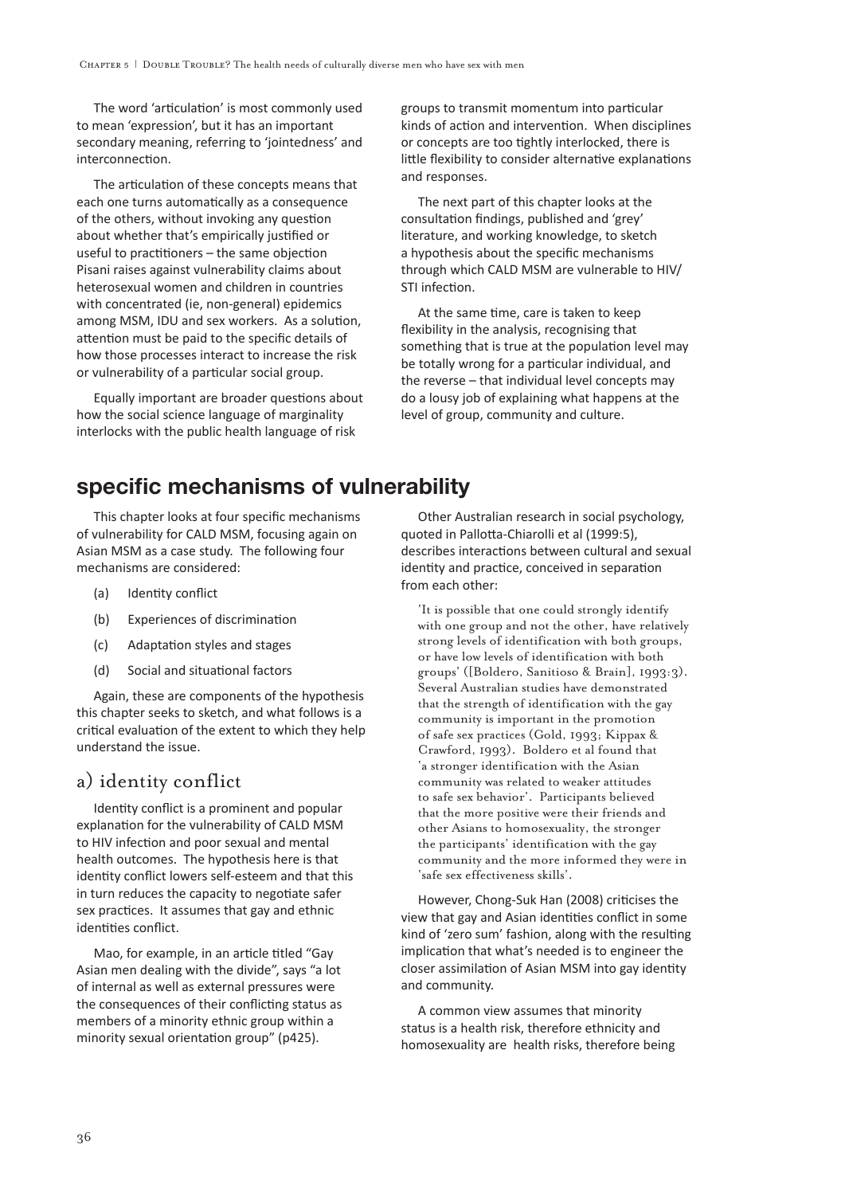The word 'articulation' is most commonly used to mean 'expression', but it has an important secondary meaning, referring to 'jointedness' and interconnection.

The articulation of these concepts means that each one turns automatically as a consequence of the others, without invoking any question about whether that's empirically justified or useful to practitioners – the same objection Pisani raises against vulnerability claims about heterosexual women and children in countries with concentrated (ie, non-general) epidemics among MSM, IDU and sex workers. As a solution, attention must be paid to the specific details of how those processes interact to increase the risk or vulnerability of a particular social group.

Equally important are broader questions about how the social science language of marginality interlocks with the public health language of risk groups to transmit momentum into particular kinds of action and intervention. When disciplines or concepts are too tightly interlocked, there is little flexibility to consider alternative explanations and responses.

The next part of this chapter looks at the consultation findings, published and 'grey' literature, and working knowledge, to sketch a hypothesis about the specific mechanisms through which CALD MSM are vulnerable to HIV/ STI infection.

At the same time, care is taken to keep flexibility in the analysis, recognising that something that is true at the population level may be totally wrong for a particular individual, and the reverse – that individual level concepts may do a lousy job of explaining what happens at the level of group, community and culture.

## specific mechanisms of vulnerability

This chapter looks at four specific mechanisms of vulnerability for CALD MSM, focusing again on Asian MSM as a case study. The following four mechanisms are considered:

(a) Identity conflict

(b) Experiences of discrimination

(c) Adaptation styles and stages

(d) Social and situational factors

Again, these are components of the hypothesis this chapter seeks to sketch, and what follows is a critical evaluation of the extent to which they help understand the issue.

### a) identity conflict

Identity conflict is a prominent and popular explanation for the vulnerability of CALD MSM to HIV infection and poor sexual and mental health outcomes. The hypothesis here is that identity conflict lowers self-esteem and that this in turn reduces the capacity to negotiate safer sex practices. It assumes that gay and ethnic identities conflict.

Mao, for example, in an article titled "Gay Asian men dealing with the divide", says "a lot of internal as well as external pressures were the consequences of their conflicting status as members of a minority ethnic group within a minority sexual orientation group" (p425).

Other Australian research in social psychology, quoted in Pallotta-Chiarolli et al (1999:5), describes interactions between cultural and sexual identity and practice, conceived in separation from each other:

> 'It is possible that one could strongly identify with one group and not the other, have relatively strong levels of identification with both groups, or have low levels of identification with both groups' ([Boldero, Sanitioso & Brain], 1993:3). Several Australian studies have demonstrated that the strength of identification with the gay community is important in the promotion of safe sex practices (Gold, 1993; Kippax & Crawford, 1993). Boldero et al found that 'a stronger identification with the Asian community was related to weaker attitudes to safe sex behavior'. Participants believed that the more positive were their friends and other Asians to homosexuality, the stronger the participants' identification with the gay community and the more informed they were in 'safe sex effectiveness skills'.

However, Chong-Suk Han (2008) criticises the view that gay and Asian identities conflict in some kind of 'zero sum' fashion, along with the resulting implication that what's needed is to engineer the closer assimilation of Asian MSM into gay identity and community.

A common view assumes that minority status is a health risk, therefore ethnicity and homosexuality are health risks, therefore being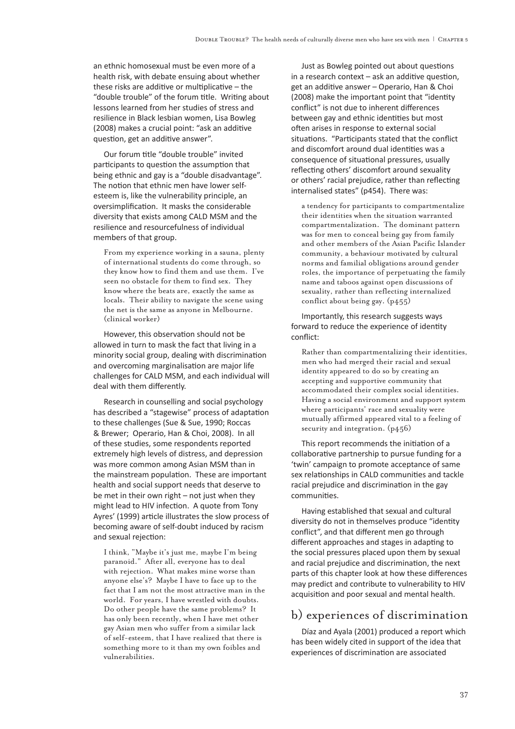an ethnic homosexual must be even more of a health risk, with debate ensuing about whether these risks are additive or multiplicative – the "double trouble" of the forum title. Writing about lessons learned from her studies of stress and resilience in Black lesbian women, Lisa Bowleg (2008) makes a crucial point: "ask an additive question, get an additive answer".

Our forum title "double trouble" invited participants to question the assumption that being ethnic and gay is a "double disadvantage". The notion that ethnic men have lower self-esteem is, like the vulnerability principle, an oversimplification. It masks the considerable diversity that exists among CALD MSM and the resilience and resourcefulness of individual members of that group.

> From my experience working in a sauna, plenty of international students do come through, so they know how to find them and use them. I've seen no obstacle for them to find sex. They know where the beats are, exactly the same as locals. Their ability to navigate the scene using the net is the same as anyone in Melbourne. (clinical worker)

However, this observation should not be allowed in turn to mask the fact that living in a minority social group, dealing with discrimination and overcoming marginalisation are major life challenges for CALD MSM, and each individual will deal with them differently.

Research in counselling and social psychology has described a "stagewise" process of adaptation to these challenges (Sue & Sue, 1990; Roccas & Brewer; Operario, Han & Choi, 2008). In all of these studies, some respondents reported extremely high levels of distress, and depression was more common among Asian MSM than in the mainstream population. These are important health and social support needs that deserve to be met in their own right – not just when they might lead to HIV infection. A quote from Tony Ayres' (1999) article illustrates the slow process of becoming aware of self-doubt induced by racism and sexual rejection:

> I think, "Maybe it's just me, maybe I'm being paranoid." After all, everyone has to deal with rejection. What makes mine worse than anyone else's? Maybe I have to face up to the fact that I am not the most attractive man in the world. For years, I have wrestled with doubts. Do other people have the same problems? It has only been recently, when I have met other gay Asian men who suffer from a similar lack of self-esteem, that I have realized that there is something more to it than my own foibles and vulnerabilities.

Just as Bowleg pointed out about questions in a research context – ask an additive question, get an additive answer – Operario, Han & Choi (2008) make the important point that "identity conflict" is not due to inherent differences between gay and ethnic identities but most often arises in response to external social situations. "Participants stated that the conflict and discomfort around dual identities was a consequence of situational pressures, usually reflecting others' discomfort around sexuality or others' racial prejudice, rather than reflecting internalised states" (p454). There was:

> a tendency for participants to compartmentalize their identities when the situation warranted compartmentalization. The dominant pattern was for men to conceal being gay from family and other members of the Asian Pacific Islander community, a behaviour motivated by cultural norms and familial obligations around gender roles, the importance of perpetuating the family name and taboos against open discussions of sexuality, rather than reflecting internalized conflict about being gay. (p455)

Importantly, this research suggests ways forward to reduce the experience of identity conflict:

> Rather than compartmentalizing their identities, men who had merged their racial and sexual identity appeared to do so by creating an accepting and supportive community that accommodated their complex social identities. Having a social environment and support system where participants' race and sexuality were mutually affirmed appeared vital to a feeling of security and integration. (p456)

This report recommends the initiation of a collaborative partnership to pursue funding for a 'twin' campaign to promote acceptance of same sex relationships in CALD communities and tackle racial prejudice and discrimination in the gay communities.

Having established that sexual and cultural diversity do not in themselves produce "identity conflict", and that different men go through different approaches and stages in adapting to the social pressures placed upon them by sexual and racial prejudice and discrimination, the next parts of this chapter look at how these differences may predict and contribute to vulnerability to HIV acquisition and poor sexual and mental health.

## b) experiences of discrimination

Díaz and Ayala (2001) produced a report which has been widely cited in support of the idea that experiences of discrimination are associated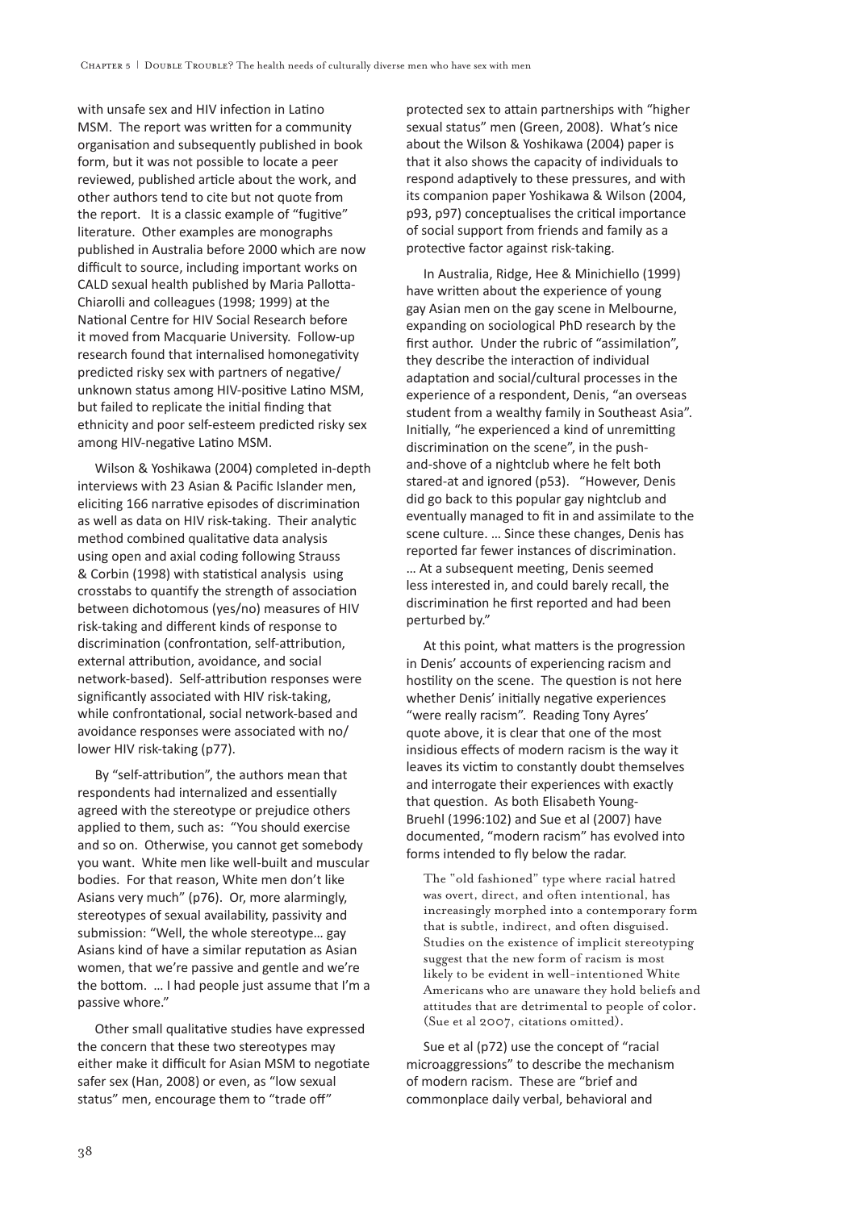with unsafe sex and HIV infection in Latino MSM. The report was written for a community organisation and subsequently published in book form, but it was not possible to locate a peer reviewed, published article about the work, and other authors tend to cite but not quote from the report. It is a classic example of "fugitive" literature. Other examples are monographs published in Australia before 2000 which are now difficult to source, including important works on CALD sexual health published by Maria Pallotta-Chiarolli and colleagues (1998; 1999) at the National Centre for HIV Social Research before it moved from Macquarie University. Follow-up research found that internalised homonegativity predicted risky sex with partners of negative/unknown status among HIV-positive Latino MSM, but failed to replicate the initial finding that ethnicity and poor self-esteem predicted risky sex among HIV-negative Latino MSM.

Wilson & Yoshikawa (2004) completed in-depth interviews with 23 Asian & Pacific Islander men, eliciting 166 narrative episodes of discrimination as well as data on HIV risk-taking. Their analytic method combined qualitative data analysis using open and axial coding following Strauss & Corbin (1998) with statistical analysis using crosstabs to quantify the strength of association between dichotomous (yes/no) measures of HIV risk-taking and different kinds of response to discrimination (confrontation, self-attribution, external attribution, avoidance, and social network-based). Self-attribution responses were significantly associated with HIV risk-taking, while confrontational, social network-based and avoidance responses were associated with no/lower HIV risk-taking (p77).

By "self-attribution", the authors mean that respondents had internalized and essentially agreed with the stereotype or prejudice others applied to them, such as: "You should exercise and so on. Otherwise, you cannot get somebody you want. White men like well-built and muscular bodies. For that reason, White men don't like Asians very much" (p76). Or, more alarmingly, stereotypes of sexual availability, passivity and submission: "Well, the whole stereotype… gay Asians kind of have a similar reputation as Asian women, that we're passive and gentle and we're the bottom. … I had people just assume that I'm a passive whore."

Other small qualitative studies have expressed the concern that these two stereotypes may either make it difficult for Asian MSM to negotiate safer sex (Han, 2008) or even, as "low sexual status" men, encourage them to "trade off" protected sex to attain partnerships with "higher sexual status" men (Green, 2008). What's nice about the Wilson & Yoshikawa (2004) paper is that it also shows the capacity of individuals to respond adaptively to these pressures, and with its companion paper Yoshikawa & Wilson (2004, p93, p97) conceptualises the critical importance of social support from friends and family as a protective factor against risk-taking.

In Australia, Ridge, Hee & Minichiello (1999) have written about the experience of young gay Asian men on the gay scene in Melbourne, expanding on sociological PhD research by the first author. Under the rubric of "assimilation", they describe the interaction of individual adaptation and social/cultural processes in the experience of a respondent, Denis, "an overseas student from a wealthy family in Southeast Asia". Initially, "he experienced a kind of unremitting discrimination on the scene", in the push-and-shove of a nightclub where he felt both stared-at and ignored (p53). "However, Denis did go back to this popular gay nightclub and eventually managed to fit in and assimilate to the scene culture. … Since these changes, Denis has reported far fewer instances of discrimination. … At a subsequent meeting, Denis seemed less interested in, and could barely recall, the discrimination he first reported and had been perturbed by."

At this point, what matters is the progression in Denis' accounts of experiencing racism and hostility on the scene. The question is not here whether Denis' initially negative experiences "were really racism". Reading Tony Ayres' quote above, it is clear that one of the most insidious effects of modern racism is the way it leaves its victim to constantly doubt themselves and interrogate their experiences with exactly that question. As both Elisabeth Young-Bruehl (1996:102) and Sue et al (2007) have documented, "modern racism" has evolved into forms intended to fly below the radar.

> The "old fashioned" type where racial hatred was overt, direct, and often intentional, has increasingly morphed into a contemporary form that is subtle, indirect, and often disguised. Studies on the existence of implicit stereotyping suggest that the new form of racism is most likely to be evident in well-intentioned White Americans who are unaware they hold beliefs and attitudes that are detrimental to people of color. (Sue et al 2007, citations omitted).

Sue et al (p72) use the concept of "racial microaggressions" to describe the mechanism of modern racism. These are "brief and commonplace daily verbal, behavioral and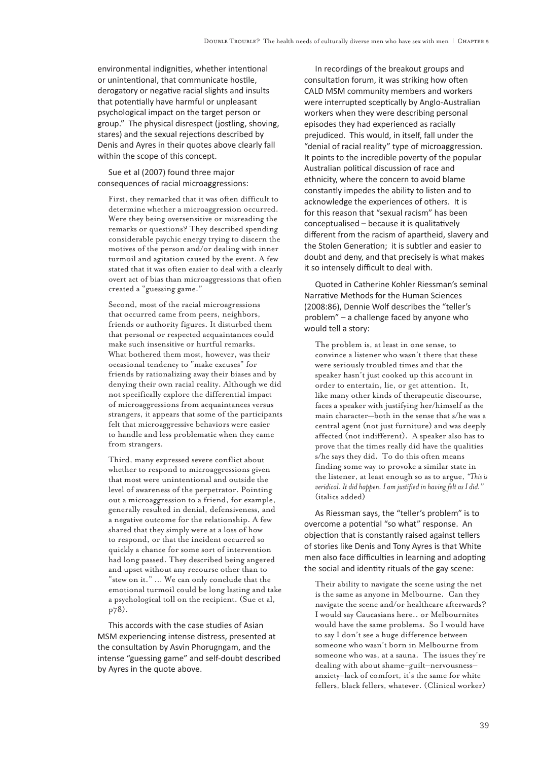environmental indignities, whether intentional or unintentional, that communicate hostile, derogatory or negative racial slights and insults that potentially have harmful or unpleasant psychological impact on the target person or group." The physical disrespect (jostling, shoving, stares) and the sexual rejections described by Denis and Ayres in their quotes above clearly fall within the scope of this concept.

Sue et al (2007) found three major consequences of racial microaggressions:

> First, they remarked that it was often difficult to determine whether a microaggression occurred. Were they being oversensitive or misreading the remarks or questions? They described spending considerable psychic energy trying to discern the motives of the person and/or dealing with inner turmoil and agitation caused by the event. A few stated that it was often easier to deal with a clearly overt act of bias than microaggressions that often created a "guessing game."
>
> Second, most of the racial microagressions that occurred came from peers, neighbors, friends or authority figures. It disturbed them that personal or respected acquaintances could make such insensitive or hurtful remarks. What bothered them most, however, was their occasional tendency to "make excuses" for friends by rationalizing away their biases and by denying their own racial reality. Although we did not specifically explore the differential impact of microaggressions from acquaintances versus strangers, it appears that some of the participants felt that microaggressive behaviors were easier to handle and less problematic when they came from strangers.
>
> Third, many expressed severe conflict about whether to respond to microaggressions given that most were unintentional and outside the level of awareness of the perpetrator. Pointing out a microaggression to a friend, for example, generally resulted in denial, defensiveness, and a negative outcome for the relationship. A few shared that they simply were at a loss of how to respond, or that the incident occurred so quickly a chance for some sort of intervention had long passed. They described being angered and upset without any recourse other than to "stew on it." ... We can only conclude that the emotional turmoil could be long lasting and take a psychological toll on the recipient. (Sue et al, p78).

This accords with the case studies of Asian MSM experiencing intense distress, presented at the consultation by Asvin Phorugngam, and the intense "guessing game" and self-doubt described by Ayres in the quote above.

In recordings of the breakout groups and consultation forum, it was striking how often CALD MSM community members and workers were interrupted sceptically by Anglo-Australian workers when they were describing personal episodes they had experienced as racially prejudiced. This would, in itself, fall under the "denial of racial reality" type of microaggression. It points to the incredible poverty of the popular Australian political discussion of race and ethnicity, where the concern to avoid blame constantly impedes the ability to listen and to acknowledge the experiences of others. It is for this reason that "sexual racism" has been conceptualised – because it is qualitatively different from the racism of apartheid, slavery and the Stolen Generation; it is subtler and easier to doubt and deny, and that precisely is what makes it so intensely difficult to deal with.

Quoted in Catherine Kohler Riessman's seminal Narrative Methods for the Human Sciences (2008:86), Dennie Wolf describes the "teller's problem" – a challenge faced by anyone who would tell a story:

> The problem is, at least in one sense, to convince a listener who wasn't there that these were seriously troubled times and that the speaker hasn't just cooked up this account in order to entertain, lie, or get attention. It, like many other kinds of therapeutic discourse, faces a speaker with justifying her/himself as the main character—both in the sense that s/he was a central agent (not just furniture) and was deeply affected (not indifferent). A speaker also has to prove that the times really did have the qualities s/he says they did. To do this often means finding some way to provoke a similar state in the listener, at least enough so as to argue, *"This is veridical. It did happen. I am justified in having felt as I did."* (italics added)

As Riessman says, the "teller's problem" is to overcome a potential "so what" response. An objection that is constantly raised against tellers of stories like Denis and Tony Ayres is that White men also face difficulties in learning and adopting the social and identity rituals of the gay scene:

> Their ability to navigate the scene using the net is the same as anyone in Melbourne. Can they navigate the scene and/or healthcare afterwards? I would say Caucasians here.. or Melbournites would have the same problems. So I would have to say I don't see a huge difference between someone who wasn't born in Melbourne from someone who was, at a sauna. The issues they're dealing with about shame–guilt–nervousness–anxiety–lack of comfort, it's the same for white fellers, black fellers, whatever. (Clinical worker)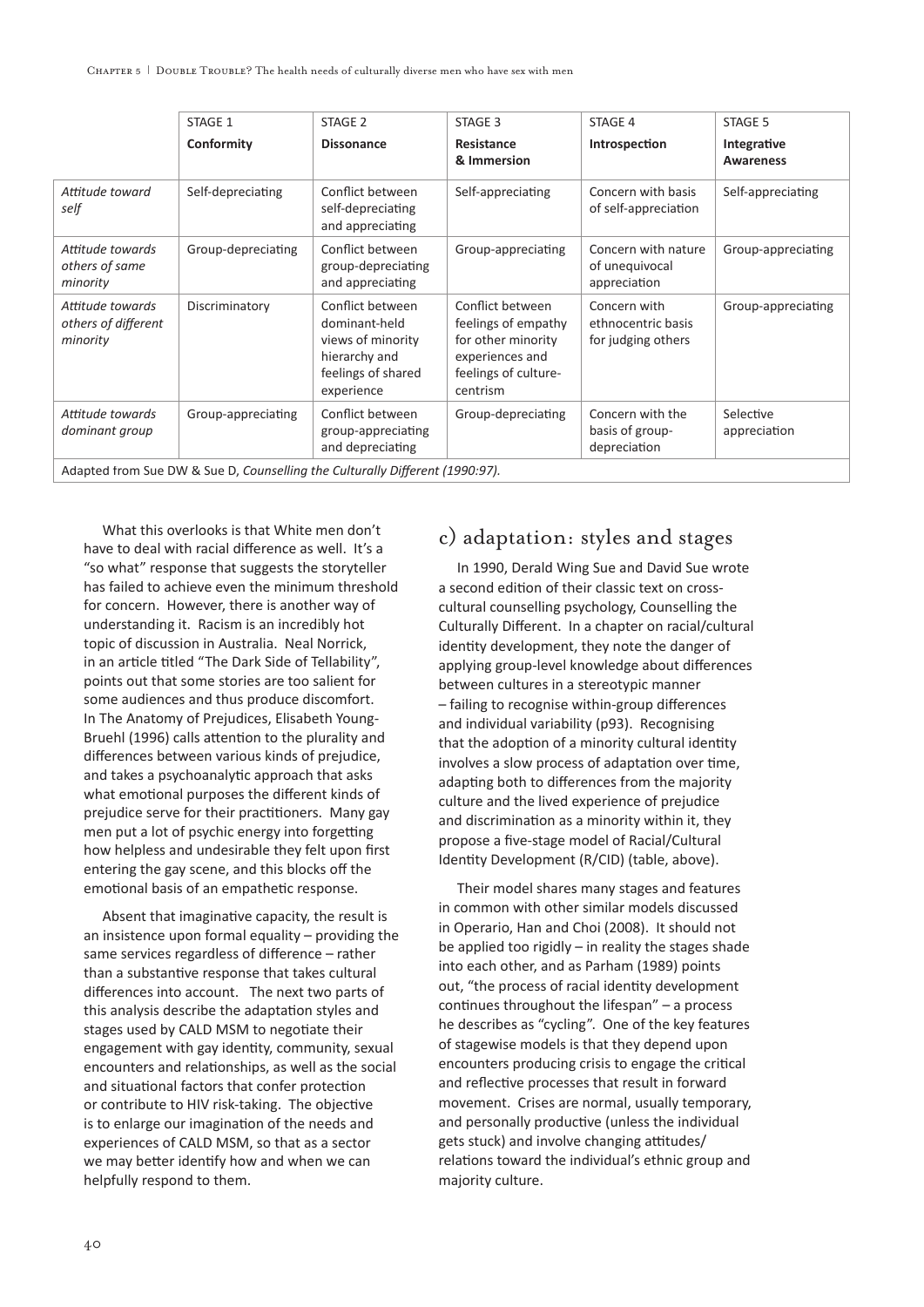| | STAGE 1 **Conformity** | STAGE 2 **Dissonance** | STAGE 3 **Resistance & Immersion** | STAGE 4 **Introspection** | STAGE 5 **Integrative Awareness** |
|---|---|---|---|---|---|
| *Attitude toward self* | Self-depreciating | Conflict between self-depreciating and appreciating | Self-appreciating | Concern with basis of self-appreciation | Self-appreciating |
| *Attitude towards others of same minority* | Group-depreciating | Conflict between group-depreciating and appreciating | Group-appreciating | Concern with nature of unequivocal appreciation | Group-appreciating |
| *Attitude towards others of different minority* | Discriminatory | Conflict between dominant-held views of minority hierarchy and feelings of shared experience | Conflict between feelings of empathy for other minority experiences and feelings of culture-centrism | Concern with ethnocentric basis for judging others | Group-appreciating |
| *Attitude towards dominant group* | Group-appreciating | Conflict between group-appreciating and depreciating | Group-depreciating | Concern with the basis of group-depreciation | Selective appreciation |

Adapted from Sue DW & Sue D, *Counselling the Culturally Different (1990:97).*

What this overlooks is that White men don't have to deal with racial difference as well. It's a "so what" response that suggests the storyteller has failed to achieve even the minimum threshold for concern. However, there is another way of understanding it. Racism is an incredibly hot topic of discussion in Australia. Neal Norrick, in an article titled "The Dark Side of Tellability", points out that some stories are too salient for some audiences and thus produce discomfort. In The Anatomy of Prejudices, Elisabeth Young-Bruehl (1996) calls attention to the plurality and differences between various kinds of prejudice, and takes a psychoanalytic approach that asks what emotional purposes the different kinds of prejudice serve for their practitioners. Many gay men put a lot of psychic energy into forgetting how helpless and undesirable they felt upon first entering the gay scene, and this blocks off the emotional basis of an empathetic response.

Absent that imaginative capacity, the result is an insistence upon formal equality – providing the same services regardless of difference – rather than a substantive response that takes cultural differences into account. The next two parts of this analysis describe the adaptation styles and stages used by CALD MSM to negotiate their engagement with gay identity, community, sexual encounters and relationships, as well as the social and situational factors that confer protection or contribute to HIV risk-taking. The objective is to enlarge our imagination of the needs and experiences of CALD MSM, so that as a sector we may better identify how and when we can helpfully respond to them.

## c) adaptation: styles and stages

In 1990, Derald Wing Sue and David Sue wrote a second edition of their classic text on cross-cultural counselling psychology, Counselling the Culturally Different. In a chapter on racial/cultural identity development, they note the danger of applying group-level knowledge about differences between cultures in a stereotypic manner – failing to recognise within-group differences and individual variability (p93). Recognising that the adoption of a minority cultural identity involves a slow process of adaptation over time, adapting both to differences from the majority culture and the lived experience of prejudice and discrimination as a minority within it, they propose a five-stage model of Racial/Cultural Identity Development (R/CID) (table, above).

Their model shares many stages and features in common with other similar models discussed in Operario, Han and Choi (2008). It should not be applied too rigidly – in reality the stages shade into each other, and as Parham (1989) points out, "the process of racial identity development continues throughout the lifespan" – a process he describes as "cycling". One of the key features of stagewise models is that they depend upon encounters producing crisis to engage the critical and reflective processes that result in forward movement. Crises are normal, usually temporary, and personally productive (unless the individual gets stuck) and involve changing attitudes/relations toward the individual's ethnic group and majority culture.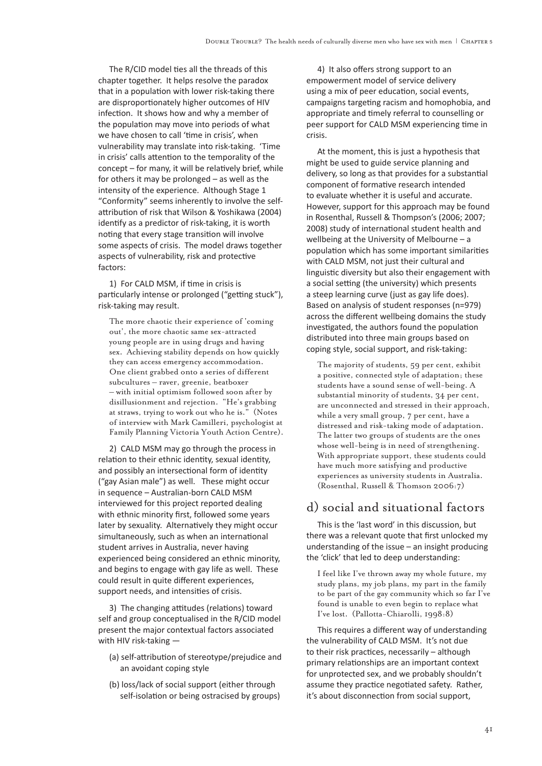The R/CID model ties all the threads of this chapter together. It helps resolve the paradox that in a population with lower risk-taking there are disproportionately higher outcomes of HIV infection. It shows how and why a member of the population may move into periods of what we have chosen to call 'time in crisis', when vulnerability may translate into risk-taking. 'Time in crisis' calls attention to the temporality of the concept – for many, it will be relatively brief, while for others it may be prolonged – as well as the intensity of the experience. Although Stage 1 "Conformity" seems inherently to involve the self-attribution of risk that Wilson & Yoshikawa (2004) identify as a predictor of risk-taking, it is worth noting that every stage transition will involve some aspects of crisis. The model draws together aspects of vulnerability, risk and protective factors:

1) For CALD MSM, if time in crisis is particularly intense or prolonged ("getting stuck"), risk-taking may result.

> The more chaotic their experience of 'coming out', the more chaotic same sex-attracted young people are in using drugs and having sex. Achieving stability depends on how quickly they can access emergency accommodation. One client grabbed onto a series of different subcultures – raver, greenie, beatboxer – with initial optimism followed soon after by disillusionment and rejection. "He's grabbing at straws, trying to work out who he is." (Notes of interview with Mark Camilleri, psychologist at Family Planning Victoria Youth Action Centre).

2) CALD MSM may go through the process in relation to their ethnic identity, sexual identity, and possibly an intersectional form of identity ("gay Asian male") as well. These might occur in sequence – Australian-born CALD MSM interviewed for this project reported dealing with ethnic minority first, followed some years later by sexuality. Alternatively they might occur simultaneously, such as when an international student arrives in Australia, never having experienced being considered an ethnic minority, and begins to engage with gay life as well. These could result in quite different experiences, support needs, and intensities of crisis.

3) The changing attitudes (relations) toward self and group conceptualised in the R/CID model present the major contextual factors associated with HIV risk-taking —

(a) self-attribution of stereotype/prejudice and an avoidant coping style

(b) loss/lack of social support (either through self-isolation or being ostracised by groups)

4) It also offers strong support to an empowerment model of service delivery using a mix of peer education, social events, campaigns targeting racism and homophobia, and appropriate and timely referral to counselling or peer support for CALD MSM experiencing time in crisis.

At the moment, this is just a hypothesis that might be used to guide service planning and delivery, so long as that provides for a substantial component of formative research intended to evaluate whether it is useful and accurate. However, support for this approach may be found in Rosenthal, Russell & Thompson's (2006; 2007; 2008) study of international student health and wellbeing at the University of Melbourne – a population which has some important similarities with CALD MSM, not just their cultural and linguistic diversity but also their engagement with a social setting (the university) which presents a steep learning curve (just as gay life does). Based on analysis of student responses (n=979) across the different wellbeing domains the study investigated, the authors found the population distributed into three main groups based on coping style, social support, and risk-taking:

> The majority of students, 59 per cent, exhibit a positive, connected style of adaptation; these students have a sound sense of well-being. A substantial minority of students, 34 per cent, are unconnected and stressed in their approach, while a very small group, 7 per cent, have a distressed and risk-taking mode of adaptation. The latter two groups of students are the ones whose well-being is in need of strengthening. With appropriate support, these students could have much more satisfying and productive experiences as university students in Australia. (Rosenthal, Russell & Thomson 2006:7)

## d) social and situational factors

This is the 'last word' in this discussion, but there was a relevant quote that first unlocked my understanding of the issue – an insight producing the 'click' that led to deep understanding:

> I feel like I've thrown away my whole future, my study plans, my job plans, my part in the family to be part of the gay community which so far I've found is unable to even begin to replace what I've lost. (Pallotta-Chiarolli, 1998:8)

This requires a different way of understanding the vulnerability of CALD MSM. It's not due to their risk practices, necessarily – although primary relationships are an important context for unprotected sex, and we probably shouldn't assume they practice negotiated safety. Rather, it's about disconnection from social support,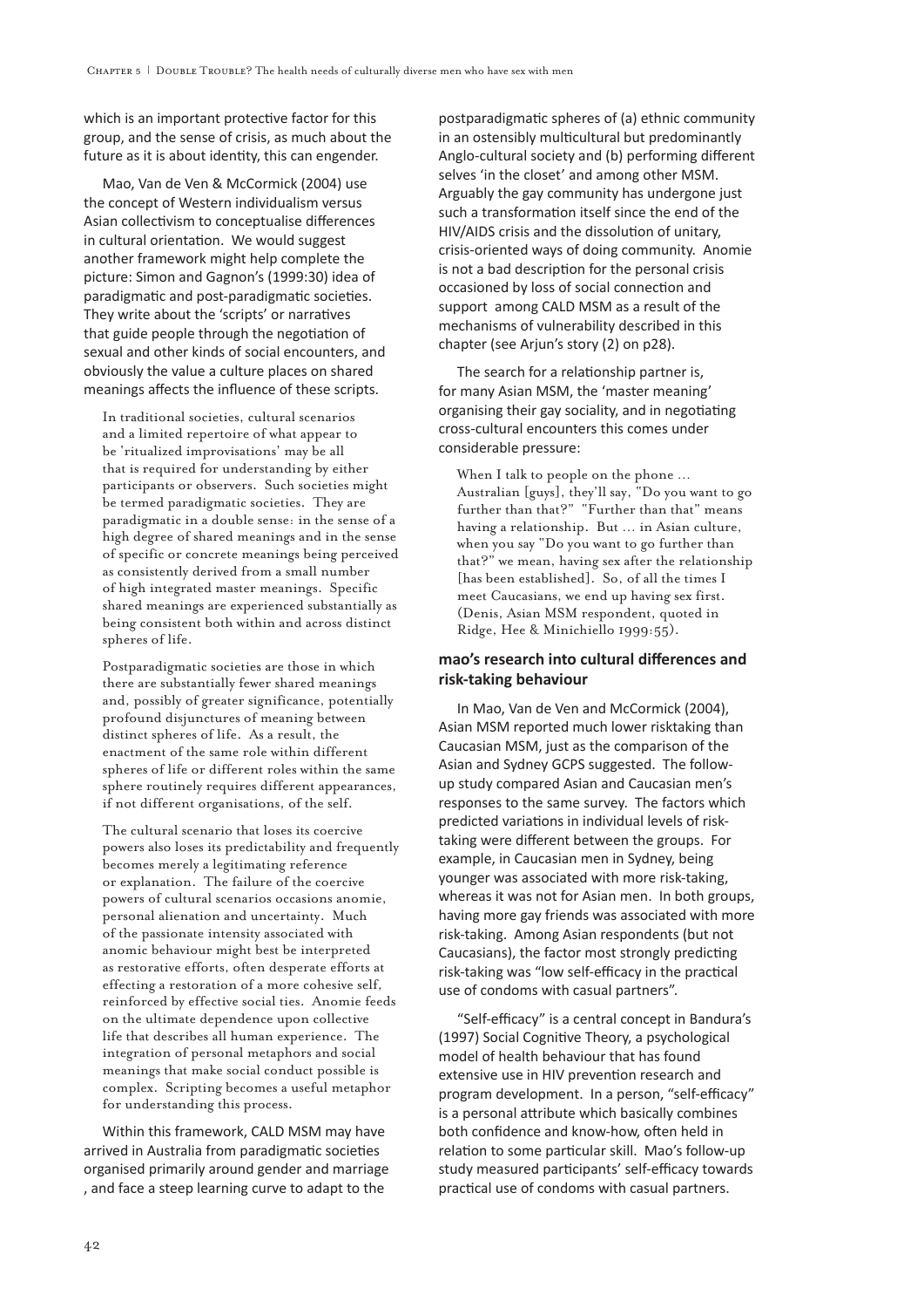which is an important protective factor for this group, and the sense of crisis, as much about the future as it is about identity, this can engender.

Mao, Van de Ven & McCormick (2004) use the concept of Western individualism versus Asian collectivism to conceptualise differences in cultural orientation. We would suggest another framework might help complete the picture: Simon and Gagnon's (1999:30) idea of paradigmatic and post-paradigmatic societies. They write about the 'scripts' or narratives that guide people through the negotiation of sexual and other kinds of social encounters, and obviously the value a culture places on shared meanings affects the influence of these scripts.

> In traditional societies, cultural scenarios and a limited repertoire of what appear to be 'ritualized improvisations' may be all that is required for understanding by either participants or observers. Such societies might be termed paradigmatic societies. They are paradigmatic in a double sense: in the sense of a high degree of shared meanings and in the sense of specific or concrete meanings being perceived as consistently derived from a small number of high integrated master meanings. Specific shared meanings are experienced substantially as being consistent both within and across distinct spheres of life.
>
> Postparadigmatic societies are those in which there are substantially fewer shared meanings and, possibly of greater significance, potentially profound disjunctures of meaning between distinct spheres of life. As a result, the enactment of the same role within different spheres of life or different roles within the same sphere routinely requires different appearances, if not different organisations, of the self.
>
> The cultural scenario that loses its coercive powers also loses its predictability and frequently becomes merely a legitimating reference or explanation. The failure of the coercive powers of cultural scenarios occasions anomie, personal alienation and uncertainty. Much of the passionate intensity associated with anomic behaviour might best be interpreted as restorative efforts, often desperate efforts at effecting a restoration of a more cohesive self, reinforced by effective social ties. Anomie feeds on the ultimate dependence upon collective life that describes all human experience. The integration of personal metaphors and social meanings that make social conduct possible is complex. Scripting becomes a useful metaphor for understanding this process.

Within this framework, CALD MSM may have arrived in Australia from paradigmatic societies organised primarily around gender and marriage , and face a steep learning curve to adapt to the postparadigmatic spheres of (a) ethnic community in an ostensibly multicultural but predominantly Anglo-cultural society and (b) performing different selves 'in the closet' and among other MSM. Arguably the gay community has undergone just such a transformation itself since the end of the HIV/AIDS crisis and the dissolution of unitary, crisis-oriented ways of doing community. Anomie is not a bad description for the personal crisis occasioned by loss of social connection and support among CALD MSM as a result of the mechanisms of vulnerability described in this chapter (see Arjun's story (2) on p28).

The search for a relationship partner is, for many Asian MSM, the 'master meaning' organising their gay sociality, and in negotiating cross-cultural encounters this comes under considerable pressure:

> When I talk to people on the phone … Australian [guys], they'll say, "Do you want to go further than that?" "Further than that" means having a relationship. But … in Asian culture, when you say "Do you want to go further than that?" we mean, having sex after the relationship [has been established]. So, of all the times I meet Caucasians, we end up having sex first. (Denis, Asian MSM respondent, quoted in Ridge, Hee & Minichiello 1999:55).

### mao's research into cultural differences and risk-taking behaviour

In Mao, Van de Ven and McCormick (2004), Asian MSM reported much lower risktaking than Caucasian MSM, just as the comparison of the Asian and Sydney GCPS suggested. The follow-up study compared Asian and Caucasian men's responses to the same survey. The factors which predicted variations in individual levels of risk-taking were different between the groups. For example, in Caucasian men in Sydney, being younger was associated with more risk-taking, whereas it was not for Asian men. In both groups, having more gay friends was associated with more risk-taking. Among Asian respondents (but not Caucasians), the factor most strongly predicting risk-taking was "low self-efficacy in the practical use of condoms with casual partners".

"Self-efficacy" is a central concept in Bandura's (1997) Social Cognitive Theory, a psychological model of health behaviour that has found extensive use in HIV prevention research and program development. In a person, "self-efficacy" is a personal attribute which basically combines both confidence and know-how, often held in relation to some particular skill. Mao's follow-up study measured participants' self-efficacy towards practical use of condoms with casual partners.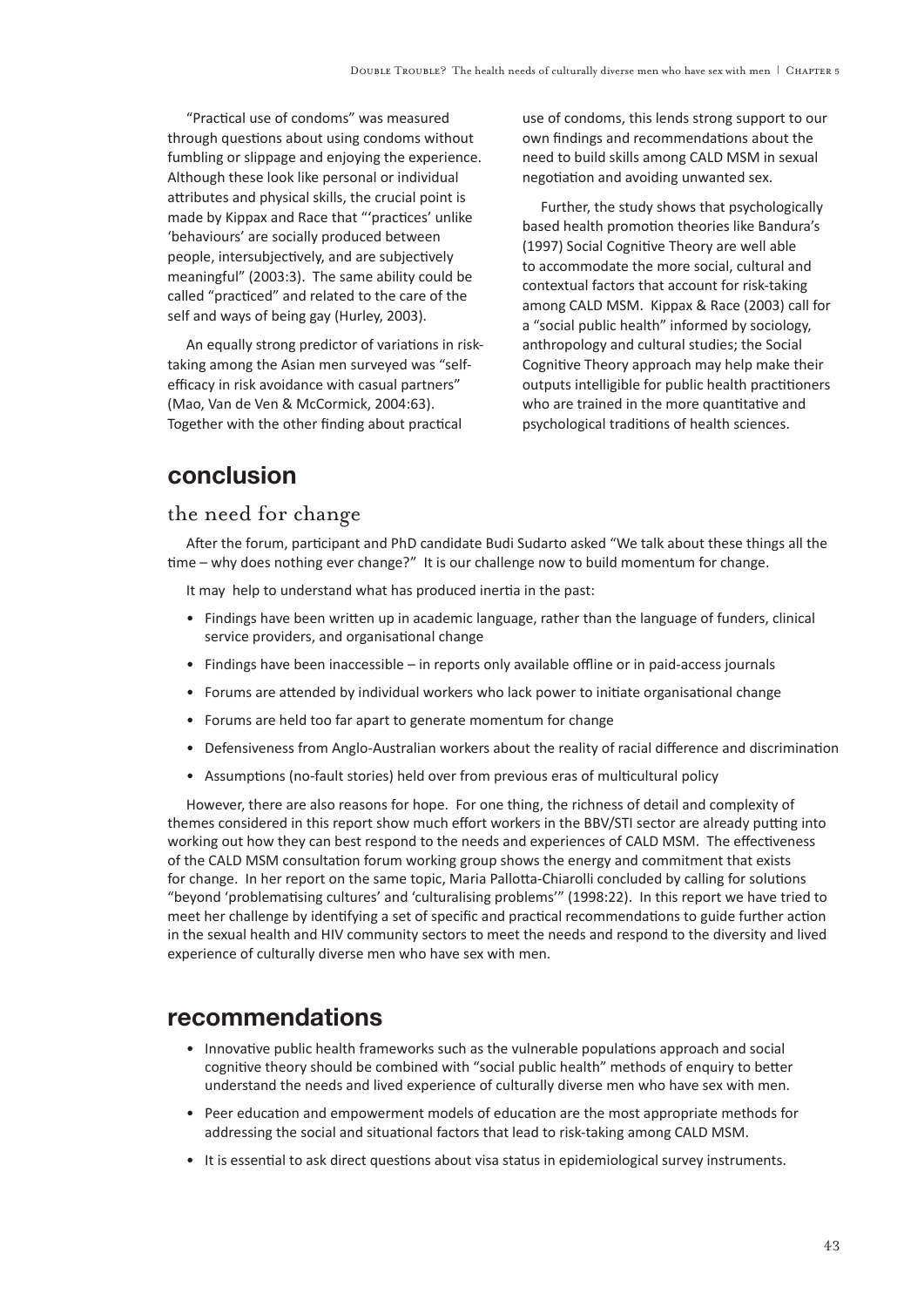"Practical use of condoms" was measured through questions about using condoms without fumbling or slippage and enjoying the experience. Although these look like personal or individual attributes and physical skills, the crucial point is made by Kippax and Race that "'practices' unlike 'behaviours' are socially produced between people, intersubjectively, and are subjectively meaningful" (2003:3). The same ability could be called "practiced" and related to the care of the self and ways of being gay (Hurley, 2003).

An equally strong predictor of variations in risk-taking among the Asian men surveyed was "self-efficacy in risk avoidance with casual partners" (Mao, Van de Ven & McCormick, 2004:63). Together with the other finding about practical use of condoms, this lends strong support to our own findings and recommendations about the need to build skills among CALD MSM in sexual negotiation and avoiding unwanted sex.

Further, the study shows that psychologically based health promotion theories like Bandura's (1997) Social Cognitive Theory are well able to accommodate the more social, cultural and contextual factors that account for risk-taking among CALD MSM. Kippax & Race (2003) call for a "social public health" informed by sociology, anthropology and cultural studies; the Social Cognitive Theory approach may help make their outputs intelligible for public health practitioners who are trained in the more quantitative and psychological traditions of health sciences.

# conclusion

## the need for change

After the forum, participant and PhD candidate Budi Sudarto asked "We talk about these things all the time – why does nothing ever change?" It is our challenge now to build momentum for change.

It may help to understand what has produced inertia in the past:

- Findings have been written up in academic language, rather than the language of funders, clinical service providers, and organisational change
- Findings have been inaccessible – in reports only available offline or in paid-access journals
- Forums are attended by individual workers who lack power to initiate organisational change
- Forums are held too far apart to generate momentum for change
- Defensiveness from Anglo-Australian workers about the reality of racial difference and discrimination
- Assumptions (no-fault stories) held over from previous eras of multicultural policy

However, there are also reasons for hope. For one thing, the richness of detail and complexity of themes considered in this report show much effort workers in the BBV/STI sector are already putting into working out how they can best respond to the needs and experiences of CALD MSM. The effectiveness of the CALD MSM consultation forum working group shows the energy and commitment that exists for change. In her report on the same topic, Maria Pallotta-Chiarolli concluded by calling for solutions "beyond 'problematising cultures' and 'culturalising problems'" (1998:22). In this report we have tried to meet her challenge by identifying a set of specific and practical recommendations to guide further action in the sexual health and HIV community sectors to meet the needs and respond to the diversity and lived experience of culturally diverse men who have sex with men.

# recommendations

- Innovative public health frameworks such as the vulnerable populations approach and social cognitive theory should be combined with "social public health" methods of enquiry to better understand the needs and lived experience of culturally diverse men who have sex with men.
- Peer education and empowerment models of education are the most appropriate methods for addressing the social and situational factors that lead to risk-taking among CALD MSM.
- It is essential to ask direct questions about visa status in epidemiological survey instruments.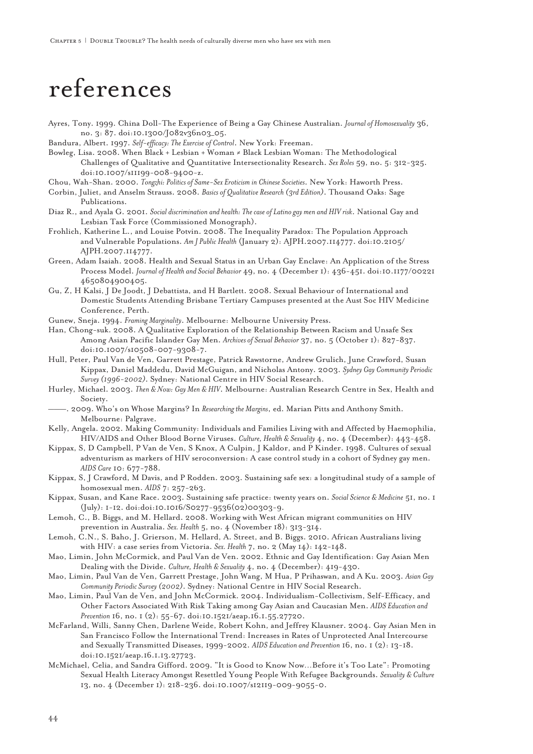# references

Ayres, Tony. 1999. China Doll-The Experience of Being a Gay Chinese Australian. *Journal of Homosexuality* 36, no. 3: 87. doi:10.1300/J082v36n03_05.

Bandura, Albert. 1997. *Self-efficacy: The Exercise of Control*. New York: Freeman.

Bowleg, Lisa. 2008. When Black + Lesbian + Woman ≠ Black Lesbian Woman: The Methodological Challenges of Qualitative and Quantitative Intersectionality Research. *Sex Roles* 59, no. 5: 312-325. doi:10.1007/s11199-008-9400-z.

Chou, Wah-Shan. 2000. *Tongzhi: Politics of Same-Sex Eroticism in Chinese Societies*. New York: Haworth Press.

Corbin, Juliet, and Anselm Strauss. 2008. *Basics of Qualitative Research (3rd Edition)*. Thousand Oaks: Sage Publications.

Diaz R., and Ayala G. 2001. *Social discrimination and health: The case of Latino gay men and HIV risk*. National Gay and Lesbian Task Force (Commissioned Monograph).

Frohlich, Katherine L., and Louise Potvin. 2008. The Inequality Paradox: The Population Approach and Vulnerable Populations. *Am J Public Health* (January 2): AJPH.2007.114777. doi:10.2105/AJPH.2007.114777.

Green, Adam Isaiah. 2008. Health and Sexual Status in an Urban Gay Enclave: An Application of the Stress Process Model. *Journal of Health and Social Behavior* 49, no. 4 (December 1): 436-451. doi:10.1177/002214650804900405.

Gu, Z, H Kalsi, J De Joodt, J Debattista, and H Bartlett. 2008. Sexual Behaviour of International and Domestic Students Attending Brisbane Tertiary Campuses presented at the Aust Soc HIV Medicine Conference, Perth.

Gunew, Sneja. 1994. *Framing Marginality*. Melbourne: Melbourne University Press.

Han, Chong-suk. 2008. A Qualitative Exploration of the Relationship Between Racism and Unsafe Sex Among Asian Pacific Islander Gay Men. *Archives of Sexual Behavior* 37, no. 5 (October 1): 827-837. doi:10.1007/s10508-007-9308-7.

Hull, Peter, Paul Van de Ven, Garrett Prestage, Patrick Rawstorne, Andrew Grulich, June Crawford, Susan Kippax, Daniel Maddedu, David McGuigan, and Nicholas Antony. 2003. *Sydney Gay Community Periodic Survey (1996-2002)*. Sydney: National Centre in HIV Social Research.

Hurley, Michael. 2003. *Then & Now: Gay Men & HIV*. Melbourne: Australian Research Centre in Sex, Health and Society.

——. 2009. Who's on Whose Margins? In *Researching the Margins*, ed. Marian Pitts and Anthony Smith. Melbourne: Palgrave.

Kelly, Angela. 2002. Making Community: Individuals and Families Living with and Affected by Haemophilia, HIV/AIDS and Other Blood Borne Viruses. *Culture, Health & Sexuality* 4, no. 4 (December): 443-458.

Kippax, S, D Campbell, P Van de Ven, S Knox, A Culpin, J Kaldor, and P Kinder. 1998. Cultures of sexual adventurism as markers of HIV seroconversion: A case control study in a cohort of Sydney gay men. *AIDS Care* 10: 677-788.

Kippax, S, J Crawford, M Davis, and P Rodden. 2003. Sustaining safe sex: a longitudinal study of a sample of homosexual men. *AIDS* 7: 257-263.

Kippax, Susan, and Kane Race. 2003. Sustaining safe practice: twenty years on. *Social Science & Medicine* 51, no. 1 (July): 1-12. doi:doi:10.1016/S0277-9536(02)00303-9.

Lemoh, C., B. Biggs, and M. Hellard. 2008. Working with West African migrant communities on HIV prevention in Australia. *Sex. Health* 5, no. 4 (November 18): 313-314.

Lemoh, C.N., S. Baho, J. Grierson, M. Hellard, A. Street, and B. Biggs. 2010. African Australians living with HIV: a case series from Victoria. *Sex. Health* 7, no. 2 (May 14): 142-148.

Mao, Limin, John McCormick, and Paul Van de Ven. 2002. Ethnic and Gay Identification: Gay Asian Men Dealing with the Divide. *Culture, Health & Sexuality* 4, no. 4 (December): 419-430.

Mao, Limin, Paul Van de Ven, Garrett Prestage, John Wang, M Hua, P Prihaswan, and A Ku. 2003. *Asian Gay Community Periodic Survey (2002)*. Sydney: National Centre in HIV Social Research.

Mao, Limin, Paul Van de Ven, and John McCormick. 2004. Individualism-Collectivism, Self-Efficacy, and Other Factors Associated With Risk Taking among Gay Asian and Caucasian Men. *AIDS Education and Prevention* 16, no. 1 (2): 55-67. doi:10.1521/aeap.16.1.55.27720.

McFarland, Willi, Sanny Chen, Darlene Weide, Robert Kohn, and Jeffrey Klausner. 2004. Gay Asian Men in San Francisco Follow the International Trend: Increases in Rates of Unprotected Anal Intercourse and Sexually Transmitted Diseases, 1999-2002. *AIDS Education and Prevention* 16, no. 1 (2): 13-18. doi:10.1521/aeap.16.1.13.27723.

McMichael, Celia, and Sandra Gifford. 2009. "It is Good to Know Now…Before it's Too Late": Promoting Sexual Health Literacy Amongst Resettled Young People With Refugee Backgrounds. *Sexuality & Culture* 13, no. 4 (December 1): 218-236. doi:10.1007/s12119-009-9055-0.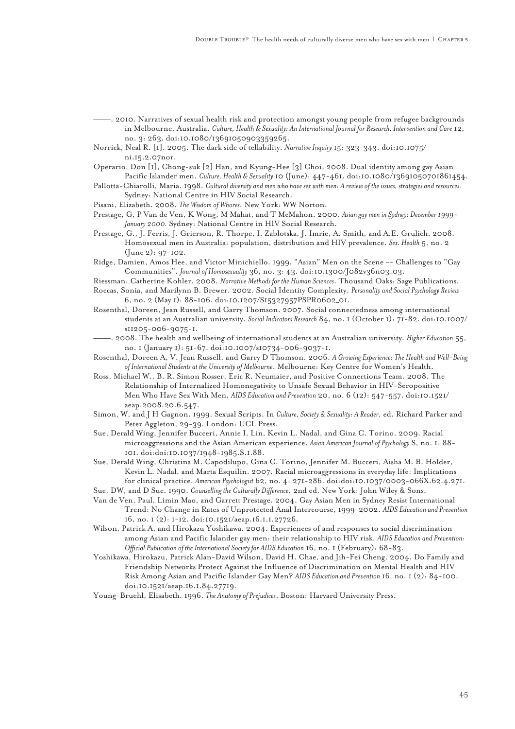———. 2010. Narratives of sexual health risk and protection amongst young people from refugee backgrounds in Melbourne, Australia. *Culture, Health & Sexuality: An International Journal for Research, Intervention and Care* 12, no. 3: 263. doi:10.1080/13691050903359265.

Norrick, Neal R. [1]. 2005. The dark side of tellability. *Narrative Inquiry* 15: 323-343. doi:10.1075/ni.15.2.07nor.

Operario, Don [1], Chong-suk [2] Han, and Kyung-Hee [3] Choi. 2008. Dual identity among gay Asian Pacific Islander men. *Culture, Health & Sexuality* 10 (June): 447-461. doi:10.1080/13691050701861454.

Pallotta-Chiarolli, Maria. 1998. *Cultural diversity and men who have sex with men: A review of the issues, strategies and resources.* Sydney: National Centre in HIV Social Research.

Pisani, Elizabeth. 2008. *The Wisdom of Whores*. New York: WW Norton.

Prestage, G, P Van de Ven, K Wong, M Mahat, and T McMahon. 2000. *Asian gay men in Sydney: December 1999-January 2000.* Sydney: National Centre in HIV Social Research.

Prestage, G., J. Ferris, J. Grierson, R. Thorpe, I. Zablotska, J. Imrie, A. Smith, and A.E. Grulich. 2008. Homosexual men in Australia: population, distribution and HIV prevalence. *Sex. Health* 5, no. 2 (June 2): 97-102.

Ridge, Damien, Amos Hee, and Victor Minichiello. 1999. "Asian" Men on the Scene -- Challenges to "Gay Communities". *Journal of Homosexuality* 36, no. 3: 43. doi:10.1300/J082v36n03_03.

Riessman, Catherine Kohler. 2008. *Narrative Methods for the Human Sciences*. Thousand Oaks: Sage Publications.

Roccas, Sonia, and Marilynn B. Brewer. 2002. Social Identity Complexity. *Personality and Social Psychology Review* 6, no. 2 (May 1): 88-106. doi:10.1207/S15327957PSPR0602_01.

Rosenthal, Doreen, Jean Russell, and Garry Thomson. 2007. Social connectedness among international students at an Australian university. *Social Indicators Research* 84, no. 1 (October 1): 71-82. doi:10.1007/s11205-006-9075-1.

———. 2008. The health and wellbeing of international students at an Australian university. *Higher Education* 55, no. 1 (January 1): 51-67. doi:10.1007/s10734-006-9037-1.

Rosenthal, Doreen A, V. Jean Russell, and Garry D Thomson. 2006. *A Growing Experience: The Health and Well-Being of International Students at the University of Melbourne*. Melbourne: Key Centre for Women's Health.

Ross, Michael W., B. R. Simon Rosser, Eric R. Neumaier, and Positive Connections Team. 2008. The Relationship of Internalized Homonegativity to Unsafe Sexual Behavior in HIV-Seropositive Men Who Have Sex With Men. *AIDS Education and Prevention* 20, no. 6 (12): 547-557. doi:10.1521/aeap.2008.20.6.547.

Simon, W, and J H Gagnon. 1999. Sexual Scripts. In *Culture, Society & Sexuality: A Reader*, ed. Richard Parker and Peter Aggleton, 29-39. London: UCL Press.

Sue, Derald Wing, Jennifer Bucceri, Annie I. Lin, Kevin L. Nadal, and Gina C. Torino. 2009. Racial microaggressions and the Asian American experience. *Asian American Journal of Psychology* S, no. 1: 88-101. doi:doi:10.1037/1948-1985.S.1.88.

Sue, Derald Wing, Christina M. Capodilupo, Gina C. Torino, Jennifer M. Bucceri, Aisha M. B. Holder, Kevin L. Nadal, and Marta Esquilin. 2007. Racial microaggressions in everyday life: Implications for clinical practice. *American Psychologist* 62, no. 4: 271-286. doi:doi:10.1037/0003-066X.62.4.271.

Sue, DW, and D Sue. 1990. *Counselling the Culturally Difference*. 2nd ed. New York: John Wiley & Sons.

Van de Ven, Paul, Limin Mao, and Garrett Prestage. 2004. Gay Asian Men in Sydney Resist International Trend: No Change in Rates of Unprotected Anal Intercourse, 1999-2002. *AIDS Education and Prevention* 16, no. 1 (2): 1-12. doi:10.1521/aeap.16.1.1.27726.

Wilson, Patrick A, and Hirokazu Yoshikawa. 2004. Experiences of and responses to social discrimination among Asian and Pacific Islander gay men: their relationship to HIV risk. *AIDS Education and Prevention: Official Publication of the International Society for AIDS Education* 16, no. 1 (February): 68-83.

Yoshikawa, Hirokazu, Patrick Alan-David Wilson, David H. Chae, and Jih-Fei Cheng. 2004. Do Family and Friendship Networks Protect Against the Influence of Discrimination on Mental Health and HIV Risk Among Asian and Pacific Islander Gay Men? *AIDS Education and Prevention* 16, no. 1 (2): 84-100. doi:10.1521/aeap.16.1.84.27719.

Young-Bruehl, Elisabeth. 1996. *The Anatomy of Prejudices*. Boston: Harvard University Press.